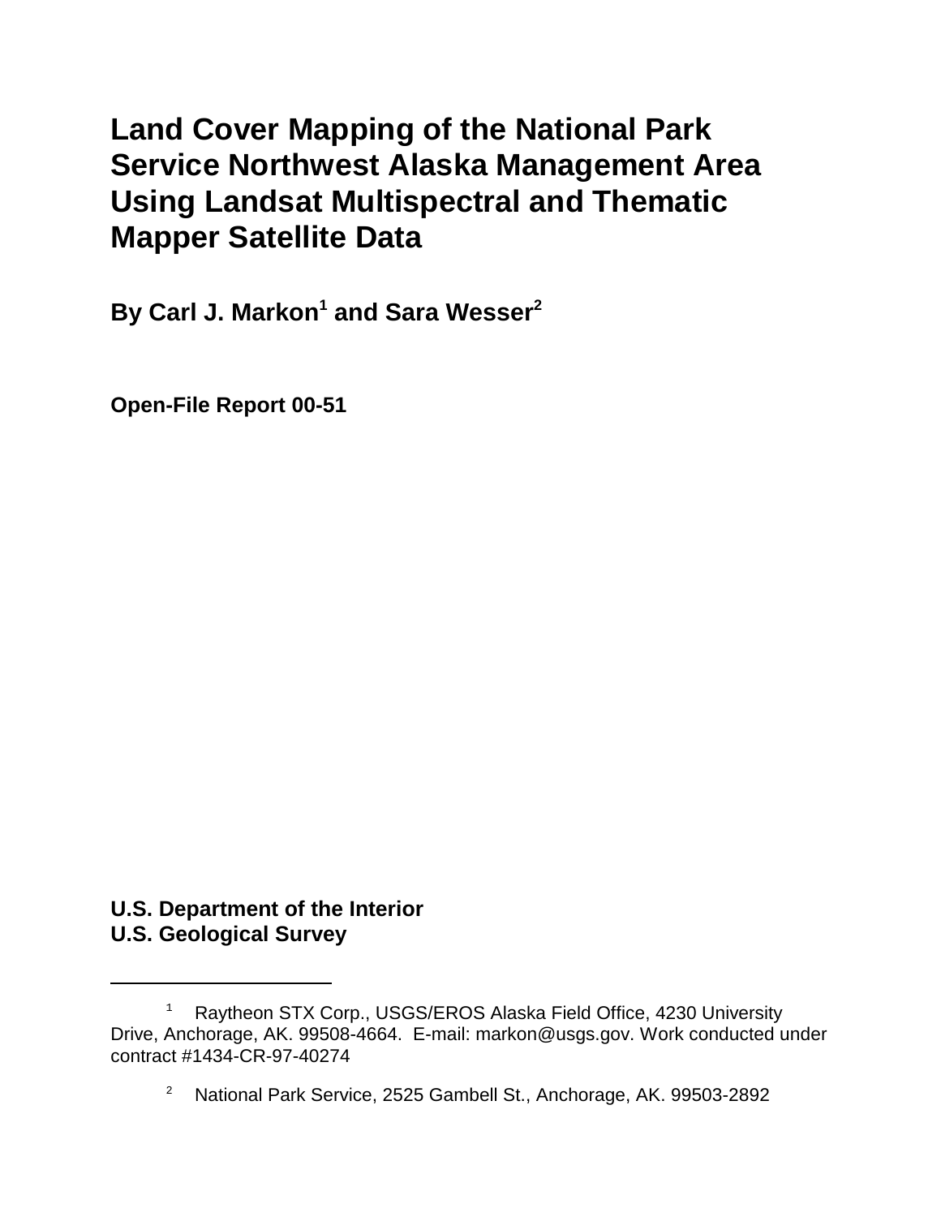# Land Cover Mapping of the National Park Service Northwest Alaska Management Area Using Landsat Multispectral and Thematic Mapper Satellite Data

**By Carl J. Markon[1] and Sara Wesser[2]**

**Open-File Report 00-51**

**U.S. Department of the Interior**
**U.S. Geological Survey**

---

[1] Raytheon STX Corp., USGS/EROS Alaska Field Office, 4230 University Drive, Anchorage, AK. 99508-4664. E-mail: markon@usgs.gov. Work conducted under contract #1434-CR-97-40274

[2] National Park Service, 2525 Gambell St., Anchorage, AK. 99503-2892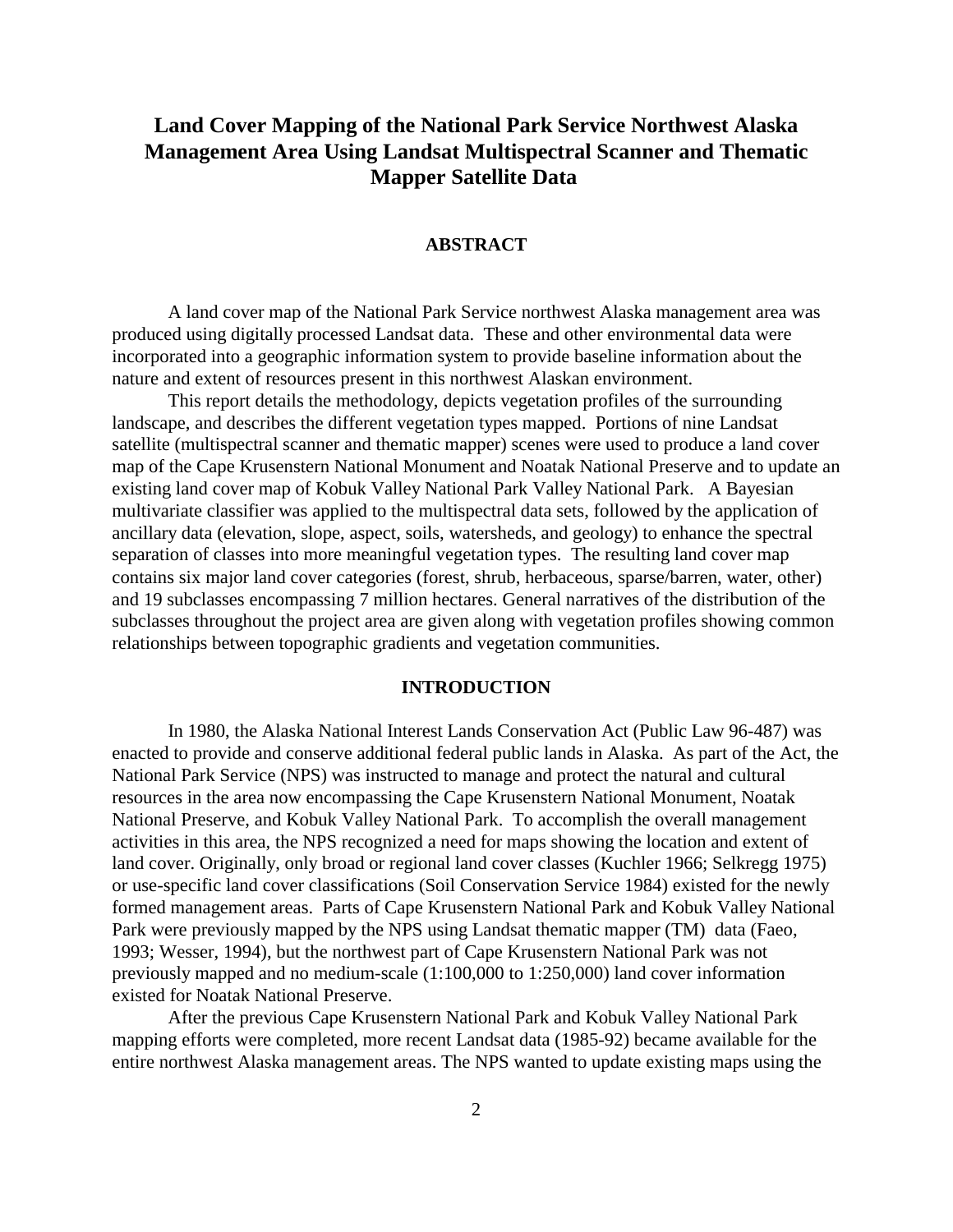# Land Cover Mapping of the National Park Service Northwest Alaska Management Area Using Landsat Multispectral Scanner and Thematic Mapper Satellite Data

## ABSTRACT

A land cover map of the National Park Service northwest Alaska management area was produced using digitally processed Landsat data. These and other environmental data were incorporated into a geographic information system to provide baseline information about the nature and extent of resources present in this northwest Alaskan environment.

This report details the methodology, depicts vegetation profiles of the surrounding landscape, and describes the different vegetation types mapped. Portions of nine Landsat satellite (multispectral scanner and thematic mapper) scenes were used to produce a land cover map of the Cape Krusenstern National Monument and Noatak National Preserve and to update an existing land cover map of Kobuk Valley National Park Valley National Park. A Bayesian multivariate classifier was applied to the multispectral data sets, followed by the application of ancillary data (elevation, slope, aspect, soils, watersheds, and geology) to enhance the spectral separation of classes into more meaningful vegetation types. The resulting land cover map contains six major land cover categories (forest, shrub, herbaceous, sparse/barren, water, other) and 19 subclasses encompassing 7 million hectares. General narratives of the distribution of the subclasses throughout the project area are given along with vegetation profiles showing common relationships between topographic gradients and vegetation communities.

## INTRODUCTION

In 1980, the Alaska National Interest Lands Conservation Act (Public Law 96-487) was enacted to provide and conserve additional federal public lands in Alaska. As part of the Act, the National Park Service (NPS) was instructed to manage and protect the natural and cultural resources in the area now encompassing the Cape Krusenstern National Monument, Noatak National Preserve, and Kobuk Valley National Park. To accomplish the overall management activities in this area, the NPS recognized a need for maps showing the location and extent of land cover. Originally, only broad or regional land cover classes (Kuchler 1966; Selkregg 1975) or use-specific land cover classifications (Soil Conservation Service 1984) existed for the newly formed management areas. Parts of Cape Krusenstern National Park and Kobuk Valley National Park were previously mapped by the NPS using Landsat thematic mapper (TM) data (Faeo, 1993; Wesser, 1994), but the northwest part of Cape Krusenstern National Park was not previously mapped and no medium-scale (1:100,000 to 1:250,000) land cover information existed for Noatak National Preserve.

After the previous Cape Krusenstern National Park and Kobuk Valley National Park mapping efforts were completed, more recent Landsat data (1985-92) became available for the entire northwest Alaska management areas. The NPS wanted to update existing maps using the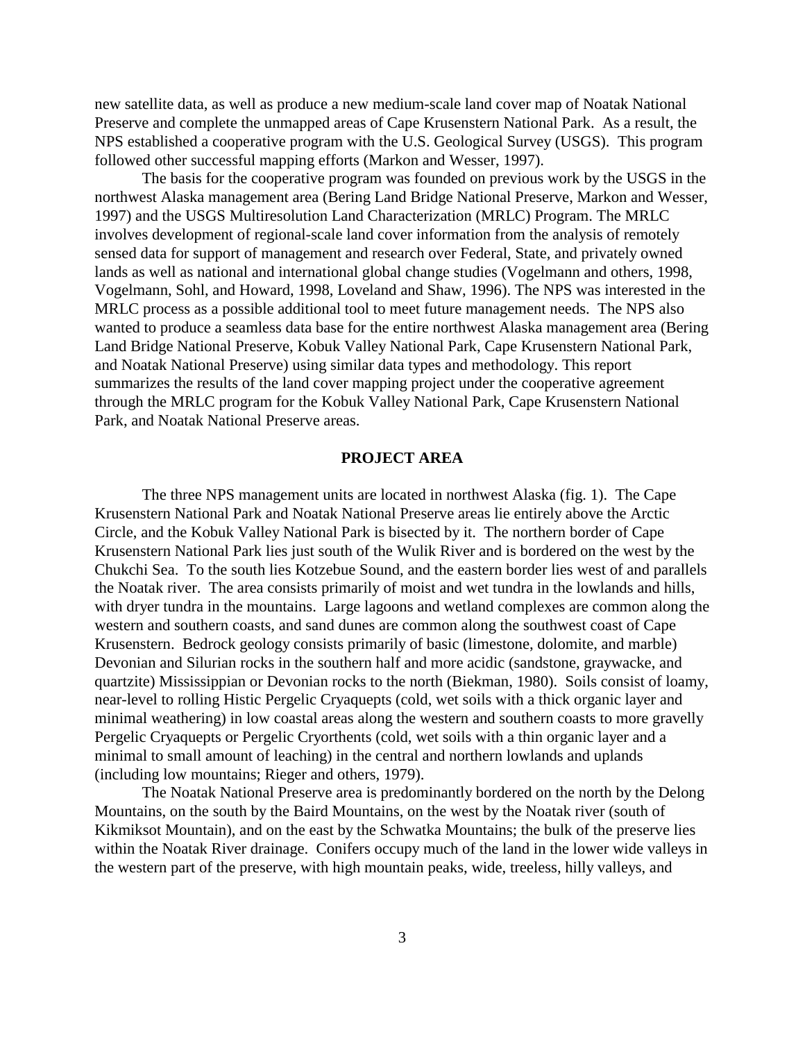new satellite data, as well as produce a new medium-scale land cover map of Noatak National Preserve and complete the unmapped areas of Cape Krusenstern National Park. As a result, the NPS established a cooperative program with the U.S. Geological Survey (USGS). This program followed other successful mapping efforts (Markon and Wesser, 1997).

The basis for the cooperative program was founded on previous work by the USGS in the northwest Alaska management area (Bering Land Bridge National Preserve, Markon and Wesser, 1997) and the USGS Multiresolution Land Characterization (MRLC) Program. The MRLC involves development of regional-scale land cover information from the analysis of remotely sensed data for support of management and research over Federal, State, and privately owned lands as well as national and international global change studies (Vogelmann and others, 1998, Vogelmann, Sohl, and Howard, 1998, Loveland and Shaw, 1996). The NPS was interested in the MRLC process as a possible additional tool to meet future management needs. The NPS also wanted to produce a seamless data base for the entire northwest Alaska management area (Bering Land Bridge National Preserve, Kobuk Valley National Park, Cape Krusenstern National Park, and Noatak National Preserve) using similar data types and methodology. This report summarizes the results of the land cover mapping project under the cooperative agreement through the MRLC program for the Kobuk Valley National Park, Cape Krusenstern National Park, and Noatak National Preserve areas.

## PROJECT AREA

The three NPS management units are located in northwest Alaska (fig. 1). The Cape Krusenstern National Park and Noatak National Preserve areas lie entirely above the Arctic Circle, and the Kobuk Valley National Park is bisected by it. The northern border of Cape Krusenstern National Park lies just south of the Wulik River and is bordered on the west by the Chukchi Sea. To the south lies Kotzebue Sound, and the eastern border lies west of and parallels the Noatak river. The area consists primarily of moist and wet tundra in the lowlands and hills, with dryer tundra in the mountains. Large lagoons and wetland complexes are common along the western and southern coasts, and sand dunes are common along the southwest coast of Cape Krusenstern. Bedrock geology consists primarily of basic (limestone, dolomite, and marble) Devonian and Silurian rocks in the southern half and more acidic (sandstone, graywacke, and quartzite) Mississippian or Devonian rocks to the north (Biekman, 1980). Soils consist of loamy, near-level to rolling Histic Pergelic Cryaquepts (cold, wet soils with a thick organic layer and minimal weathering) in low coastal areas along the western and southern coasts to more gravelly Pergelic Cryaquepts or Pergelic Cryorthents (cold, wet soils with a thin organic layer and a minimal to small amount of leaching) in the central and northern lowlands and uplands (including low mountains; Rieger and others, 1979).

The Noatak National Preserve area is predominantly bordered on the north by the Delong Mountains, on the south by the Baird Mountains, on the west by the Noatak river (south of Kikmiksot Mountain), and on the east by the Schwatka Mountains; the bulk of the preserve lies within the Noatak River drainage. Conifers occupy much of the land in the lower wide valleys in the western part of the preserve, with high mountain peaks, wide, treeless, hilly valleys, and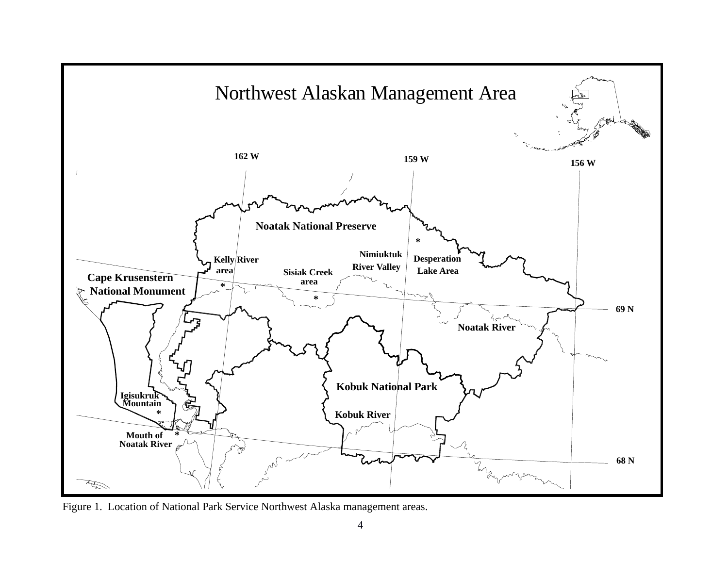# Northwest Alaskan Management Area

162 W
159 W
156 W

Noatak National Preserve

Nimiuktuk River Valley

Desperation Lake Area

Kelly River area

Sisiak Creek area

Cape Krusenstern National Monument

69 N

Noatak River

Kobuk National Park

Igisukruk Mountain

Kobuk River

Mouth of Noatak River

68 N

Figure 1. Location of National Park Service Northwest Alaska management areas.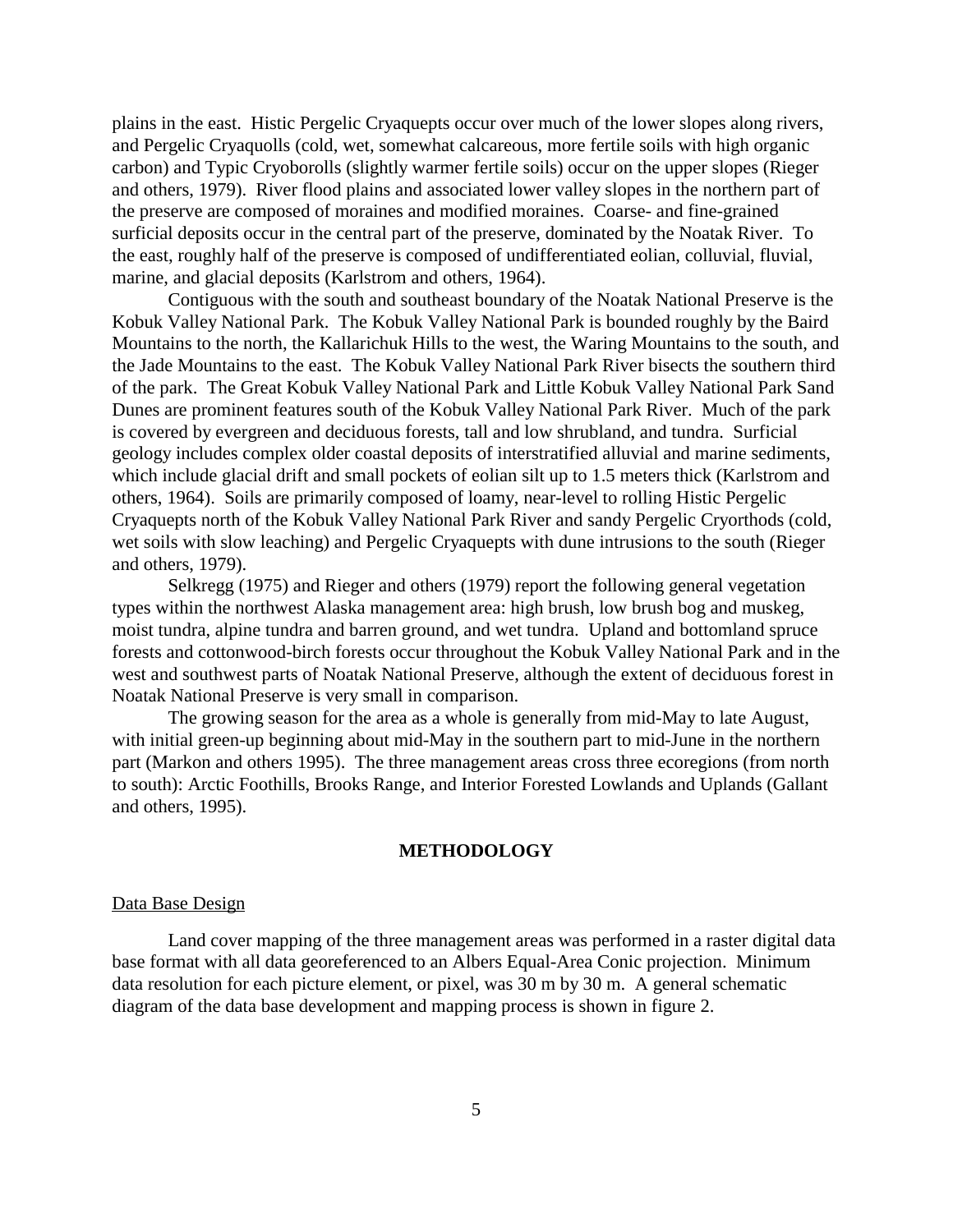plains in the east. Histic Pergelic Cryaquepts occur over much of the lower slopes along rivers, and Pergelic Cryaquolls (cold, wet, somewhat calcareous, more fertile soils with high organic carbon) and Typic Cryoborolls (slightly warmer fertile soils) occur on the upper slopes (Rieger and others, 1979). River flood plains and associated lower valley slopes in the northern part of the preserve are composed of moraines and modified moraines. Coarse- and fine-grained surficial deposits occur in the central part of the preserve, dominated by the Noatak River. To the east, roughly half of the preserve is composed of undifferentiated eolian, colluvial, fluvial, marine, and glacial deposits (Karlstrom and others, 1964).

Contiguous with the south and southeast boundary of the Noatak National Preserve is the Kobuk Valley National Park. The Kobuk Valley National Park is bounded roughly by the Baird Mountains to the north, the Kallarichuk Hills to the west, the Waring Mountains to the south, and the Jade Mountains to the east. The Kobuk Valley National Park River bisects the southern third of the park. The Great Kobuk Valley National Park and Little Kobuk Valley National Park Sand Dunes are prominent features south of the Kobuk Valley National Park River. Much of the park is covered by evergreen and deciduous forests, tall and low shrubland, and tundra. Surficial geology includes complex older coastal deposits of interstratified alluvial and marine sediments, which include glacial drift and small pockets of eolian silt up to 1.5 meters thick (Karlstrom and others, 1964). Soils are primarily composed of loamy, near-level to rolling Histic Pergelic Cryaquepts north of the Kobuk Valley National Park River and sandy Pergelic Cryorthods (cold, wet soils with slow leaching) and Pergelic Cryaquepts with dune intrusions to the south (Rieger and others, 1979).

Selkregg (1975) and Rieger and others (1979) report the following general vegetation types within the northwest Alaska management area: high brush, low brush bog and muskeg, moist tundra, alpine tundra and barren ground, and wet tundra. Upland and bottomland spruce forests and cottonwood-birch forests occur throughout the Kobuk Valley National Park and in the west and southwest parts of Noatak National Preserve, although the extent of deciduous forest in Noatak National Preserve is very small in comparison.

The growing season for the area as a whole is generally from mid-May to late August, with initial green-up beginning about mid-May in the southern part to mid-June in the northern part (Markon and others 1995). The three management areas cross three ecoregions (from north to south): Arctic Foothills, Brooks Range, and Interior Forested Lowlands and Uplands (Gallant and others, 1995).

## METHODOLOGY

### Data Base Design

Land cover mapping of the three management areas was performed in a raster digital data base format with all data georeferenced to an Albers Equal-Area Conic projection. Minimum data resolution for each picture element, or pixel, was 30 m by 30 m. A general schematic diagram of the data base development and mapping process is shown in figure 2.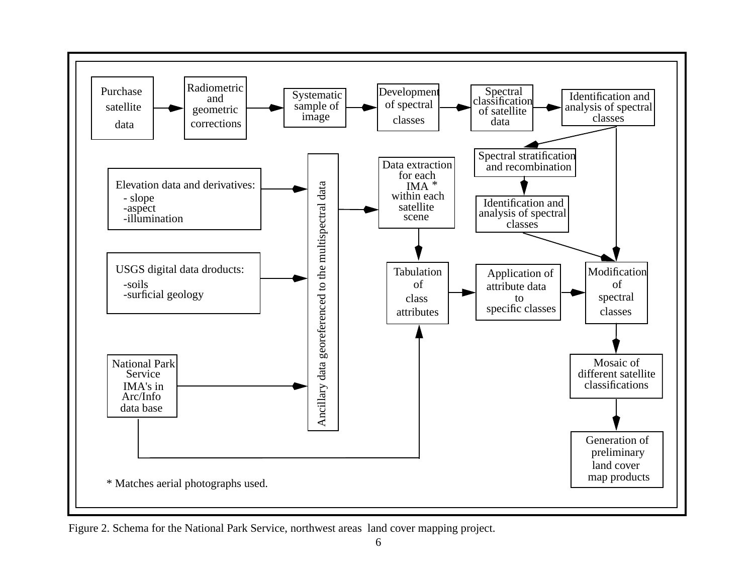Purchase satellite data → Radiometric and geometric corrections → Systematic sample of image → Development of spectral classes → Spectral classification of satellite data → Identification and analysis of spectral classes

Identification and analysis of spectral classes → Spectral stratification and recombination → Identification and analysis of spectral classes → Modification of spectral classes

Identification and analysis of spectral classes → Modification of spectral classes

Elevation data and derivatives:
- slope
- aspect
- illumination

USGS digital data droducts:
- soils
- surficial geology

National Park Service IMA's in Arc/Info data base

Elevation data, USGS digital data products, and National Park Service IMA's → Ancillary data georeferenced to the multispectral data → Data extraction for each IMA * within each satellite scene → Tabulation of class attributes → Application of attribute data to specific classes → Modification of spectral classes → Mosaic of different satellite classifications → Generation of preliminary land cover map products

National Park Service IMA's in Arc/Info data base → Tabulation of class attributes

\* Matches aerial photographs used.

Figure 2. Schema for the National Park Service, northwest areas land cover mapping project.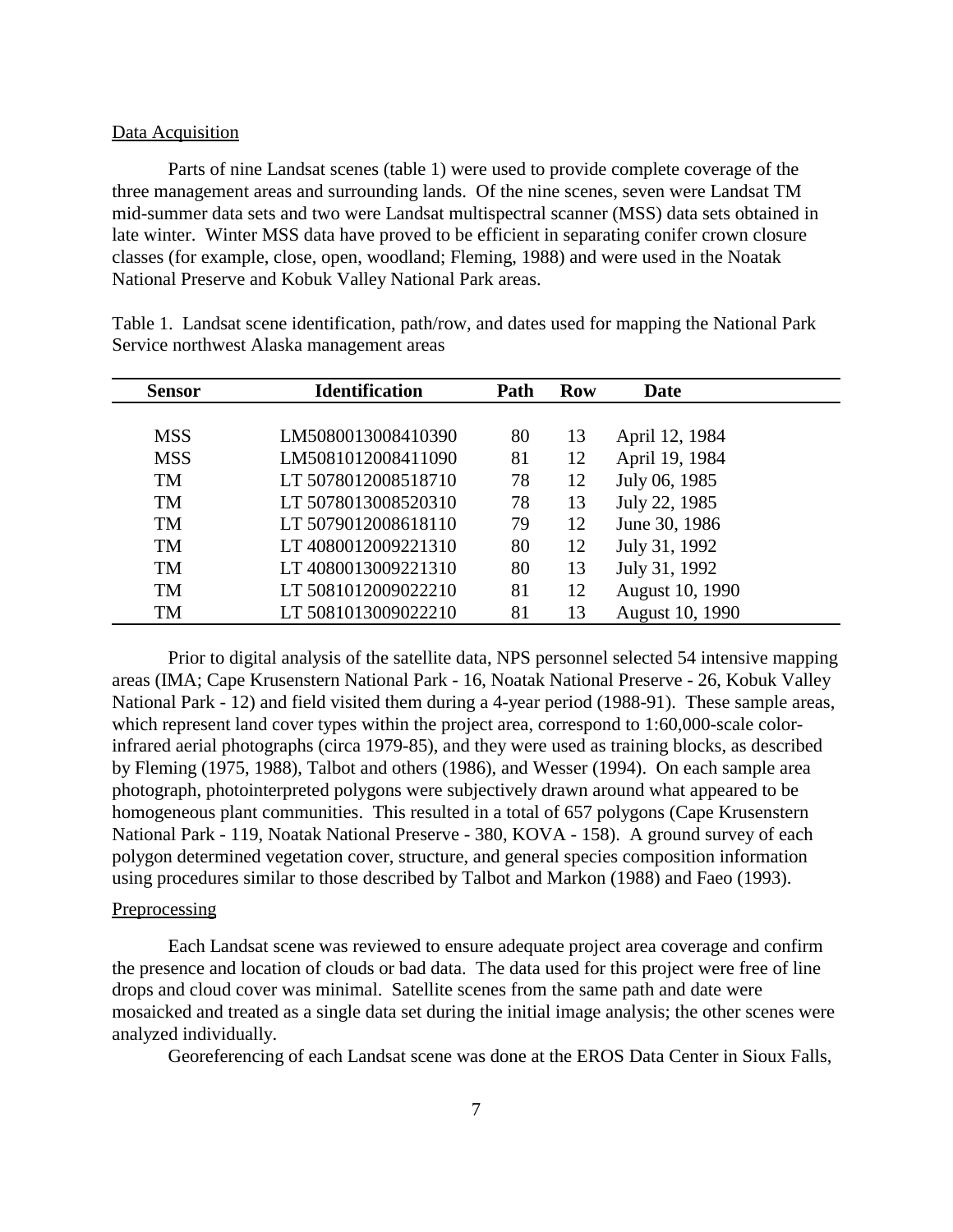Data Acquisition

Parts of nine Landsat scenes (table 1) were used to provide complete coverage of the three management areas and surrounding lands. Of the nine scenes, seven were Landsat TM mid-summer data sets and two were Landsat multispectral scanner (MSS) data sets obtained in late winter. Winter MSS data have proved to be efficient in separating conifer crown closure classes (for example, close, open, woodland; Fleming, 1988) and were used in the Noatak National Preserve and Kobuk Valley National Park areas.

Table 1. Landsat scene identification, path/row, and dates used for mapping the National Park Service northwest Alaska management areas

| Sensor | Identification | Path | Row | Date |
|---|---|---|---|---|
| MSS | LM5080013008410390 | 80 | 13 | April 12, 1984 |
| MSS | LM5081012008411090 | 81 | 12 | April 19, 1984 |
| TM | LT 5078012008518710 | 78 | 12 | July 06, 1985 |
| TM | LT 5078013008520310 | 78 | 13 | July 22, 1985 |
| TM | LT 5079012008618110 | 79 | 12 | June 30, 1986 |
| TM | LT 4080012009221310 | 80 | 12 | July 31, 1992 |
| TM | LT 4080013009221310 | 80 | 13 | July 31, 1992 |
| TM | LT 5081012009022210 | 81 | 12 | August 10, 1990 |
| TM | LT 5081013009022210 | 81 | 13 | August 10, 1990 |

Prior to digital analysis of the satellite data, NPS personnel selected 54 intensive mapping areas (IMA; Cape Krusenstern National Park - 16, Noatak National Preserve - 26, Kobuk Valley National Park - 12) and field visited them during a 4-year period (1988-91). These sample areas, which represent land cover types within the project area, correspond to 1:60,000-scale color-infrared aerial photographs (circa 1979-85), and they were used as training blocks, as described by Fleming (1975, 1988), Talbot and others (1986), and Wesser (1994). On each sample area photograph, photointerpreted polygons were subjectively drawn around what appeared to be homogeneous plant communities. This resulted in a total of 657 polygons (Cape Krusenstern National Park - 119, Noatak National Preserve - 380, KOVA - 158). A ground survey of each polygon determined vegetation cover, structure, and general species composition information using procedures similar to those described by Talbot and Markon (1988) and Faeo (1993).

Preprocessing

Each Landsat scene was reviewed to ensure adequate project area coverage and confirm the presence and location of clouds or bad data. The data used for this project were free of line drops and cloud cover was minimal. Satellite scenes from the same path and date were mosaicked and treated as a single data set during the initial image analysis; the other scenes were analyzed individually.

Georeferencing of each Landsat scene was done at the EROS Data Center in Sioux Falls,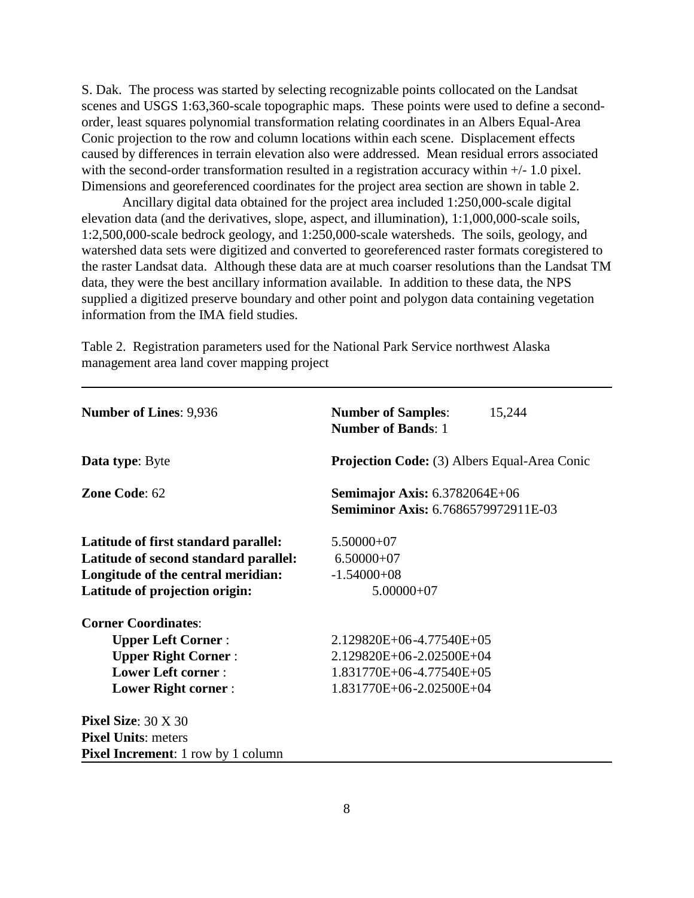S. Dak. The process was started by selecting recognizable points collocated on the Landsat scenes and USGS 1:63,360-scale topographic maps. These points were used to define a second-order, least squares polynomial transformation relating coordinates in an Albers Equal-Area Conic projection to the row and column locations within each scene. Displacement effects caused by differences in terrain elevation also were addressed. Mean residual errors associated with the second-order transformation resulted in a registration accuracy within +/- 1.0 pixel. Dimensions and georeferenced coordinates for the project area section are shown in table 2.

Ancillary digital data obtained for the project area included 1:250,000-scale digital elevation data (and the derivatives, slope, aspect, and illumination), 1:1,000,000-scale soils, 1:2,500,000-scale bedrock geology, and 1:250,000-scale watersheds. The soils, geology, and watershed data sets were digitized and converted to georeferenced raster formats coregistered to the raster Landsat data. Although these data are at much coarser resolutions than the Landsat TM data, they were the best ancillary information available. In addition to these data, the NPS supplied a digitized preserve boundary and other point and polygon data containing vegetation information from the IMA field studies.

Table 2. Registration parameters used for the National Park Service northwest Alaska management area land cover mapping project

| | |
|---|---|
| **Number of Lines**: 9,936 | **Number of Samples**: 15,244<br>**Number of Bands**: 1 |
| **Data type**: Byte | **Projection Code:** (3) Albers Equal-Area Conic |
| **Zone Code**: 62 | **Semimajor Axis:** 6.3782064E+06<br>**Semiminor Axis:** 6.7686579972911E-03 |
| **Latitude of first standard parallel:** | 5.50000+07 |
| **Latitude of second standard parallel:** | 6.50000+07 |
| **Longitude of the central meridian:** | -1.54000+08 |
| **Latitude of projection origin:** | 5.00000+07 |
| **Corner Coordinates**: | |
| **Upper Left Corner** : | 2.129820E+06-4.77540E+05 |
| **Upper Right Corner** : | 2.129820E+06-2.02500E+04 |
| **Lower Left corner** : | 1.831770E+06-4.77540E+05 |
| **Lower Right corner** : | 1.831770E+06-2.02500E+04 |
| **Pixel Size**: 30 X 30 | |
| **Pixel Units**: meters | |
| **Pixel Increment**: 1 row by 1 column | |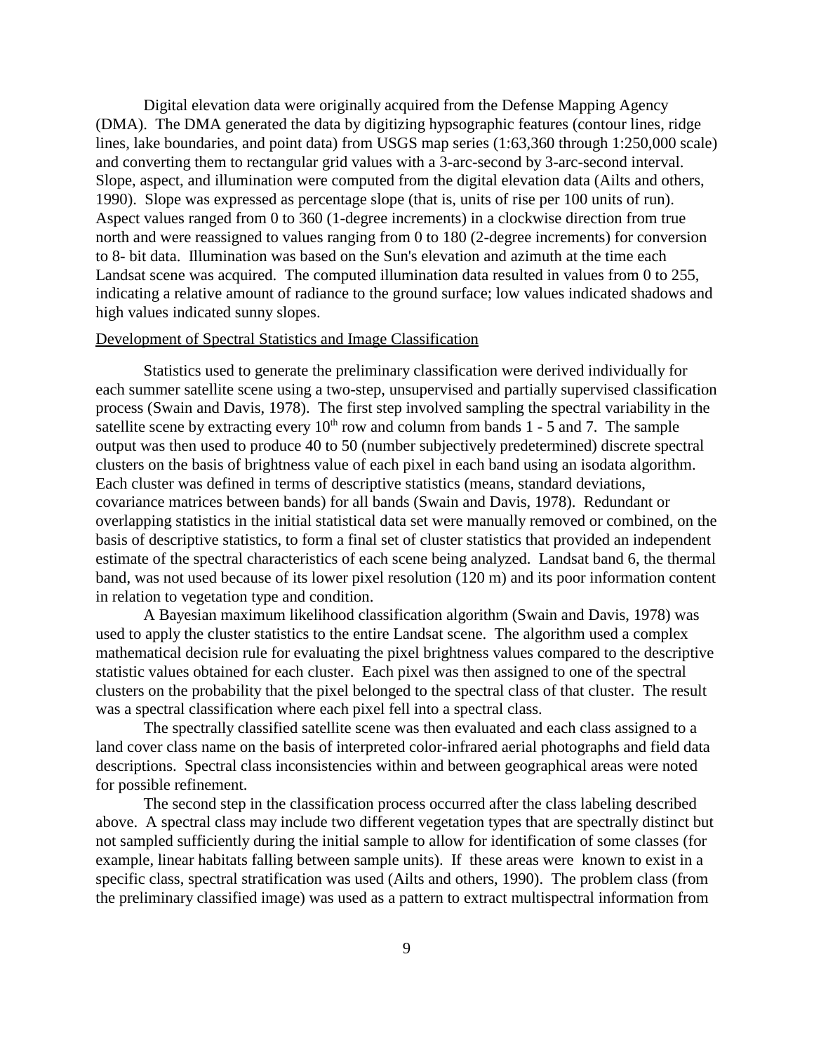Digital elevation data were originally acquired from the Defense Mapping Agency (DMA). The DMA generated the data by digitizing hypsographic features (contour lines, ridge lines, lake boundaries, and point data) from USGS map series (1:63,360 through 1:250,000 scale) and converting them to rectangular grid values with a 3-arc-second by 3-arc-second interval. Slope, aspect, and illumination were computed from the digital elevation data (Ailts and others, 1990). Slope was expressed as percentage slope (that is, units of rise per 100 units of run). Aspect values ranged from 0 to 360 (1-degree increments) in a clockwise direction from true north and were reassigned to values ranging from 0 to 180 (2-degree increments) for conversion to 8- bit data. Illumination was based on the Sun's elevation and azimuth at the time each Landsat scene was acquired. The computed illumination data resulted in values from 0 to 255, indicating a relative amount of radiance to the ground surface; low values indicated shadows and high values indicated sunny slopes.

<u>Development of Spectral Statistics and Image Classification</u>

Statistics used to generate the preliminary classification were derived individually for each summer satellite scene using a two-step, unsupervised and partially supervised classification process (Swain and Davis, 1978). The first step involved sampling the spectral variability in the satellite scene by extracting every 10th row and column from bands 1 - 5 and 7. The sample output was then used to produce 40 to 50 (number subjectively predetermined) discrete spectral clusters on the basis of brightness value of each pixel in each band using an isodata algorithm. Each cluster was defined in terms of descriptive statistics (means, standard deviations, covariance matrices between bands) for all bands (Swain and Davis, 1978). Redundant or overlapping statistics in the initial statistical data set were manually removed or combined, on the basis of descriptive statistics, to form a final set of cluster statistics that provided an independent estimate of the spectral characteristics of each scene being analyzed. Landsat band 6, the thermal band, was not used because of its lower pixel resolution (120 m) and its poor information content in relation to vegetation type and condition.

A Bayesian maximum likelihood classification algorithm (Swain and Davis, 1978) was used to apply the cluster statistics to the entire Landsat scene. The algorithm used a complex mathematical decision rule for evaluating the pixel brightness values compared to the descriptive statistic values obtained for each cluster. Each pixel was then assigned to one of the spectral clusters on the probability that the pixel belonged to the spectral class of that cluster. The result was a spectral classification where each pixel fell into a spectral class.

The spectrally classified satellite scene was then evaluated and each class assigned to a land cover class name on the basis of interpreted color-infrared aerial photographs and field data descriptions. Spectral class inconsistencies within and between geographical areas were noted for possible refinement.

The second step in the classification process occurred after the class labeling described above. A spectral class may include two different vegetation types that are spectrally distinct but not sampled sufficiently during the initial sample to allow for identification of some classes (for example, linear habitats falling between sample units). If these areas were known to exist in a specific class, spectral stratification was used (Ailts and others, 1990). The problem class (from the preliminary classified image) was used as a pattern to extract multispectral information from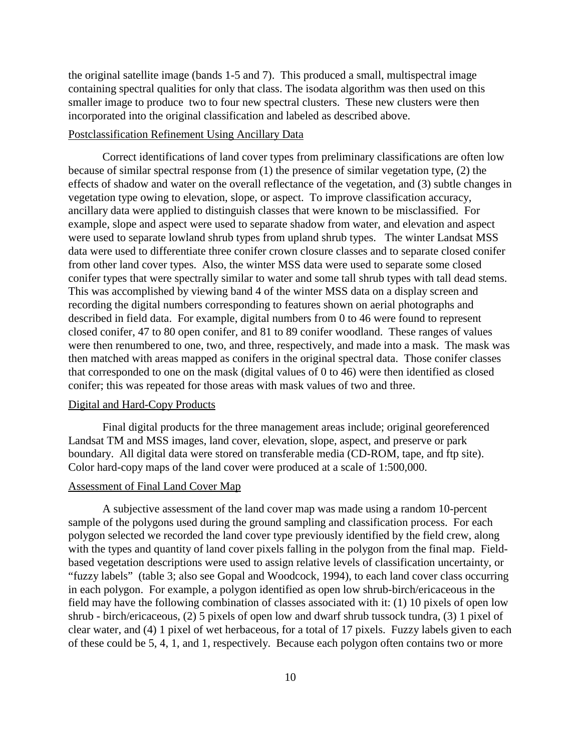the original satellite image (bands 1-5 and 7). This produced a small, multispectral image containing spectral qualities for only that class. The isodata algorithm was then used on this smaller image to produce two to four new spectral clusters. These new clusters were then incorporated into the original classification and labeled as described above.

### Postclassification Refinement Using Ancillary Data

Correct identifications of land cover types from preliminary classifications are often low because of similar spectral response from (1) the presence of similar vegetation type, (2) the effects of shadow and water on the overall reflectance of the vegetation, and (3) subtle changes in vegetation type owing to elevation, slope, or aspect. To improve classification accuracy, ancillary data were applied to distinguish classes that were known to be misclassified. For example, slope and aspect were used to separate shadow from water, and elevation and aspect were used to separate lowland shrub types from upland shrub types. The winter Landsat MSS data were used to differentiate three conifer crown closure classes and to separate closed conifer from other land cover types. Also, the winter MSS data were used to separate some closed conifer types that were spectrally similar to water and some tall shrub types with tall dead stems. This was accomplished by viewing band 4 of the winter MSS data on a display screen and recording the digital numbers corresponding to features shown on aerial photographs and described in field data. For example, digital numbers from 0 to 46 were found to represent closed conifer, 47 to 80 open conifer, and 81 to 89 conifer woodland. These ranges of values were then renumbered to one, two, and three, respectively, and made into a mask. The mask was then matched with areas mapped as conifers in the original spectral data. Those conifer classes that corresponded to one on the mask (digital values of 0 to 46) were then identified as closed conifer; this was repeated for those areas with mask values of two and three.

### Digital and Hard-Copy Products

Final digital products for the three management areas include; original georeferenced Landsat TM and MSS images, land cover, elevation, slope, aspect, and preserve or park boundary. All digital data were stored on transferable media (CD-ROM, tape, and ftp site). Color hard-copy maps of the land cover were produced at a scale of 1:500,000.

### Assessment of Final Land Cover Map

A subjective assessment of the land cover map was made using a random 10-percent sample of the polygons used during the ground sampling and classification process. For each polygon selected we recorded the land cover type previously identified by the field crew, along with the types and quantity of land cover pixels falling in the polygon from the final map. Field-based vegetation descriptions were used to assign relative levels of classification uncertainty, or "fuzzy labels" (table 3; also see Gopal and Woodcock, 1994), to each land cover class occurring in each polygon. For example, a polygon identified as open low shrub-birch/ericaceous in the field may have the following combination of classes associated with it: (1) 10 pixels of open low shrub - birch/ericaceous, (2) 5 pixels of open low and dwarf shrub tussock tundra, (3) 1 pixel of clear water, and (4) 1 pixel of wet herbaceous, for a total of 17 pixels. Fuzzy labels given to each of these could be 5, 4, 1, and 1, respectively. Because each polygon often contains two or more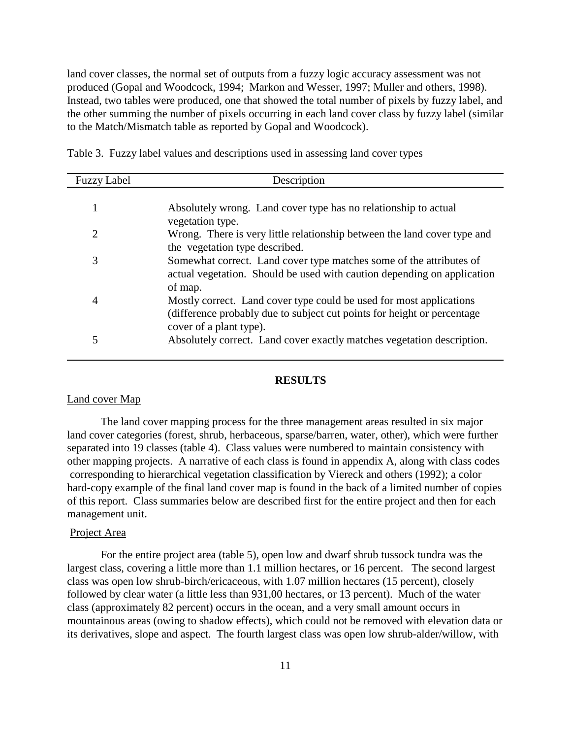land cover classes, the normal set of outputs from a fuzzy logic accuracy assessment was not produced (Gopal and Woodcock, 1994; Markon and Wesser, 1997; Muller and others, 1998). Instead, two tables were produced, one that showed the total number of pixels by fuzzy label, and the other summing the number of pixels occurring in each land cover class by fuzzy label (similar to the Match/Mismatch table as reported by Gopal and Woodcock).

Table 3. Fuzzy label values and descriptions used in assessing land cover types

| Fuzzy Label | Description |
|---|---|
| 1 | Absolutely wrong. Land cover type has no relationship to actual vegetation type. |
| 2 | Wrong. There is very little relationship between the land cover type and the vegetation type described. |
| 3 | Somewhat correct. Land cover type matches some of the attributes of actual vegetation. Should be used with caution depending on application of map. |
| 4 | Mostly correct. Land cover type could be used for most applications (difference probably due to subject cut points for height or percentage cover of a plant type). |
| 5 | Absolutely correct. Land cover exactly matches vegetation description. |

## RESULTS

### Land cover Map

The land cover mapping process for the three management areas resulted in six major land cover categories (forest, shrub, herbaceous, sparse/barren, water, other), which were further separated into 19 classes (table 4). Class values were numbered to maintain consistency with other mapping projects. A narrative of each class is found in appendix A, along with class codes corresponding to hierarchical vegetation classification by Viereck and others (1992); a color hard-copy example of the final land cover map is found in the back of a limited number of copies of this report. Class summaries below are described first for the entire project and then for each management unit.

### Project Area

For the entire project area (table 5), open low and dwarf shrub tussock tundra was the largest class, covering a little more than 1.1 million hectares, or 16 percent. The second largest class was open low shrub-birch/ericaceous, with 1.07 million hectares (15 percent), closely followed by clear water (a little less than 931,00 hectares, or 13 percent). Much of the water class (approximately 82 percent) occurs in the ocean, and a very small amount occurs in mountainous areas (owing to shadow effects), which could not be removed with elevation data or its derivatives, slope and aspect. The fourth largest class was open low shrub-alder/willow, with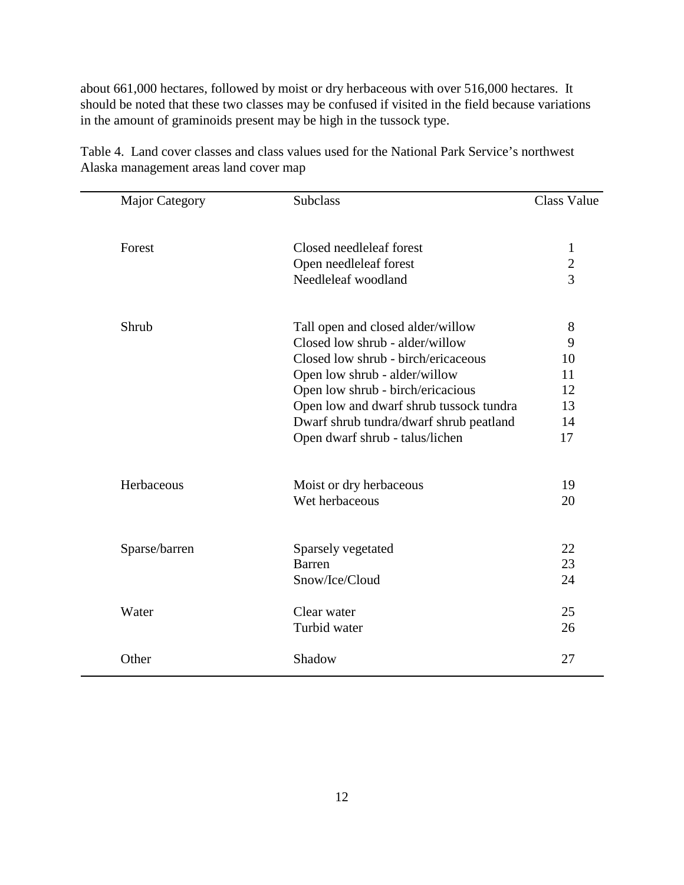about 661,000 hectares, followed by moist or dry herbaceous with over 516,000 hectares. It should be noted that these two classes may be confused if visited in the field because variations in the amount of graminoids present may be high in the tussock type.

Table 4. Land cover classes and class values used for the National Park Service's northwest Alaska management areas land cover map

| Major Category | Subclass | Class Value |
|---|---|---|
| Forest | Closed needleleaf forest | 1 |
| | Open needleleaf forest | 2 |
| | Needleleaf woodland | 3 |
| Shrub | Tall open and closed alder/willow | 8 |
| | Closed low shrub - alder/willow | 9 |
| | Closed low shrub - birch/ericaceous | 10 |
| | Open low shrub - alder/willow | 11 |
| | Open low shrub - birch/ericacious | 12 |
| | Open low and dwarf shrub tussock tundra | 13 |
| | Dwarf shrub tundra/dwarf shrub peatland | 14 |
| | Open dwarf shrub - talus/lichen | 17 |
| Herbaceous | Moist or dry herbaceous | 19 |
| | Wet herbaceous | 20 |
| Sparse/barren | Sparsely vegetated | 22 |
| | Barren | 23 |
| | Snow/Ice/Cloud | 24 |
| Water | Clear water | 25 |
| | Turbid water | 26 |
| Other | Shadow | 27 |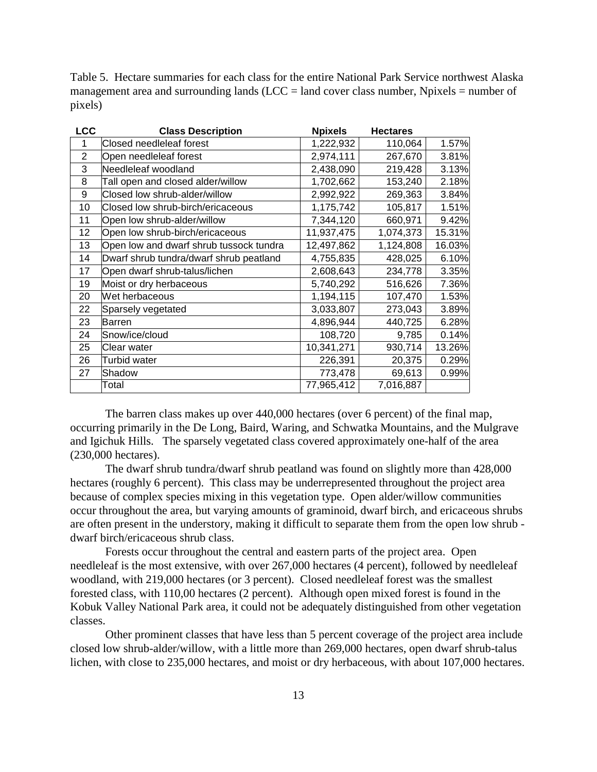Table 5. Hectare summaries for each class for the entire National Park Service northwest Alaska management area and surrounding lands (LCC = land cover class number, Npixels = number of pixels)

| LCC | Class Description | Npixels | Hectares | |
|---|---|---|---|---|
| 1 | Closed needleleaf forest | 1,222,932 | 110,064 | 1.57% |
| 2 | Open needleleaf forest | 2,974,111 | 267,670 | 3.81% |
| 3 | Needleleaf woodland | 2,438,090 | 219,428 | 3.13% |
| 8 | Tall open and closed alder/willow | 1,702,662 | 153,240 | 2.18% |
| 9 | Closed low shrub-alder/willow | 2,992,922 | 269,363 | 3.84% |
| 10 | Closed low shrub-birch/ericaceous | 1,175,742 | 105,817 | 1.51% |
| 11 | Open low shrub-alder/willow | 7,344,120 | 660,971 | 9.42% |
| 12 | Open low shrub-birch/ericaceous | 11,937,475 | 1,074,373 | 15.31% |
| 13 | Open low and dwarf shrub tussock tundra | 12,497,862 | 1,124,808 | 16.03% |
| 14 | Dwarf shrub tundra/dwarf shrub peatland | 4,755,835 | 428,025 | 6.10% |
| 17 | Open dwarf shrub-talus/lichen | 2,608,643 | 234,778 | 3.35% |
| 19 | Moist or dry herbaceous | 5,740,292 | 516,626 | 7.36% |
| 20 | Wet herbaceous | 1,194,115 | 107,470 | 1.53% |
| 22 | Sparsely vegetated | 3,033,807 | 273,043 | 3.89% |
| 23 | Barren | 4,896,944 | 440,725 | 6.28% |
| 24 | Snow/ice/cloud | 108,720 | 9,785 | 0.14% |
| 25 | Clear water | 10,341,271 | 930,714 | 13.26% |
| 26 | Turbid water | 226,391 | 20,375 | 0.29% |
| 27 | Shadow | 773,478 | 69,613 | 0.99% |
| | Total | 77,965,412 | 7,016,887 | |

The barren class makes up over 440,000 hectares (over 6 percent) of the final map, occurring primarily in the De Long, Baird, Waring, and Schwatka Mountains, and the Mulgrave and Igichuk Hills. The sparsely vegetated class covered approximately one-half of the area (230,000 hectares).

The dwarf shrub tundra/dwarf shrub peatland was found on slightly more than 428,000 hectares (roughly 6 percent). This class may be underrepresented throughout the project area because of complex species mixing in this vegetation type. Open alder/willow communities occur throughout the area, but varying amounts of graminoid, dwarf birch, and ericaceous shrubs are often present in the understory, making it difficult to separate them from the open low shrub - dwarf birch/ericaceous shrub class.

Forests occur throughout the central and eastern parts of the project area. Open needleleaf is the most extensive, with over 267,000 hectares (4 percent), followed by needleleaf woodland, with 219,000 hectares (or 3 percent). Closed needleleaf forest was the smallest forested class, with 110,00 hectares (2 percent). Although open mixed forest is found in the Kobuk Valley National Park area, it could not be adequately distinguished from other vegetation classes.

Other prominent classes that have less than 5 percent coverage of the project area include closed low shrub-alder/willow, with a little more than 269,000 hectares, open dwarf shrub-talus lichen, with close to 235,000 hectares, and moist or dry herbaceous, with about 107,000 hectares.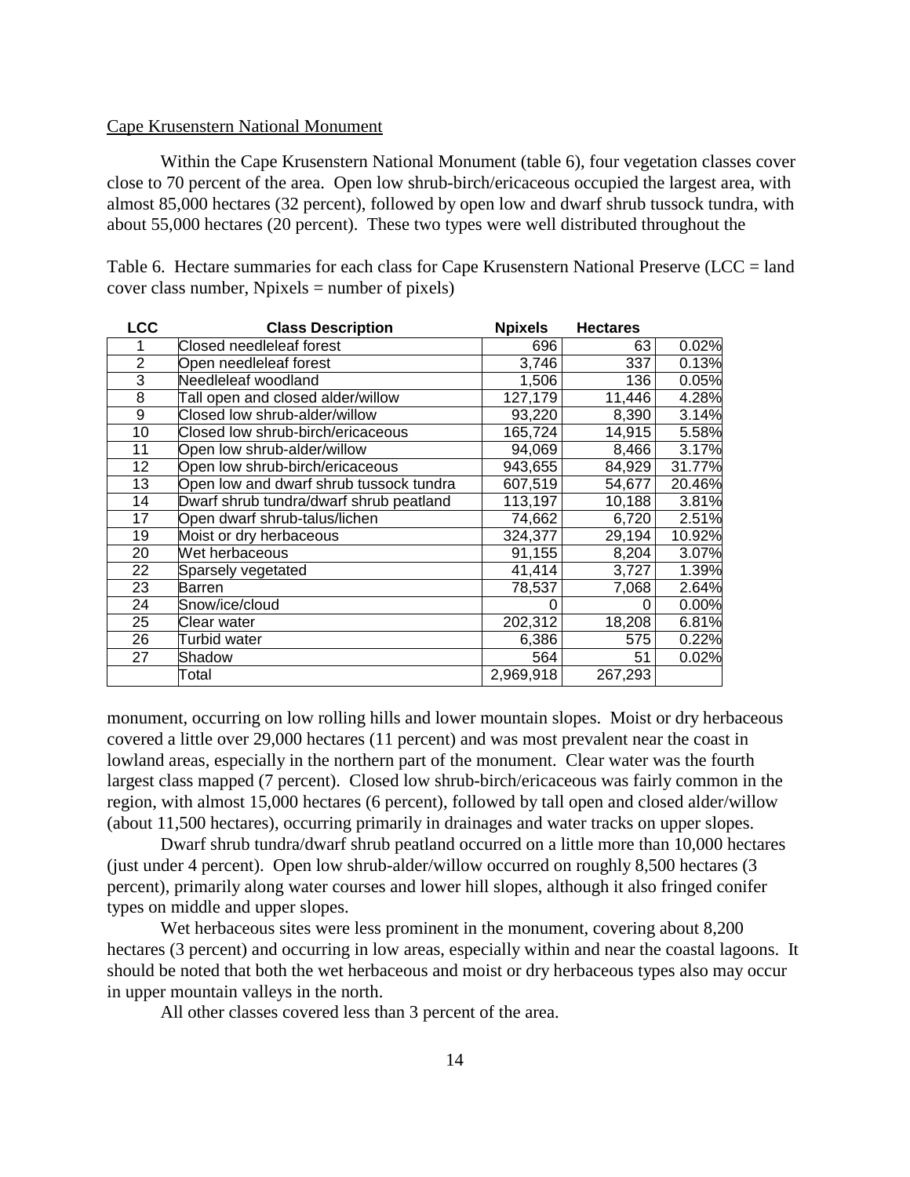Cape Krusenstern National Monument

Within the Cape Krusenstern National Monument (table 6), four vegetation classes cover close to 70 percent of the area. Open low shrub-birch/ericaceous occupied the largest area, with almost 85,000 hectares (32 percent), followed by open low and dwarf shrub tussock tundra, with about 55,000 hectares (20 percent). These two types were well distributed throughout the monument, occurring on low rolling hills and lower mountain slopes. Moist or dry herbaceous covered a little over 29,000 hectares (11 percent) and was most prevalent near the coast in lowland areas, especially in the northern part of the monument. Clear water was the fourth largest class mapped (7 percent). Closed low shrub-birch/ericaceous was fairly common in the region, with almost 15,000 hectares (6 percent), followed by tall open and closed alder/willow (about 11,500 hectares), occurring primarily in drainages and water tracks on upper slopes.

Table 6. Hectare summaries for each class for Cape Krusenstern National Preserve (LCC = land cover class number, Npixels = number of pixels)

| LCC | Class Description | Npixels | Hectares | |
|---|---|---|---|---|
| 1 | Closed needleleaf forest | 696 | 63 | 0.02% |
| 2 | Open needleleaf forest | 3,746 | 337 | 0.13% |
| 3 | Needleleaf woodland | 1,506 | 136 | 0.05% |
| 8 | Tall open and closed alder/willow | 127,179 | 11,446 | 4.28% |
| 9 | Closed low shrub-alder/willow | 93,220 | 8,390 | 3.14% |
| 10 | Closed low shrub-birch/ericaceous | 165,724 | 14,915 | 5.58% |
| 11 | Open low shrub-alder/willow | 94,069 | 8,466 | 3.17% |
| 12 | Open low shrub-birch/ericaceous | 943,655 | 84,929 | 31.77% |
| 13 | Open low and dwarf shrub tussock tundra | 607,519 | 54,677 | 20.46% |
| 14 | Dwarf shrub tundra/dwarf shrub peatland | 113,197 | 10,188 | 3.81% |
| 17 | Open dwarf shrub-talus/lichen | 74,662 | 6,720 | 2.51% |
| 19 | Moist or dry herbaceous | 324,377 | 29,194 | 10.92% |
| 20 | Wet herbaceous | 91,155 | 8,204 | 3.07% |
| 22 | Sparsely vegetated | 41,414 | 3,727 | 1.39% |
| 23 | Barren | 78,537 | 7,068 | 2.64% |
| 24 | Snow/ice/cloud | 0 | 0 | 0.00% |
| 25 | Clear water | 202,312 | 18,208 | 6.81% |
| 26 | Turbid water | 6,386 | 575 | 0.22% |
| 27 | Shadow | 564 | 51 | 0.02% |
| | Total | 2,969,918 | 267,293 | |

Dwarf shrub tundra/dwarf shrub peatland occurred on a little more than 10,000 hectares (just under 4 percent). Open low shrub-alder/willow occurred on roughly 8,500 hectares (3 percent), primarily along water courses and lower hill slopes, although it also fringed conifer types on middle and upper slopes.

Wet herbaceous sites were less prominent in the monument, covering about 8,200 hectares (3 percent) and occurring in low areas, especially within and near the coastal lagoons. It should be noted that both the wet herbaceous and moist or dry herbaceous types also may occur in upper mountain valleys in the north.

All other classes covered less than 3 percent of the area.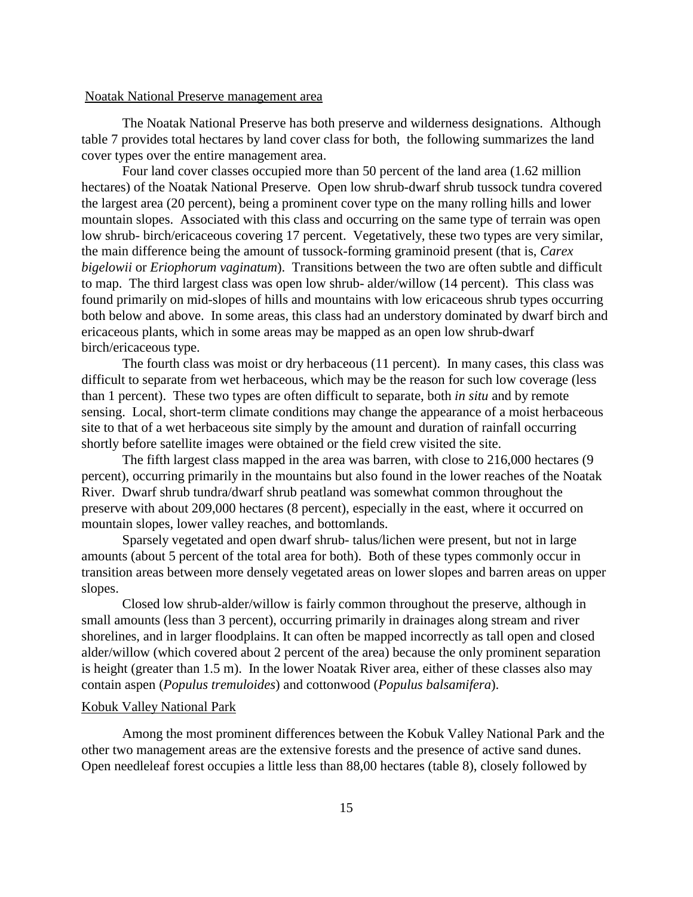Noatak National Preserve management area

The Noatak National Preserve has both preserve and wilderness designations. Although table 7 provides total hectares by land cover class for both, the following summarizes the land cover types over the entire management area.

Four land cover classes occupied more than 50 percent of the land area (1.62 million hectares) of the Noatak National Preserve. Open low shrub-dwarf shrub tussock tundra covered the largest area (20 percent), being a prominent cover type on the many rolling hills and lower mountain slopes. Associated with this class and occurring on the same type of terrain was open low shrub- birch/ericaceous covering 17 percent. Vegetatively, these two types are very similar, the main difference being the amount of tussock-forming graminoid present (that is, *Carex bigelowii* or *Eriophorum vaginatum*). Transitions between the two are often subtle and difficult to map. The third largest class was open low shrub- alder/willow (14 percent). This class was found primarily on mid-slopes of hills and mountains with low ericaceous shrub types occurring both below and above. In some areas, this class had an understory dominated by dwarf birch and ericaceous plants, which in some areas may be mapped as an open low shrub-dwarf birch/ericaceous type.

The fourth class was moist or dry herbaceous (11 percent). In many cases, this class was difficult to separate from wet herbaceous, which may be the reason for such low coverage (less than 1 percent). These two types are often difficult to separate, both *in situ* and by remote sensing. Local, short-term climate conditions may change the appearance of a moist herbaceous site to that of a wet herbaceous site simply by the amount and duration of rainfall occurring shortly before satellite images were obtained or the field crew visited the site.

The fifth largest class mapped in the area was barren, with close to 216,000 hectares (9 percent), occurring primarily in the mountains but also found in the lower reaches of the Noatak River. Dwarf shrub tundra/dwarf shrub peatland was somewhat common throughout the preserve with about 209,000 hectares (8 percent), especially in the east, where it occurred on mountain slopes, lower valley reaches, and bottomlands.

Sparsely vegetated and open dwarf shrub- talus/lichen were present, but not in large amounts (about 5 percent of the total area for both). Both of these types commonly occur in transition areas between more densely vegetated areas on lower slopes and barren areas on upper slopes.

Closed low shrub-alder/willow is fairly common throughout the preserve, although in small amounts (less than 3 percent), occurring primarily in drainages along stream and river shorelines, and in larger floodplains. It can often be mapped incorrectly as tall open and closed alder/willow (which covered about 2 percent of the area) because the only prominent separation is height (greater than 1.5 m). In the lower Noatak River area, either of these classes also may contain aspen (*Populus tremuloides*) and cottonwood (*Populus balsamifera*).

Kobuk Valley National Park

Among the most prominent differences between the Kobuk Valley National Park and the other two management areas are the extensive forests and the presence of active sand dunes. Open needleleaf forest occupies a little less than 88,00 hectares (table 8), closely followed by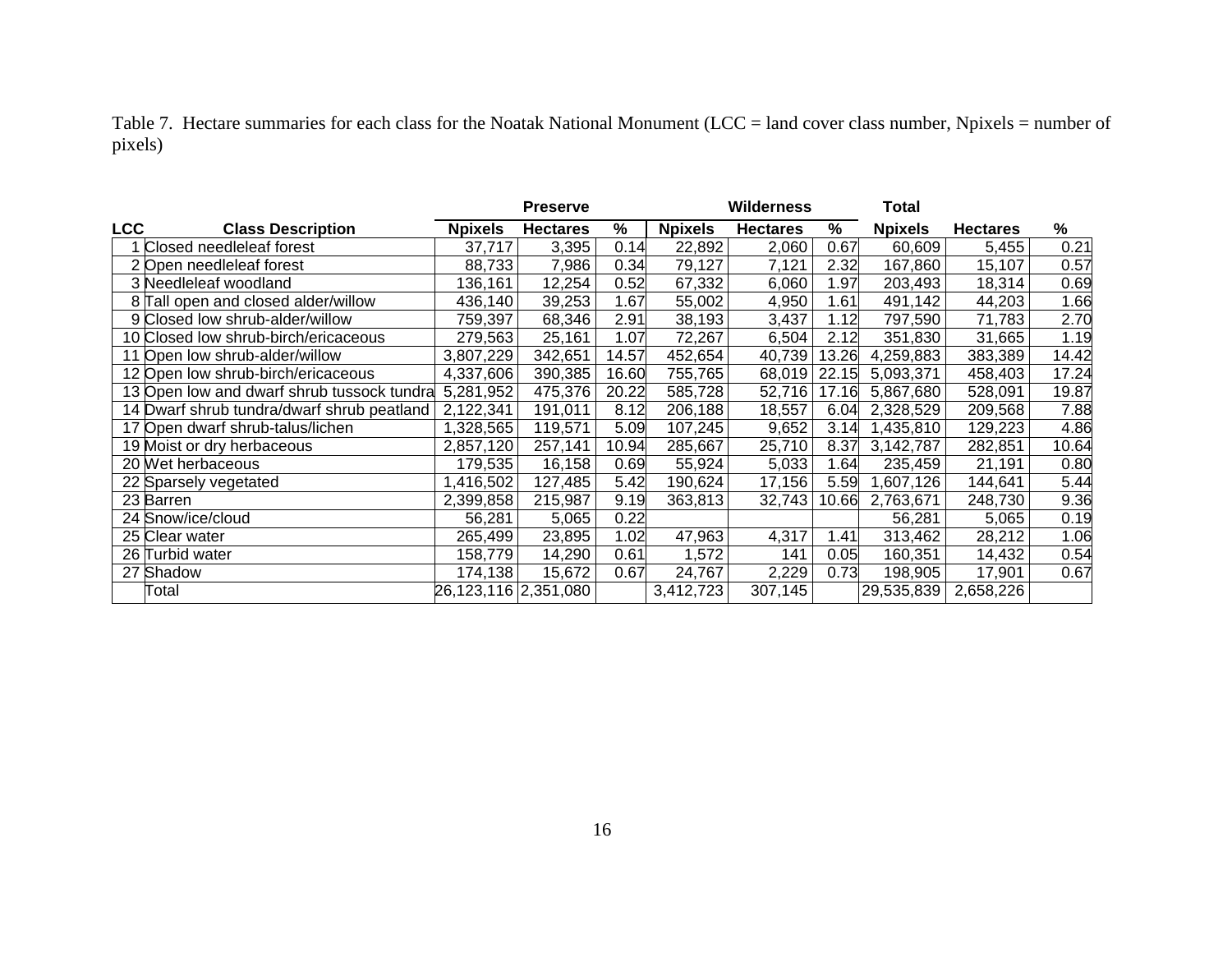Table 7. Hectare summaries for each class for the Noatak National Monument (LCC = land cover class number, Npixels = number of pixels)

| | | Preserve | | | Wilderness | | | Total | | |
|---|---|---|---|---|---|---|---|---|---|---|
| LCC | Class Description | Npixels | Hectares | % | Npixels | Hectares | % | Npixels | Hectares | % |
| 1 | Closed needleleaf forest | 37,717 | 3,395 | 0.14 | 22,892 | 2,060 | 0.67 | 60,609 | 5,455 | 0.21 |
| 2 | Open needleleaf forest | 88,733 | 7,986 | 0.34 | 79,127 | 7,121 | 2.32 | 167,860 | 15,107 | 0.57 |
| 3 | Needleleaf woodland | 136,161 | 12,254 | 0.52 | 67,332 | 6,060 | 1.97 | 203,493 | 18,314 | 0.69 |
| 8 | Tall open and closed alder/willow | 436,140 | 39,253 | 1.67 | 55,002 | 4,950 | 1.61 | 491,142 | 44,203 | 1.66 |
| 9 | Closed low shrub-alder/willow | 759,397 | 68,346 | 2.91 | 38,193 | 3,437 | 1.12 | 797,590 | 71,783 | 2.70 |
| 10 | Closed low shrub-birch/ericaceous | 279,563 | 25,161 | 1.07 | 72,267 | 6,504 | 2.12 | 351,830 | 31,665 | 1.19 |
| 11 | Open low shrub-alder/willow | 3,807,229 | 342,651 | 14.57 | 452,654 | 40,739 | 13.26 | 4,259,883 | 383,389 | 14.42 |
| 12 | Open low shrub-birch/ericaceous | 4,337,606 | 390,385 | 16.60 | 755,765 | 68,019 | 22.15 | 5,093,371 | 458,403 | 17.24 |
| 13 | Open low and dwarf shrub tussock tundra | 5,281,952 | 475,376 | 20.22 | 585,728 | 52,716 | 17.16 | 5,867,680 | 528,091 | 19.87 |
| 14 | Dwarf shrub tundra/dwarf shrub peatland | 2,122,341 | 191,011 | 8.12 | 206,188 | 18,557 | 6.04 | 2,328,529 | 209,568 | 7.88 |
| 17 | Open dwarf shrub-talus/lichen | 1,328,565 | 119,571 | 5.09 | 107,245 | 9,652 | 3.14 | 1,435,810 | 129,223 | 4.86 |
| 19 | Moist or dry herbaceous | 2,857,120 | 257,141 | 10.94 | 285,667 | 25,710 | 8.37 | 3,142,787 | 282,851 | 10.64 |
| 20 | Wet herbaceous | 179,535 | 16,158 | 0.69 | 55,924 | 5,033 | 1.64 | 235,459 | 21,191 | 0.80 |
| 22 | Sparsely vegetated | 1,416,502 | 127,485 | 5.42 | 190,624 | 17,156 | 5.59 | 1,607,126 | 144,641 | 5.44 |
| 23 | Barren | 2,399,858 | 215,987 | 9.19 | 363,813 | 32,743 | 10.66 | 2,763,671 | 248,730 | 9.36 |
| 24 | Snow/ice/cloud | 56,281 | 5,065 | 0.22 | | | | 56,281 | 5,065 | 0.19 |
| 25 | Clear water | 265,499 | 23,895 | 1.02 | 47,963 | 4,317 | 1.41 | 313,462 | 28,212 | 1.06 |
| 26 | Turbid water | 158,779 | 14,290 | 0.61 | 1,572 | 141 | 0.05 | 160,351 | 14,432 | 0.54 |
| 27 | Shadow | 174,138 | 15,672 | 0.67 | 24,767 | 2,229 | 0.73 | 198,905 | 17,901 | 0.67 |
| | Total | 26,123,116 | 2,351,080 | | 3,412,723 | 307,145 | | 29,535,839 | 2,658,226 | |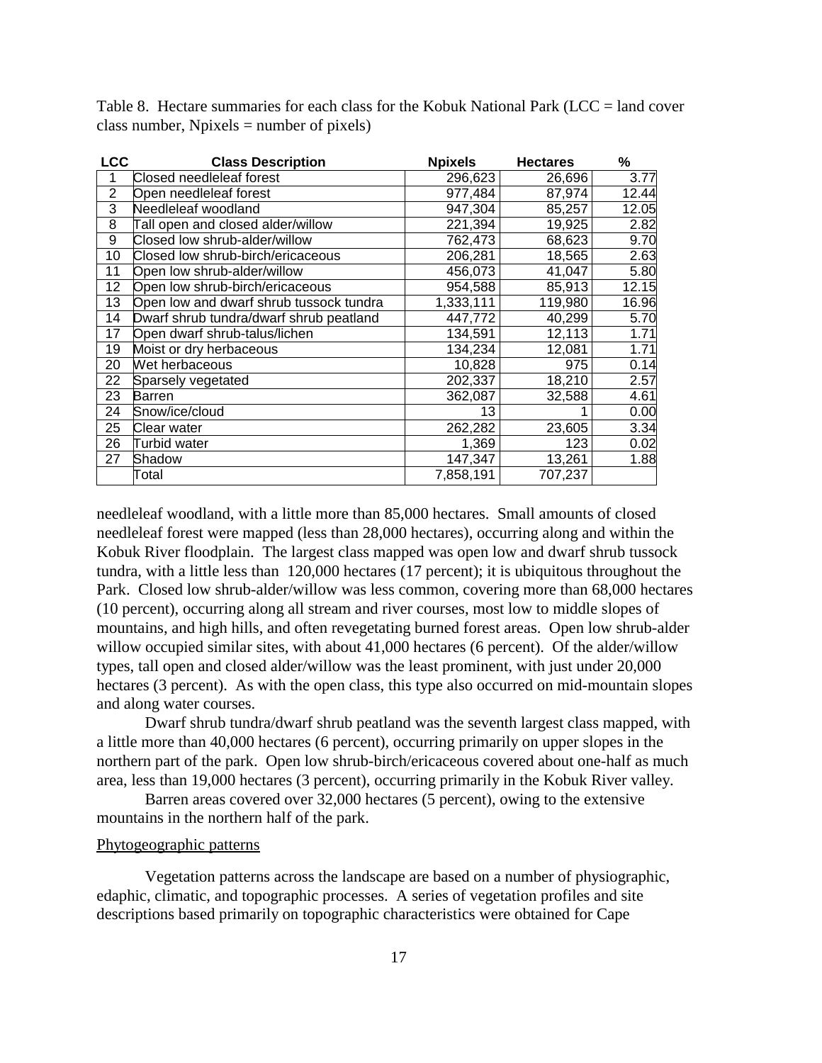Table 8. Hectare summaries for each class for the Kobuk National Park (LCC = land cover class number, Npixels = number of pixels)

| LCC | Class Description | Npixels | Hectares | % |
|---|---|---|---|---|
| 1 | Closed needleleaf forest | 296,623 | 26,696 | 3.77 |
| 2 | Open needleleaf forest | 977,484 | 87,974 | 12.44 |
| 3 | Needleleaf woodland | 947,304 | 85,257 | 12.05 |
| 8 | Tall open and closed alder/willow | 221,394 | 19,925 | 2.82 |
| 9 | Closed low shrub-alder/willow | 762,473 | 68,623 | 9.70 |
| 10 | Closed low shrub-birch/ericaceous | 206,281 | 18,565 | 2.63 |
| 11 | Open low shrub-alder/willow | 456,073 | 41,047 | 5.80 |
| 12 | Open low shrub-birch/ericaceous | 954,588 | 85,913 | 12.15 |
| 13 | Open low and dwarf shrub tussock tundra | 1,333,111 | 119,980 | 16.96 |
| 14 | Dwarf shrub tundra/dwarf shrub peatland | 447,772 | 40,299 | 5.70 |
| 17 | Open dwarf shrub-talus/lichen | 134,591 | 12,113 | 1.71 |
| 19 | Moist or dry herbaceous | 134,234 | 12,081 | 1.71 |
| 20 | Wet herbaceous | 10,828 | 975 | 0.14 |
| 22 | Sparsely vegetated | 202,337 | 18,210 | 2.57 |
| 23 | Barren | 362,087 | 32,588 | 4.61 |
| 24 | Snow/ice/cloud | 13 | 1 | 0.00 |
| 25 | Clear water | 262,282 | 23,605 | 3.34 |
| 26 | Turbid water | 1,369 | 123 | 0.02 |
| 27 | Shadow | 147,347 | 13,261 | 1.88 |
| | Total | 7,858,191 | 707,237 | |

needleleaf woodland, with a little more than 85,000 hectares. Small amounts of closed needleleaf forest were mapped (less than 28,000 hectares), occurring along and within the Kobuk River floodplain. The largest class mapped was open low and dwarf shrub tussock tundra, with a little less than 120,000 hectares (17 percent); it is ubiquitous throughout the Park. Closed low shrub-alder/willow was less common, covering more than 68,000 hectares (10 percent), occurring along all stream and river courses, most low to middle slopes of mountains, and high hills, and often revegetating burned forest areas. Open low shrub-alder willow occupied similar sites, with about 41,000 hectares (6 percent). Of the alder/willow types, tall open and closed alder/willow was the least prominent, with just under 20,000 hectares (3 percent). As with the open class, this type also occurred on mid-mountain slopes and along water courses.

Dwarf shrub tundra/dwarf shrub peatland was the seventh largest class mapped, with a little more than 40,000 hectares (6 percent), occurring primarily on upper slopes in the northern part of the park. Open low shrub-birch/ericaceous covered about one-half as much area, less than 19,000 hectares (3 percent), occurring primarily in the Kobuk River valley.

Barren areas covered over 32,000 hectares (5 percent), owing to the extensive mountains in the northern half of the park.

Phytogeographic patterns

Vegetation patterns across the landscape are based on a number of physiographic, edaphic, climatic, and topographic processes. A series of vegetation profiles and site descriptions based primarily on topographic characteristics were obtained for Cape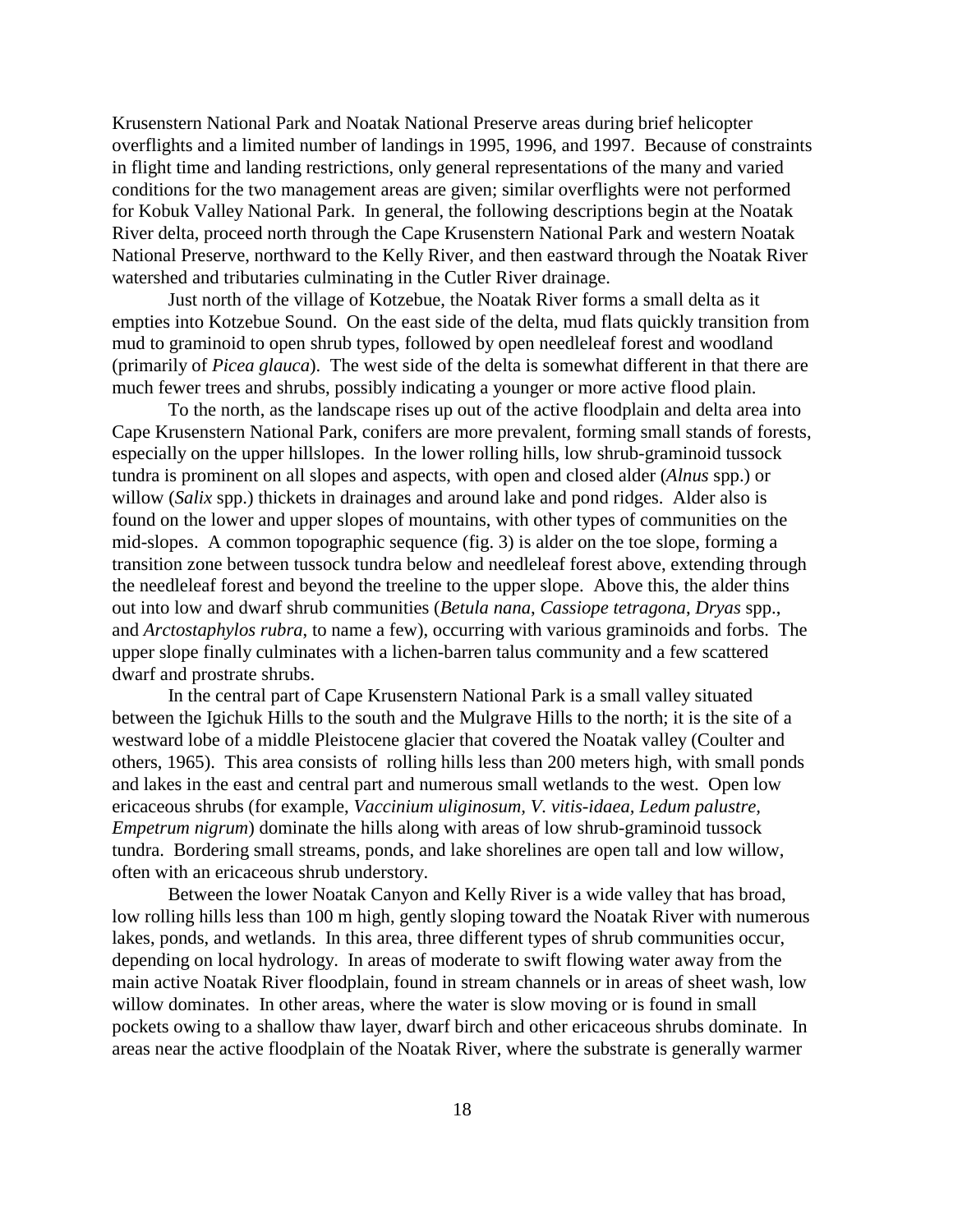Krusenstern National Park and Noatak National Preserve areas during brief helicopter overflights and a limited number of landings in 1995, 1996, and 1997. Because of constraints in flight time and landing restrictions, only general representations of the many and varied conditions for the two management areas are given; similar overflights were not performed for Kobuk Valley National Park. In general, the following descriptions begin at the Noatak River delta, proceed north through the Cape Krusenstern National Park and western Noatak National Preserve, northward to the Kelly River, and then eastward through the Noatak River watershed and tributaries culminating in the Cutler River drainage.

Just north of the village of Kotzebue, the Noatak River forms a small delta as it empties into Kotzebue Sound. On the east side of the delta, mud flats quickly transition from mud to graminoid to open shrub types, followed by open needleleaf forest and woodland (primarily of *Picea glauca*). The west side of the delta is somewhat different in that there are much fewer trees and shrubs, possibly indicating a younger or more active flood plain.

To the north, as the landscape rises up out of the active floodplain and delta area into Cape Krusenstern National Park, conifers are more prevalent, forming small stands of forests, especially on the upper hillslopes. In the lower rolling hills, low shrub-graminoid tussock tundra is prominent on all slopes and aspects, with open and closed alder (*Alnus* spp.) or willow (*Salix* spp.) thickets in drainages and around lake and pond ridges. Alder also is found on the lower and upper slopes of mountains, with other types of communities on the mid-slopes. A common topographic sequence (fig. 3) is alder on the toe slope, forming a transition zone between tussock tundra below and needleleaf forest above, extending through the needleleaf forest and beyond the treeline to the upper slope. Above this, the alder thins out into low and dwarf shrub communities (*Betula nana*, *Cassiope tetragona*, *Dryas* spp., and *Arctostaphylos rubra*, to name a few), occurring with various graminoids and forbs. The upper slope finally culminates with a lichen-barren talus community and a few scattered dwarf and prostrate shrubs.

In the central part of Cape Krusenstern National Park is a small valley situated between the Igichuk Hills to the south and the Mulgrave Hills to the north; it is the site of a westward lobe of a middle Pleistocene glacier that covered the Noatak valley (Coulter and others, 1965). This area consists of rolling hills less than 200 meters high, with small ponds and lakes in the east and central part and numerous small wetlands to the west. Open low ericaceous shrubs (for example, *Vaccinium uliginosum*, *V. vitis-idaea*, *Ledum palustre*, *Empetrum nigrum*) dominate the hills along with areas of low shrub-graminoid tussock tundra. Bordering small streams, ponds, and lake shorelines are open tall and low willow, often with an ericaceous shrub understory.

Between the lower Noatak Canyon and Kelly River is a wide valley that has broad, low rolling hills less than 100 m high, gently sloping toward the Noatak River with numerous lakes, ponds, and wetlands. In this area, three different types of shrub communities occur, depending on local hydrology. In areas of moderate to swift flowing water away from the main active Noatak River floodplain, found in stream channels or in areas of sheet wash, low willow dominates. In other areas, where the water is slow moving or is found in small pockets owing to a shallow thaw layer, dwarf birch and other ericaceous shrubs dominate. In areas near the active floodplain of the Noatak River, where the substrate is generally warmer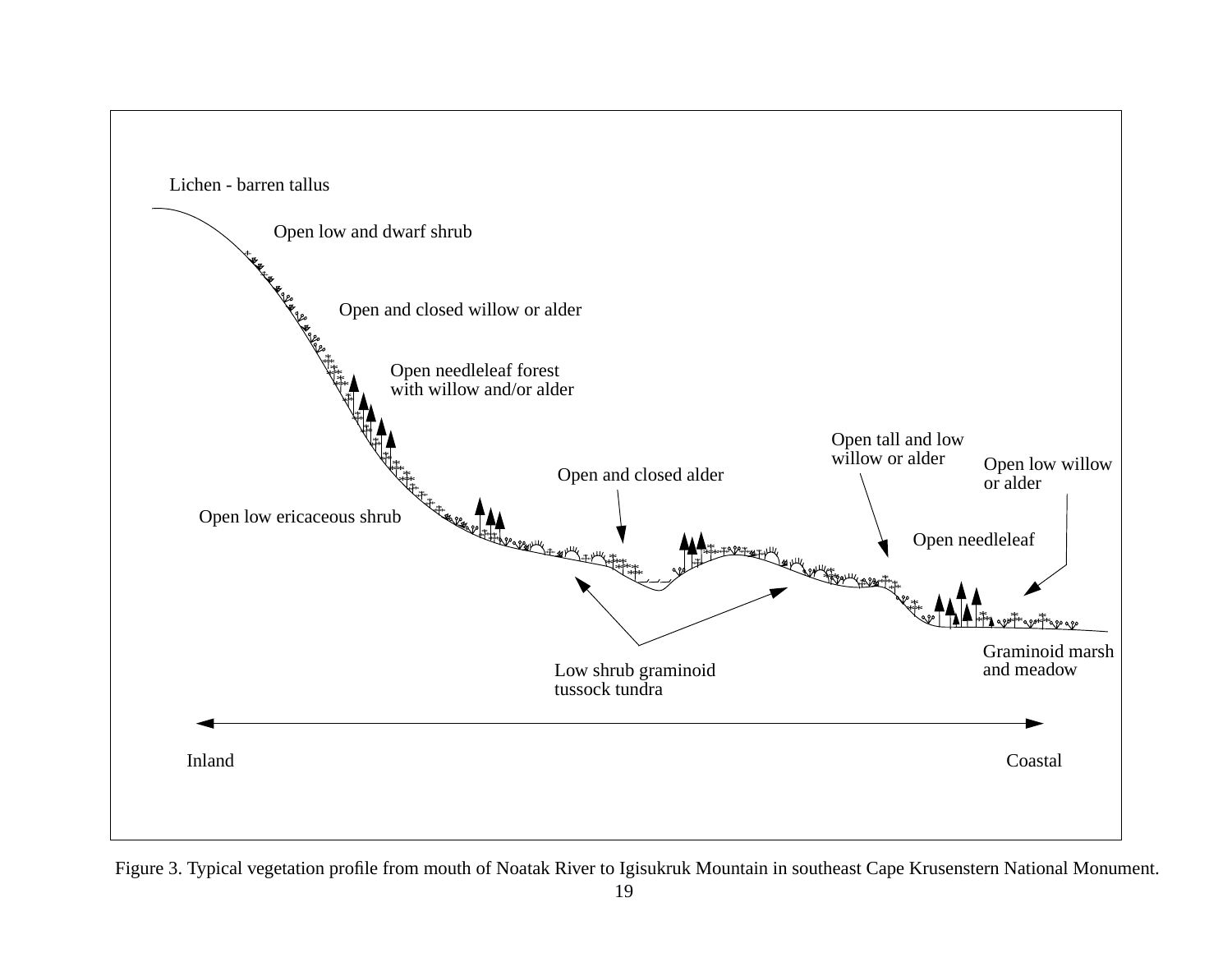Lichen - barren tallus

Open low and dwarf shrub

Open and closed willow or alder

Open needleleaf forest with willow and/or alder

Open low ericaceous shrub

Open and closed alder

Open tall and low willow or alder

Open low willow or alder

Open needleleaf

Low shrub graminoid tussock tundra

Graminoid marsh and meadow

Inland

Coastal

Figure 3. Typical vegetation profile from mouth of Noatak River to Igisukruk Mountain in southeast Cape Krusenstern National Monument.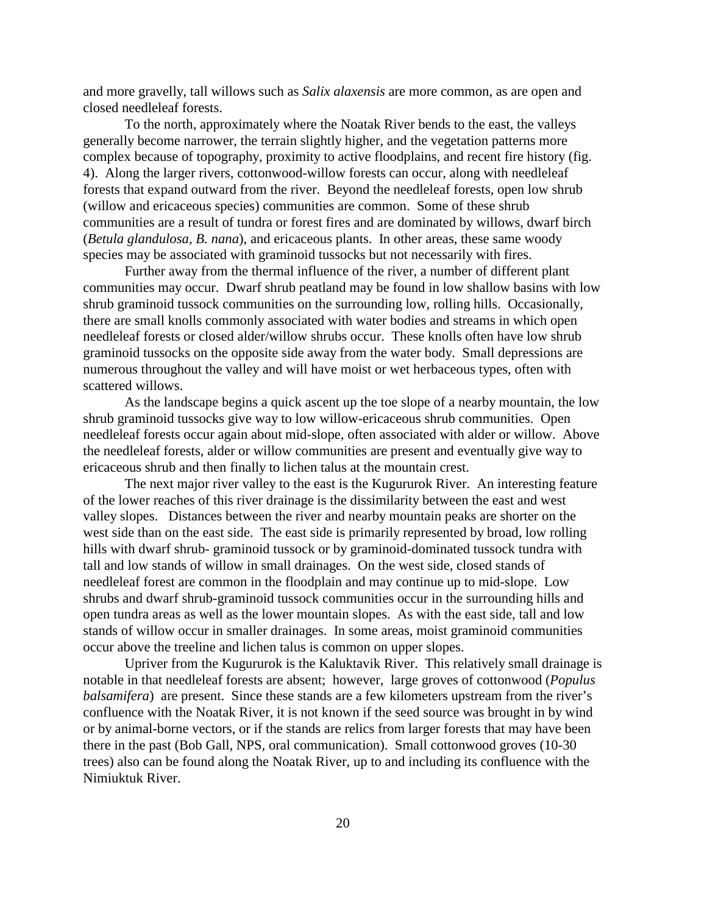and more gravelly, tall willows such as *Salix alaxensis* are more common, as are open and closed needleleaf forests.

To the north, approximately where the Noatak River bends to the east, the valleys generally become narrower, the terrain slightly higher, and the vegetation patterns more complex because of topography, proximity to active floodplains, and recent fire history (fig. 4). Along the larger rivers, cottonwood-willow forests can occur, along with needleleaf forests that expand outward from the river. Beyond the needleleaf forests, open low shrub (willow and ericaceous species) communities are common. Some of these shrub communities are a result of tundra or forest fires and are dominated by willows, dwarf birch (*Betula glandulosa*, *B. nana*), and ericaceous plants. In other areas, these same woody species may be associated with graminoid tussocks but not necessarily with fires.

Further away from the thermal influence of the river, a number of different plant communities may occur. Dwarf shrub peatland may be found in low shallow basins with low shrub graminoid tussock communities on the surrounding low, rolling hills. Occasionally, there are small knolls commonly associated with water bodies and streams in which open needleleaf forests or closed alder/willow shrubs occur. These knolls often have low shrub graminoid tussocks on the opposite side away from the water body. Small depressions are numerous throughout the valley and will have moist or wet herbaceous types, often with scattered willows.

As the landscape begins a quick ascent up the toe slope of a nearby mountain, the low shrub graminoid tussocks give way to low willow-ericaceous shrub communities. Open needleleaf forests occur again about mid-slope, often associated with alder or willow. Above the needleleaf forests, alder or willow communities are present and eventually give way to ericaceous shrub and then finally to lichen talus at the mountain crest.

The next major river valley to the east is the Kugururok River. An interesting feature of the lower reaches of this river drainage is the dissimilarity between the east and west valley slopes. Distances between the river and nearby mountain peaks are shorter on the west side than on the east side. The east side is primarily represented by broad, low rolling hills with dwarf shrub- graminoid tussock or by graminoid-dominated tussock tundra with tall and low stands of willow in small drainages. On the west side, closed stands of needleleaf forest are common in the floodplain and may continue up to mid-slope. Low shrubs and dwarf shrub-graminoid tussock communities occur in the surrounding hills and open tundra areas as well as the lower mountain slopes. As with the east side, tall and low stands of willow occur in smaller drainages. In some areas, moist graminoid communities occur above the treeline and lichen talus is common on upper slopes.

Upriver from the Kugururok is the Kaluktavik River. This relatively small drainage is notable in that needleleaf forests are absent; however, large groves of cottonwood (*Populus balsamifera*) are present. Since these stands are a few kilometers upstream from the river's confluence with the Noatak River, it is not known if the seed source was brought in by wind or by animal-borne vectors, or if the stands are relics from larger forests that may have been there in the past (Bob Gall, NPS, oral communication). Small cottonwood groves (10-30 trees) also can be found along the Noatak River, up to and including its confluence with the Nimiuktuk River.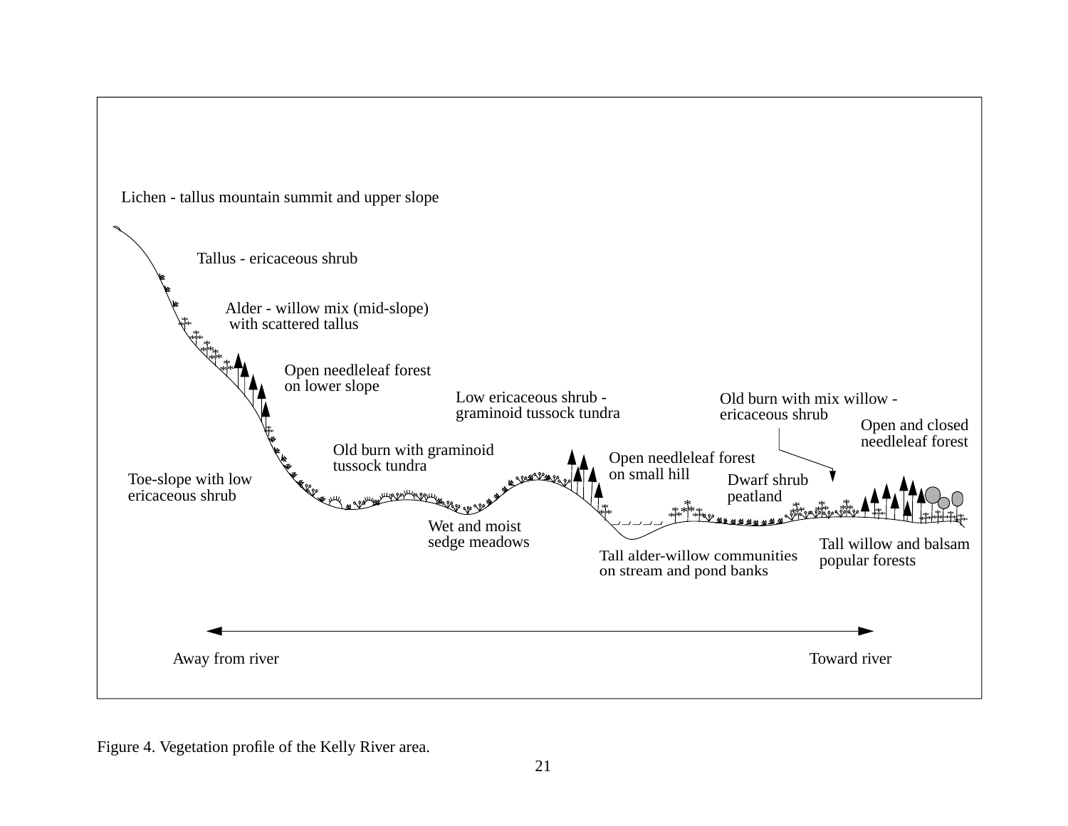Lichen - tallus mountain summit and upper slope

Tallus - ericaceous shrub

Alder - willow mix (mid-slope) with scattered tallus

Open needleleaf forest on lower slope

Low ericaceous shrub - graminoid tussock tundra

Old burn with mix willow - ericaceous shrub

Open and closed needleleaf forest

Old burn with graminoid tussock tundra

Open needleleaf forest on small hill

Toe-slope with low ericaceous shrub

Dwarf shrub peatland

Wet and moist sedge meadows

Tall willow and balsam popular forests

Tall alder-willow communities on stream and pond banks

Away from river ⟷ Toward river

Figure 4. Vegetation profile of the Kelly River area.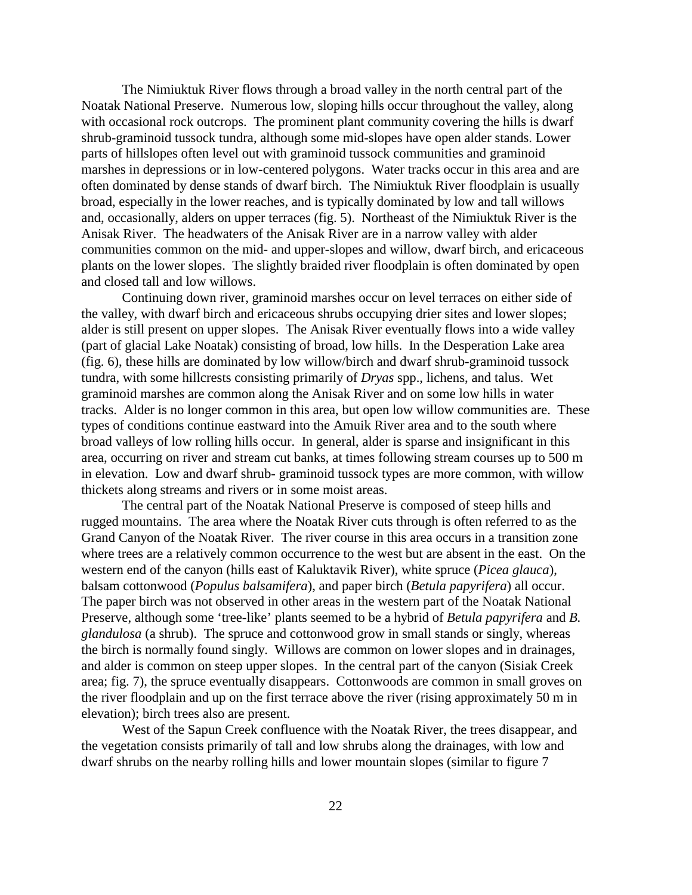The Nimiuktuk River flows through a broad valley in the north central part of the Noatak National Preserve. Numerous low, sloping hills occur throughout the valley, along with occasional rock outcrops. The prominent plant community covering the hills is dwarf shrub-graminoid tussock tundra, although some mid-slopes have open alder stands. Lower parts of hillslopes often level out with graminoid tussock communities and graminoid marshes in depressions or in low-centered polygons. Water tracks occur in this area and are often dominated by dense stands of dwarf birch. The Nimiuktuk River floodplain is usually broad, especially in the lower reaches, and is typically dominated by low and tall willows and, occasionally, alders on upper terraces (fig. 5). Northeast of the Nimiuktuk River is the Anisak River. The headwaters of the Anisak River are in a narrow valley with alder communities common on the mid- and upper-slopes and willow, dwarf birch, and ericaceous plants on the lower slopes. The slightly braided river floodplain is often dominated by open and closed tall and low willows.

Continuing down river, graminoid marshes occur on level terraces on either side of the valley, with dwarf birch and ericaceous shrubs occupying drier sites and lower slopes; alder is still present on upper slopes. The Anisak River eventually flows into a wide valley (part of glacial Lake Noatak) consisting of broad, low hills. In the Desperation Lake area (fig. 6), these hills are dominated by low willow/birch and dwarf shrub-graminoid tussock tundra, with some hillcrests consisting primarily of *Dryas* spp., lichens, and talus. Wet graminoid marshes are common along the Anisak River and on some low hills in water tracks. Alder is no longer common in this area, but open low willow communities are. These types of conditions continue eastward into the Amuik River area and to the south where broad valleys of low rolling hills occur. In general, alder is sparse and insignificant in this area, occurring on river and stream cut banks, at times following stream courses up to 500 m in elevation. Low and dwarf shrub- graminoid tussock types are more common, with willow thickets along streams and rivers or in some moist areas.

The central part of the Noatak National Preserve is composed of steep hills and rugged mountains. The area where the Noatak River cuts through is often referred to as the Grand Canyon of the Noatak River. The river course in this area occurs in a transition zone where trees are a relatively common occurrence to the west but are absent in the east. On the western end of the canyon (hills east of Kaluktavik River), white spruce (*Picea glauca*), balsam cottonwood (*Populus balsamifera*), and paper birch (*Betula papyrifera*) all occur. The paper birch was not observed in other areas in the western part of the Noatak National Preserve, although some 'tree-like' plants seemed to be a hybrid of *Betula papyrifera* and *B. glandulosa* (a shrub). The spruce and cottonwood grow in small stands or singly, whereas the birch is normally found singly. Willows are common on lower slopes and in drainages, and alder is common on steep upper slopes. In the central part of the canyon (Sisiak Creek area; fig. 7), the spruce eventually disappears. Cottonwoods are common in small groves on the river floodplain and up on the first terrace above the river (rising approximately 50 m in elevation); birch trees also are present.

West of the Sapun Creek confluence with the Noatak River, the trees disappear, and the vegetation consists primarily of tall and low shrubs along the drainages, with low and dwarf shrubs on the nearby rolling hills and lower mountain slopes (similar to figure 7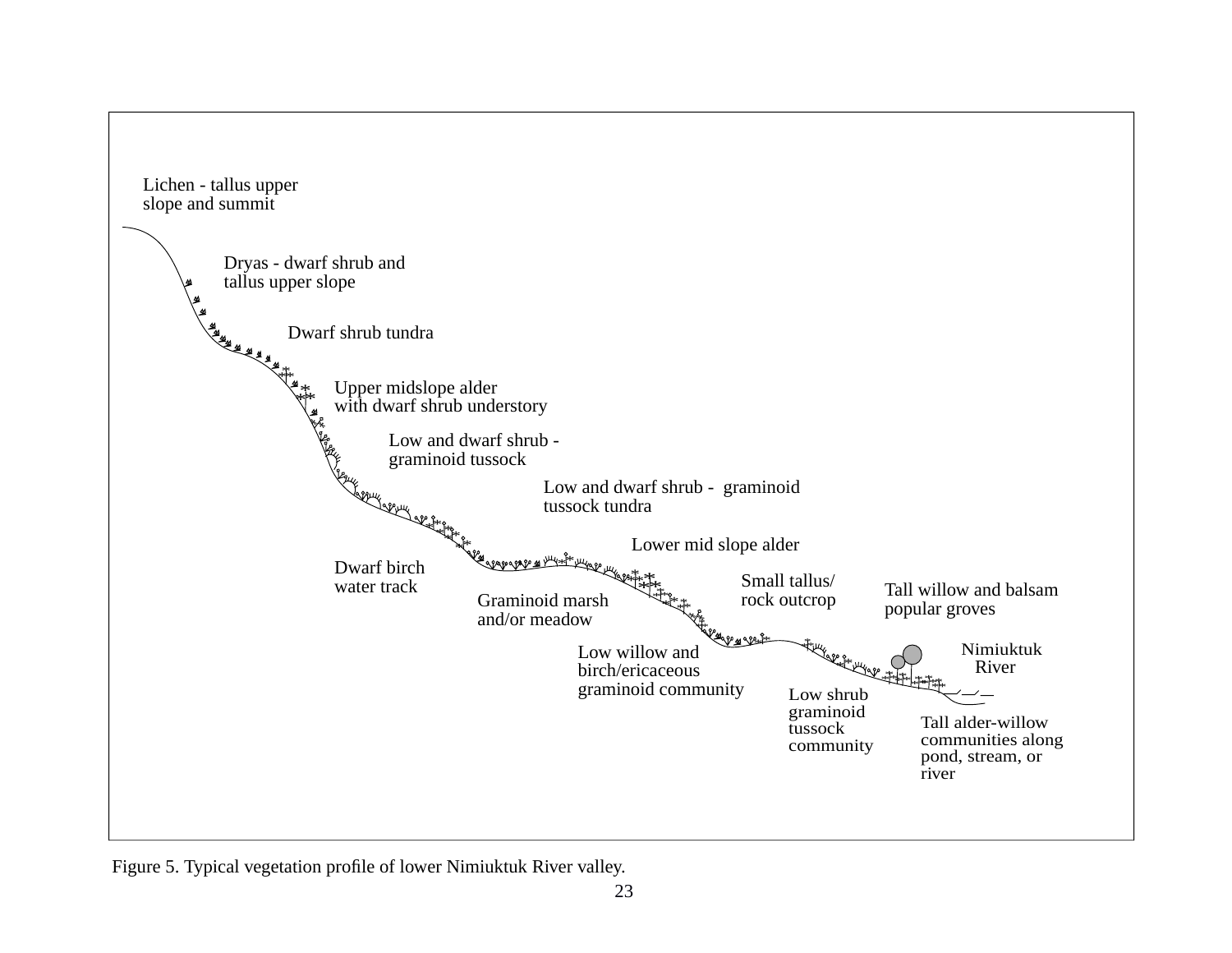Lichen - tallus upper slope and summit

Dryas - dwarf shrub and tallus upper slope

Dwarf shrub tundra

Upper midslope alder with dwarf shrub understory

Low and dwarf shrub - graminoid tussock

Low and dwarf shrub - graminoid tussock tundra

Lower mid slope alder

Dwarf birch water track

Graminoid marsh and/or meadow

Small tallus/ rock outcrop

Tall willow and balsam popular groves

Nimiuktuk River

Low willow and birch/ericaceous graminoid community

Low shrub graminoid tussock community

Tall alder-willow communities along pond, stream, or river

Figure 5. Typical vegetation profile of lower Nimiuktuk River valley.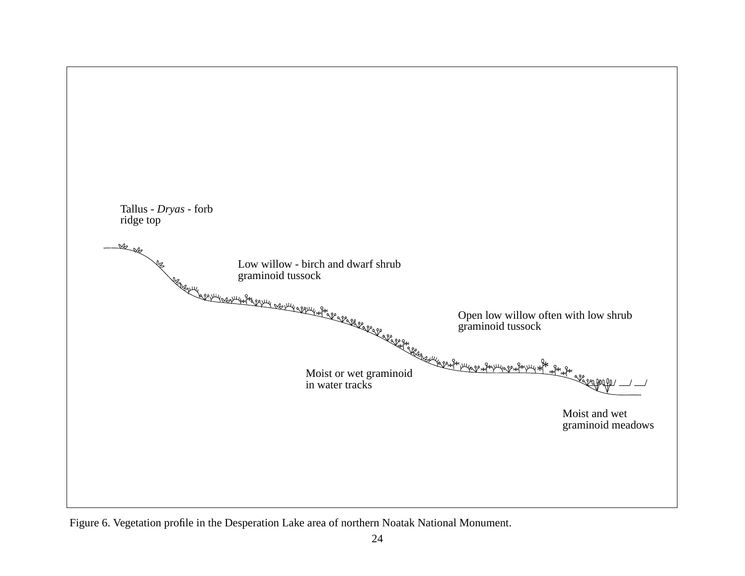Tallus - *Dryas* - forb
ridge top

Low willow - birch and dwarf shrub
graminoid tussock

Open low willow often with low shrub
graminoid tussock

Moist or wet graminoid
in water tracks

Moist and wet
graminoid meadows

Figure 6. Vegetation profile in the Desperation Lake area of northern Noatak National Monument.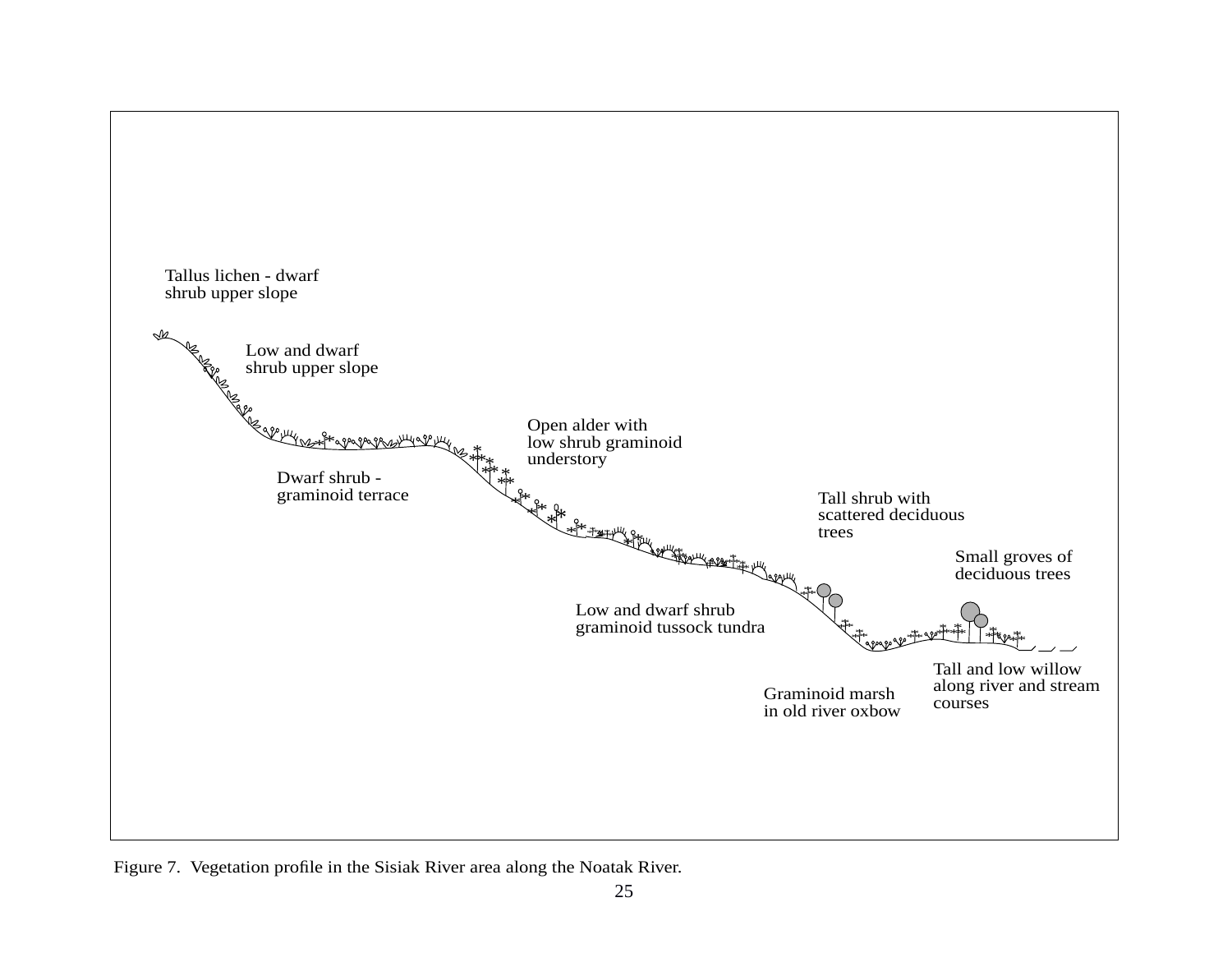Tallus lichen - dwarf shrub upper slope

Low and dwarf shrub upper slope

Open alder with low shrub graminoid understory

Dwarf shrub - graminoid terrace

Tall shrub with scattered deciduous trees

Small groves of deciduous trees

Low and dwarf shrub graminoid tussock tundra

Tall and low willow along river and stream courses

Graminoid marsh in old river oxbow

Figure 7. Vegetation profile in the Sisiak River area along the Noatak River.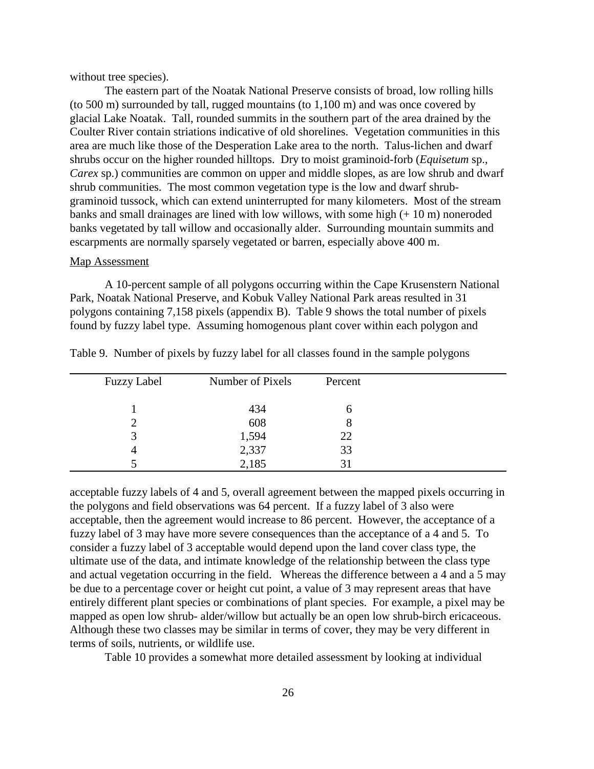without tree species).

The eastern part of the Noatak National Preserve consists of broad, low rolling hills (to 500 m) surrounded by tall, rugged mountains (to 1,100 m) and was once covered by glacial Lake Noatak. Tall, rounded summits in the southern part of the area drained by the Coulter River contain striations indicative of old shorelines. Vegetation communities in this area are much like those of the Desperation Lake area to the north. Talus-lichen and dwarf shrubs occur on the higher rounded hilltops. Dry to moist graminoid-forb (*Equisetum* sp., *Carex* sp.) communities are common on upper and middle slopes, as are low shrub and dwarf shrub communities. The most common vegetation type is the low and dwarf shrub-graminoid tussock, which can extend uninterrupted for many kilometers. Most of the stream banks and small drainages are lined with low willows, with some high (+ 10 m) noneroded banks vegetated by tall willow and occasionally alder. Surrounding mountain summits and escarpments are normally sparsely vegetated or barren, especially above 400 m.

## Map Assessment

A 10-percent sample of all polygons occurring within the Cape Krusenstern National Park, Noatak National Preserve, and Kobuk Valley National Park areas resulted in 31 polygons containing 7,158 pixels (appendix B). Table 9 shows the total number of pixels found by fuzzy label type. Assuming homogenous plant cover within each polygon and acceptable fuzzy labels of 4 and 5, overall agreement between the mapped pixels occurring in the polygons and field observations was 64 percent. If a fuzzy label of 3 also were acceptable, then the agreement would increase to 86 percent. However, the acceptance of a fuzzy label of 3 may have more severe consequences than the acceptance of a 4 and 5. To consider a fuzzy label of 3 acceptable would depend upon the land cover class type, the ultimate use of the data, and intimate knowledge of the relationship between the class type and actual vegetation occurring in the field. Whereas the difference between a 4 and a 5 may be due to a percentage cover or height cut point, a value of 3 may represent areas that have entirely different plant species or combinations of plant species. For example, a pixel may be mapped as open low shrub- alder/willow but actually be an open low shrub-birch ericaceous. Although these two classes may be similar in terms of cover, they may be very different in terms of soils, nutrients, or wildlife use.

Table 9. Number of pixels by fuzzy label for all classes found in the sample polygons

| Fuzzy Label | Number of Pixels | Percent |
|---|---|---|
| 1 | 434 | 6 |
| 2 | 608 | 8 |
| 3 | 1,594 | 22 |
| 4 | 2,337 | 33 |
| 5 | 2,185 | 31 |

Table 10 provides a somewhat more detailed assessment by looking at individual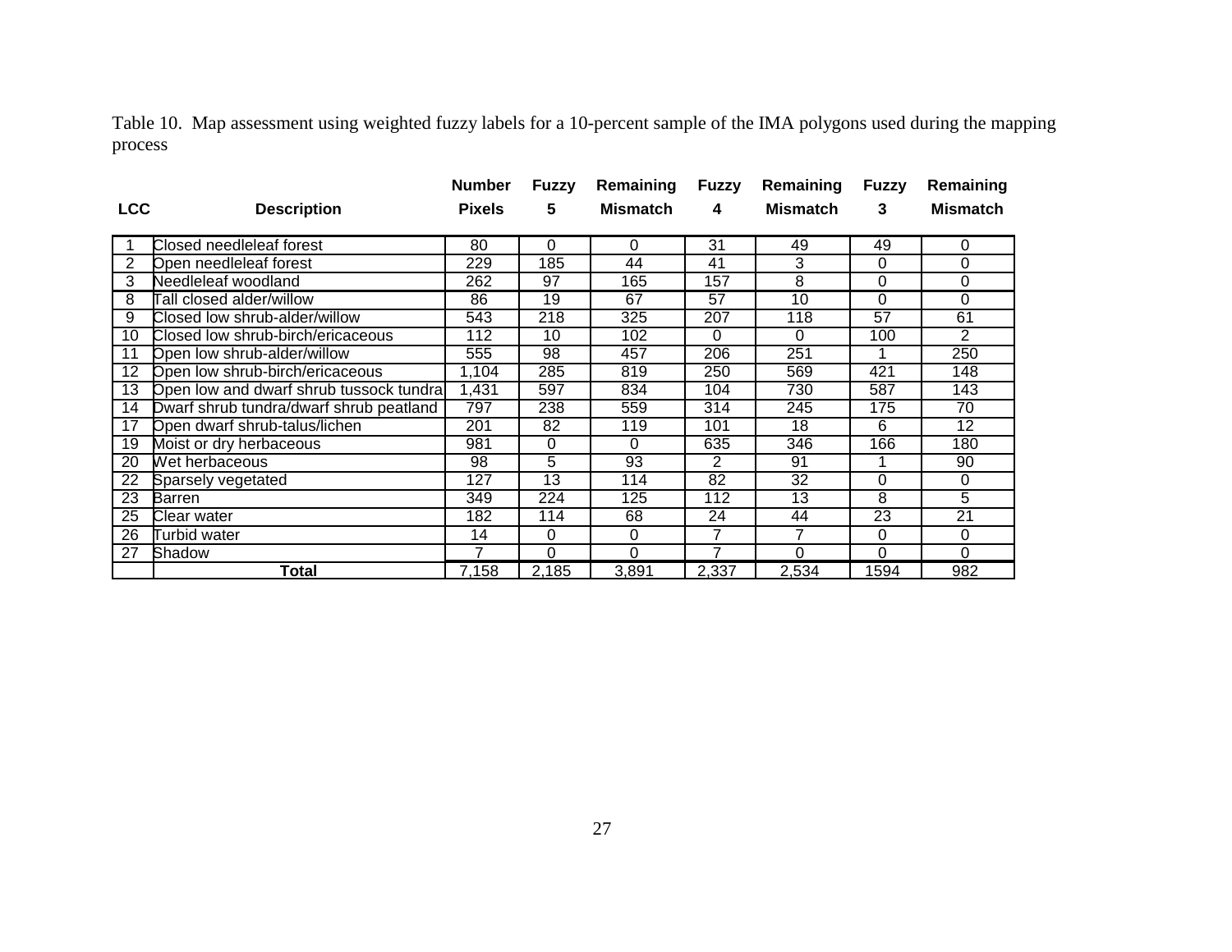Table 10. Map assessment using weighted fuzzy labels for a 10-percent sample of the IMA polygons used during the mapping process

| LCC | Description | Number Pixels | Fuzzy 5 | Remaining Mismatch | Fuzzy 4 | Remaining Mismatch | Fuzzy 3 | Remaining Mismatch |
|---|---|---|---|---|---|---|---|---|
| 1 | Closed needleleaf forest | 80 | 0 | 0 | 31 | 49 | 49 | 0 |
| 2 | Open needleleaf forest | 229 | 185 | 44 | 41 | 3 | 0 | 0 |
| 3 | Needleleaf woodland | 262 | 97 | 165 | 157 | 8 | 0 | 0 |
| 8 | Tall closed alder/willow | 86 | 19 | 67 | 57 | 10 | 0 | 0 |
| 9 | Closed low shrub-alder/willow | 543 | 218 | 325 | 207 | 118 | 57 | 61 |
| 10 | Closed low shrub-birch/ericaceous | 112 | 10 | 102 | 0 | 0 | 100 | 2 |
| 11 | Open low shrub-alder/willow | 555 | 98 | 457 | 206 | 251 | 1 | 250 |
| 12 | Open low shrub-birch/ericaceous | 1,104 | 285 | 819 | 250 | 569 | 421 | 148 |
| 13 | Open low and dwarf shrub tussock tundra | 1,431 | 597 | 834 | 104 | 730 | 587 | 143 |
| 14 | Dwarf shrub tundra/dwarf shrub peatland | 797 | 238 | 559 | 314 | 245 | 175 | 70 |
| 17 | Open dwarf shrub-talus/lichen | 201 | 82 | 119 | 101 | 18 | 6 | 12 |
| 19 | Moist or dry herbaceous | 981 | 0 | 0 | 635 | 346 | 166 | 180 |
| 20 | Wet herbaceous | 98 | 5 | 93 | 2 | 91 | 1 | 90 |
| 22 | Sparsely vegetated | 127 | 13 | 114 | 82 | 32 | 0 | 0 |
| 23 | Barren | 349 | 224 | 125 | 112 | 13 | 8 | 5 |
| 25 | Clear water | 182 | 114 | 68 | 24 | 44 | 23 | 21 |
| 26 | Turbid water | 14 | 0 | 0 | 7 | 7 | 0 | 0 |
| 27 | Shadow | 7 | 0 | 0 | 7 | 0 | 0 | 0 |
| | **Total** | 7,158 | 2,185 | 3,891 | 2,337 | 2,534 | 1594 | 982 |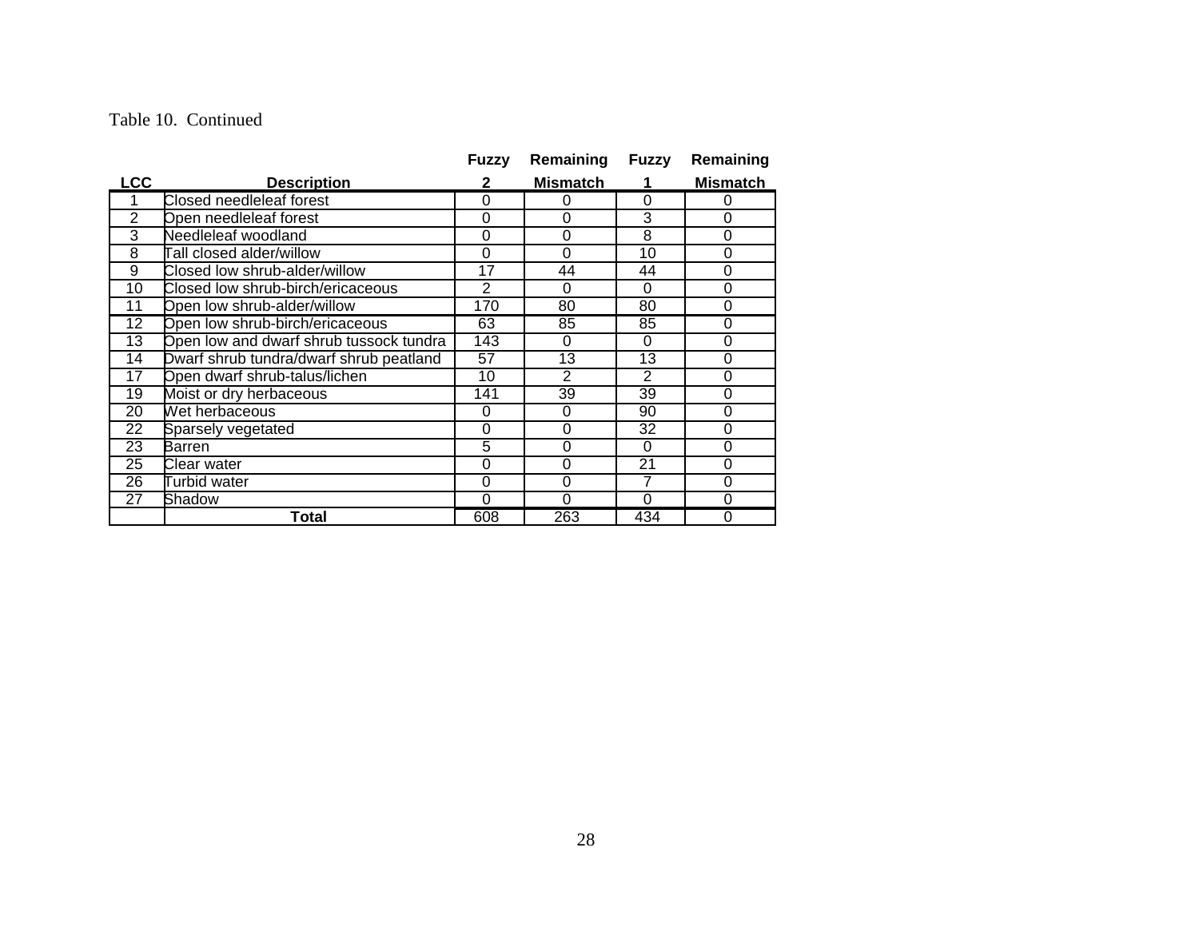Table 10. Continued

| LCC | Description | Fuzzy 2 | Remaining Mismatch | Fuzzy 1 | Remaining Mismatch |
|---|---|---|---|---|---|
| 1 | Closed needleleaf forest | 0 | 0 | 0 | 0 |
| 2 | Open needleleaf forest | 0 | 0 | 3 | 0 |
| 3 | Needleleaf woodland | 0 | 0 | 8 | 0 |
| 8 | Tall closed alder/willow | 0 | 0 | 10 | 0 |
| 9 | Closed low shrub-alder/willow | 17 | 44 | 44 | 0 |
| 10 | Closed low shrub-birch/ericaceous | 2 | 0 | 0 | 0 |
| 11 | Open low shrub-alder/willow | 170 | 80 | 80 | 0 |
| 12 | Open low shrub-birch/ericaceous | 63 | 85 | 85 | 0 |
| 13 | Open low and dwarf shrub tussock tundra | 143 | 0 | 0 | 0 |
| 14 | Dwarf shrub tundra/dwarf shrub peatland | 57 | 13 | 13 | 0 |
| 17 | Open dwarf shrub-talus/lichen | 10 | 2 | 2 | 0 |
| 19 | Moist or dry herbaceous | 141 | 39 | 39 | 0 |
| 20 | Wet herbaceous | 0 | 0 | 90 | 0 |
| 22 | Sparsely vegetated | 0 | 0 | 32 | 0 |
| 23 | Barren | 5 | 0 | 0 | 0 |
| 25 | Clear water | 0 | 0 | 21 | 0 |
| 26 | Turbid water | 0 | 0 | 7 | 0 |
| 27 | Shadow | 0 | 0 | 0 | 0 |
| | **Total** | 608 | 263 | 434 | 0 |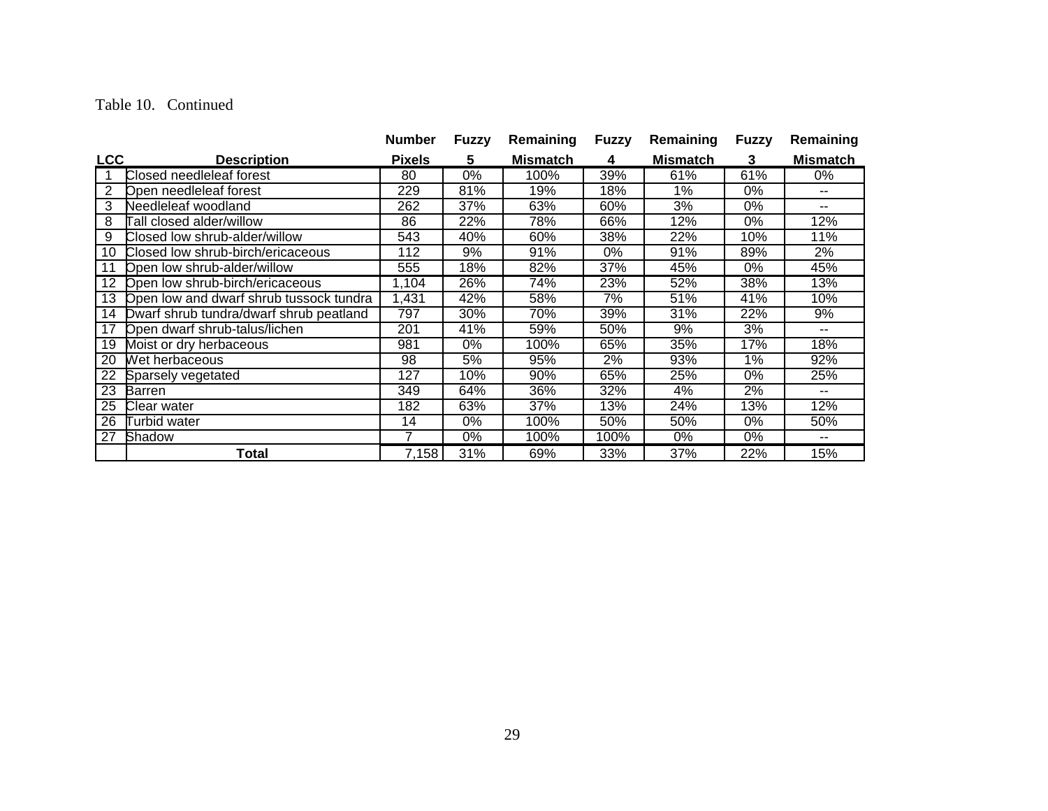Table 10. Continued

| LCC | Description | Number Pixels | Fuzzy 5 | Remaining Mismatch | Fuzzy 4 | Remaining Mismatch | Fuzzy 3 | Remaining Mismatch |
|---|---|---|---|---|---|---|---|---|
| 1 | Closed needleleaf forest | 80 | 0% | 100% | 39% | 61% | 61% | 0% |
| 2 | Open needleleaf forest | 229 | 81% | 19% | 18% | 1% | 0% | -- |
| 3 | Needleleaf woodland | 262 | 37% | 63% | 60% | 3% | 0% | -- |
| 8 | Tall closed alder/willow | 86 | 22% | 78% | 66% | 12% | 0% | 12% |
| 9 | Closed low shrub-alder/willow | 543 | 40% | 60% | 38% | 22% | 10% | 11% |
| 10 | Closed low shrub-birch/ericaceous | 112 | 9% | 91% | 0% | 91% | 89% | 2% |
| 11 | Open low shrub-alder/willow | 555 | 18% | 82% | 37% | 45% | 0% | 45% |
| 12 | Open low shrub-birch/ericaceous | 1,104 | 26% | 74% | 23% | 52% | 38% | 13% |
| 13 | Open low and dwarf shrub tussock tundra | 1,431 | 42% | 58% | 7% | 51% | 41% | 10% |
| 14 | Dwarf shrub tundra/dwarf shrub peatland | 797 | 30% | 70% | 39% | 31% | 22% | 9% |
| 17 | Open dwarf shrub-talus/lichen | 201 | 41% | 59% | 50% | 9% | 3% | -- |
| 19 | Moist or dry herbaceous | 981 | 0% | 100% | 65% | 35% | 17% | 18% |
| 20 | Wet herbaceous | 98 | 5% | 95% | 2% | 93% | 1% | 92% |
| 22 | Sparsely vegetated | 127 | 10% | 90% | 65% | 25% | 0% | 25% |
| 23 | Barren | 349 | 64% | 36% | 32% | 4% | 2% | -- |
| 25 | Clear water | 182 | 63% | 37% | 13% | 24% | 13% | 12% |
| 26 | Turbid water | 14 | 0% | 100% | 50% | 50% | 0% | 50% |
| 27 | Shadow | 7 | 0% | 100% | 100% | 0% | 0% | -- |
| | **Total** | 7,158 | 31% | 69% | 33% | 37% | 22% | 15% |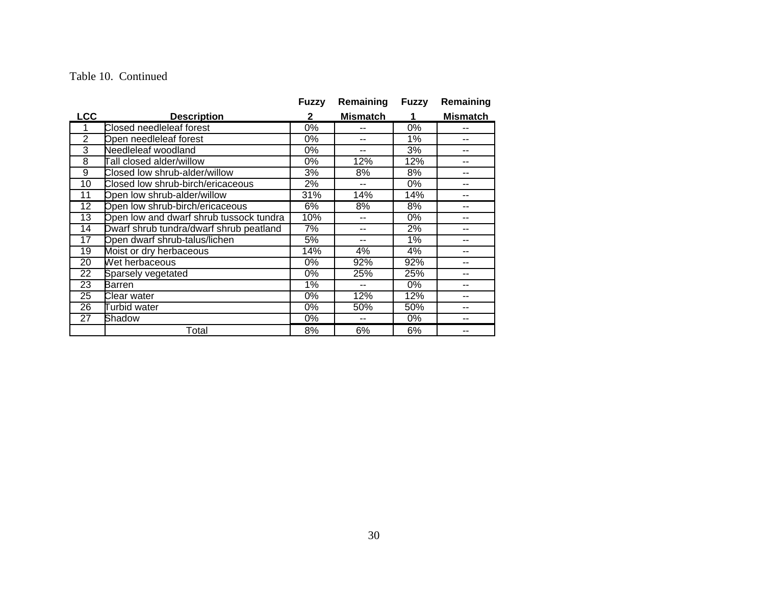Table 10. Continued

| LCC | Description | Fuzzy 2 | Remaining Mismatch | Fuzzy 1 | Remaining Mismatch |
|---|---|---|---|---|---|
| 1 | Closed needleleaf forest | 0% | -- | 0% | -- |
| 2 | Open needleleaf forest | 0% | -- | 1% | -- |
| 3 | Needleleaf woodland | 0% | -- | 3% | -- |
| 8 | Tall closed alder/willow | 0% | 12% | 12% | -- |
| 9 | Closed low shrub-alder/willow | 3% | 8% | 8% | -- |
| 10 | Closed low shrub-birch/ericaceous | 2% | -- | 0% | -- |
| 11 | Open low shrub-alder/willow | 31% | 14% | 14% | -- |
| 12 | Open low shrub-birch/ericaceous | 6% | 8% | 8% | -- |
| 13 | Open low and dwarf shrub tussock tundra | 10% | -- | 0% | -- |
| 14 | Dwarf shrub tundra/dwarf shrub peatland | 7% | -- | 2% | -- |
| 17 | Open dwarf shrub-talus/lichen | 5% | -- | 1% | -- |
| 19 | Moist or dry herbaceous | 14% | 4% | 4% | -- |
| 20 | Wet herbaceous | 0% | 92% | 92% | -- |
| 22 | Sparsely vegetated | 0% | 25% | 25% | -- |
| 23 | Barren | 1% | -- | 0% | -- |
| 25 | Clear water | 0% | 12% | 12% | -- |
| 26 | Turbid water | 0% | 50% | 50% | -- |
| 27 | Shadow | 0% | -- | 0% | -- |
| | Total | 8% | 6% | 6% | -- |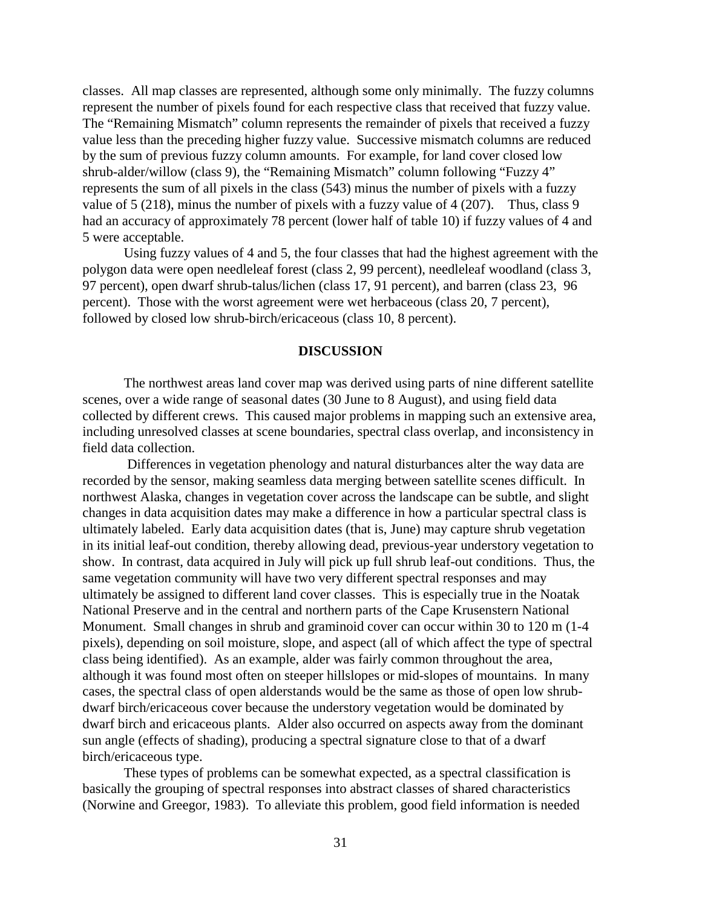classes. All map classes are represented, although some only minimally. The fuzzy columns represent the number of pixels found for each respective class that received that fuzzy value. The "Remaining Mismatch" column represents the remainder of pixels that received a fuzzy value less than the preceding higher fuzzy value. Successive mismatch columns are reduced by the sum of previous fuzzy column amounts. For example, for land cover closed low shrub-alder/willow (class 9), the "Remaining Mismatch" column following "Fuzzy 4" represents the sum of all pixels in the class (543) minus the number of pixels with a fuzzy value of 5 (218), minus the number of pixels with a fuzzy value of 4 (207). Thus, class 9 had an accuracy of approximately 78 percent (lower half of table 10) if fuzzy values of 4 and 5 were acceptable.

Using fuzzy values of 4 and 5, the four classes that had the highest agreement with the polygon data were open needleleaf forest (class 2, 99 percent), needleleaf woodland (class 3, 97 percent), open dwarf shrub-talus/lichen (class 17, 91 percent), and barren (class 23, 96 percent). Those with the worst agreement were wet herbaceous (class 20, 7 percent), followed by closed low shrub-birch/ericaceous (class 10, 8 percent).

## DISCUSSION

The northwest areas land cover map was derived using parts of nine different satellite scenes, over a wide range of seasonal dates (30 June to 8 August), and using field data collected by different crews. This caused major problems in mapping such an extensive area, including unresolved classes at scene boundaries, spectral class overlap, and inconsistency in field data collection.

Differences in vegetation phenology and natural disturbances alter the way data are recorded by the sensor, making seamless data merging between satellite scenes difficult. In northwest Alaska, changes in vegetation cover across the landscape can be subtle, and slight changes in data acquisition dates may make a difference in how a particular spectral class is ultimately labeled. Early data acquisition dates (that is, June) may capture shrub vegetation in its initial leaf-out condition, thereby allowing dead, previous-year understory vegetation to show. In contrast, data acquired in July will pick up full shrub leaf-out conditions. Thus, the same vegetation community will have two very different spectral responses and may ultimately be assigned to different land cover classes. This is especially true in the Noatak National Preserve and in the central and northern parts of the Cape Krusenstern National Monument. Small changes in shrub and graminoid cover can occur within 30 to 120 m (1-4 pixels), depending on soil moisture, slope, and aspect (all of which affect the type of spectral class being identified). As an example, alder was fairly common throughout the area, although it was found most often on steeper hillslopes or mid-slopes of mountains. In many cases, the spectral class of open alderstands would be the same as those of open low shrub-dwarf birch/ericaceous cover because the understory vegetation would be dominated by dwarf birch and ericaceous plants. Alder also occurred on aspects away from the dominant sun angle (effects of shading), producing a spectral signature close to that of a dwarf birch/ericaceous type.

These types of problems can be somewhat expected, as a spectral classification is basically the grouping of spectral responses into abstract classes of shared characteristics (Norwine and Greegor, 1983). To alleviate this problem, good field information is needed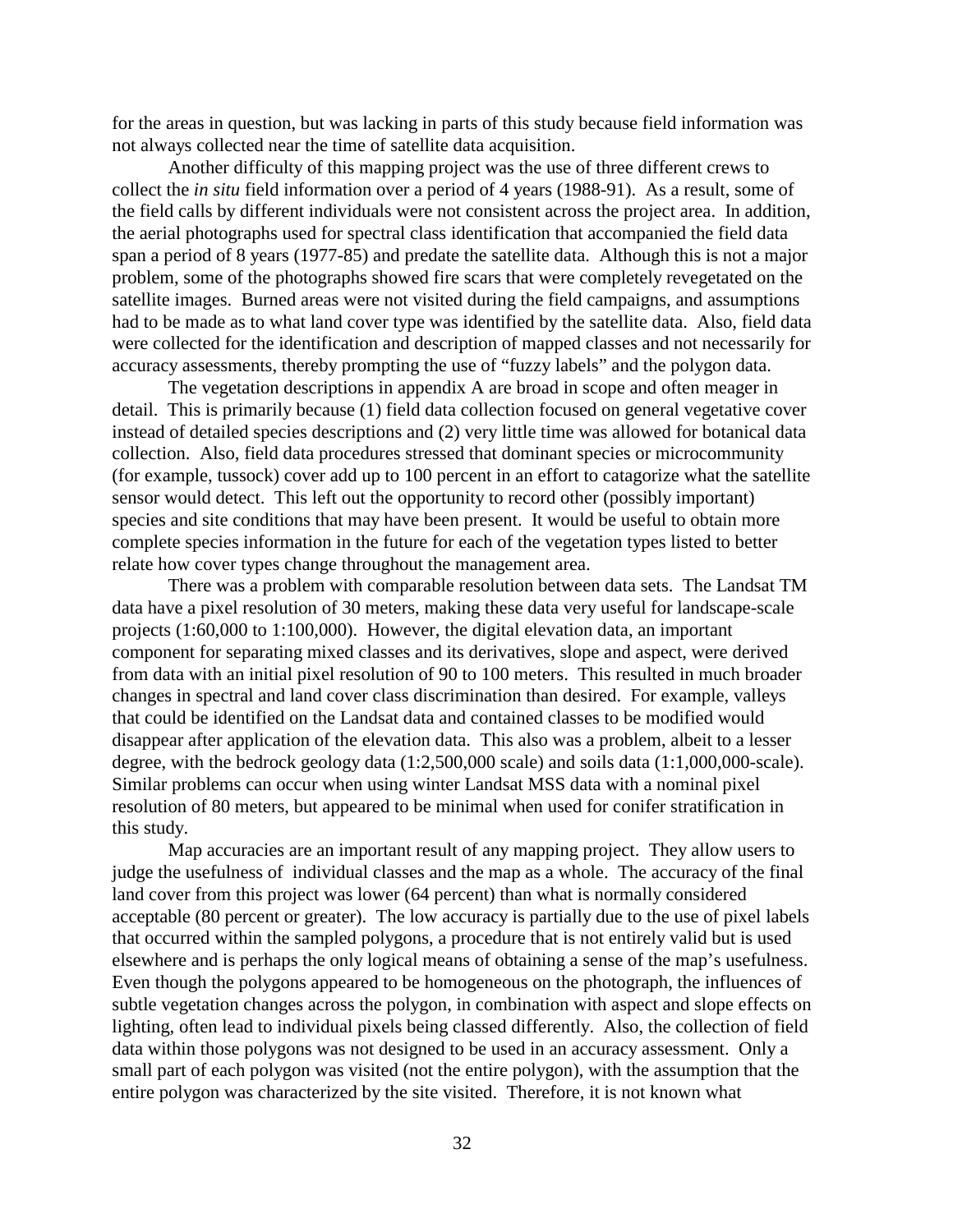for the areas in question, but was lacking in parts of this study because field information was not always collected near the time of satellite data acquisition.

Another difficulty of this mapping project was the use of three different crews to collect the *in situ* field information over a period of 4 years (1988-91). As a result, some of the field calls by different individuals were not consistent across the project area. In addition, the aerial photographs used for spectral class identification that accompanied the field data span a period of 8 years (1977-85) and predate the satellite data. Although this is not a major problem, some of the photographs showed fire scars that were completely revegetated on the satellite images. Burned areas were not visited during the field campaigns, and assumptions had to be made as to what land cover type was identified by the satellite data. Also, field data were collected for the identification and description of mapped classes and not necessarily for accuracy assessments, thereby prompting the use of "fuzzy labels" and the polygon data.

The vegetation descriptions in appendix A are broad in scope and often meager in detail. This is primarily because (1) field data collection focused on general vegetative cover instead of detailed species descriptions and (2) very little time was allowed for botanical data collection. Also, field data procedures stressed that dominant species or microcommunity (for example, tussock) cover add up to 100 percent in an effort to catagorize what the satellite sensor would detect. This left out the opportunity to record other (possibly important) species and site conditions that may have been present. It would be useful to obtain more complete species information in the future for each of the vegetation types listed to better relate how cover types change throughout the management area.

There was a problem with comparable resolution between data sets. The Landsat TM data have a pixel resolution of 30 meters, making these data very useful for landscape-scale projects (1:60,000 to 1:100,000). However, the digital elevation data, an important component for separating mixed classes and its derivatives, slope and aspect, were derived from data with an initial pixel resolution of 90 to 100 meters. This resulted in much broader changes in spectral and land cover class discrimination than desired. For example, valleys that could be identified on the Landsat data and contained classes to be modified would disappear after application of the elevation data. This also was a problem, albeit to a lesser degree, with the bedrock geology data (1:2,500,000 scale) and soils data (1:1,000,000-scale). Similar problems can occur when using winter Landsat MSS data with a nominal pixel resolution of 80 meters, but appeared to be minimal when used for conifer stratification in this study.

Map accuracies are an important result of any mapping project. They allow users to judge the usefulness of individual classes and the map as a whole. The accuracy of the final land cover from this project was lower (64 percent) than what is normally considered acceptable (80 percent or greater). The low accuracy is partially due to the use of pixel labels that occurred within the sampled polygons, a procedure that is not entirely valid but is used elsewhere and is perhaps the only logical means of obtaining a sense of the map's usefulness. Even though the polygons appeared to be homogeneous on the photograph, the influences of subtle vegetation changes across the polygon, in combination with aspect and slope effects on lighting, often lead to individual pixels being classed differently. Also, the collection of field data within those polygons was not designed to be used in an accuracy assessment. Only a small part of each polygon was visited (not the entire polygon), with the assumption that the entire polygon was characterized by the site visited. Therefore, it is not known what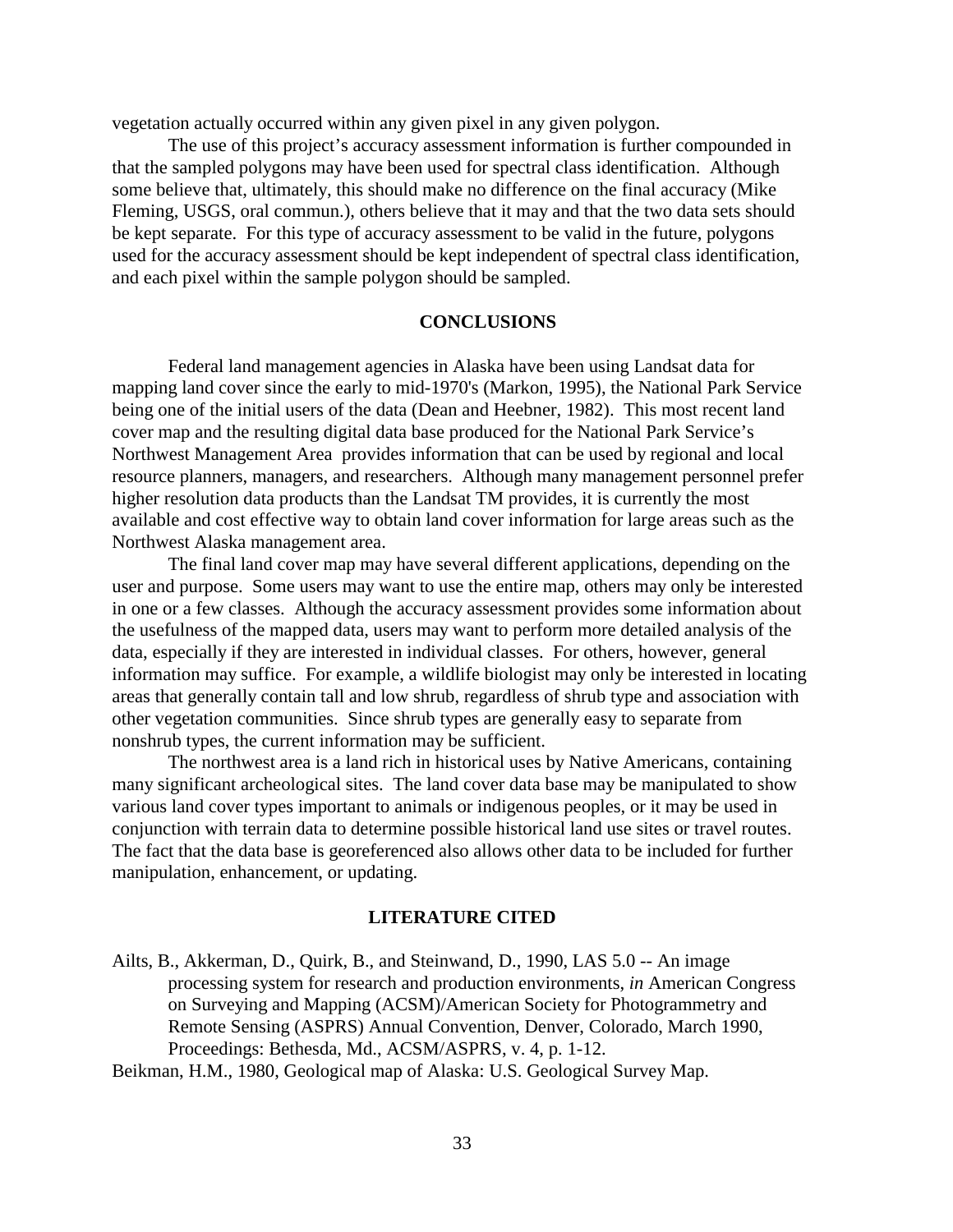vegetation actually occurred within any given pixel in any given polygon.

The use of this project's accuracy assessment information is further compounded in that the sampled polygons may have been used for spectral class identification. Although some believe that, ultimately, this should make no difference on the final accuracy (Mike Fleming, USGS, oral commun.), others believe that it may and that the two data sets should be kept separate. For this type of accuracy assessment to be valid in the future, polygons used for the accuracy assessment should be kept independent of spectral class identification, and each pixel within the sample polygon should be sampled.

## CONCLUSIONS

Federal land management agencies in Alaska have been using Landsat data for mapping land cover since the early to mid-1970's (Markon, 1995), the National Park Service being one of the initial users of the data (Dean and Heebner, 1982). This most recent land cover map and the resulting digital data base produced for the National Park Service's Northwest Management Area provides information that can be used by regional and local resource planners, managers, and researchers. Although many management personnel prefer higher resolution data products than the Landsat TM provides, it is currently the most available and cost effective way to obtain land cover information for large areas such as the Northwest Alaska management area.

The final land cover map may have several different applications, depending on the user and purpose. Some users may want to use the entire map, others may only be interested in one or a few classes. Although the accuracy assessment provides some information about the usefulness of the mapped data, users may want to perform more detailed analysis of the data, especially if they are interested in individual classes. For others, however, general information may suffice. For example, a wildlife biologist may only be interested in locating areas that generally contain tall and low shrub, regardless of shrub type and association with other vegetation communities. Since shrub types are generally easy to separate from nonshrub types, the current information may be sufficient.

The northwest area is a land rich in historical uses by Native Americans, containing many significant archeological sites. The land cover data base may be manipulated to show various land cover types important to animals or indigenous peoples, or it may be used in conjunction with terrain data to determine possible historical land use sites or travel routes. The fact that the data base is georeferenced also allows other data to be included for further manipulation, enhancement, or updating.

## LITERATURE CITED

Ailts, B., Akkerman, D., Quirk, B., and Steinwand, D., 1990, LAS 5.0 -- An image processing system for research and production environments, *in* American Congress on Surveying and Mapping (ACSM)/American Society for Photogrammetry and Remote Sensing (ASPRS) Annual Convention, Denver, Colorado, March 1990, Proceedings: Bethesda, Md., ACSM/ASPRS, v. 4, p. 1-12.

Beikman, H.M., 1980, Geological map of Alaska: U.S. Geological Survey Map.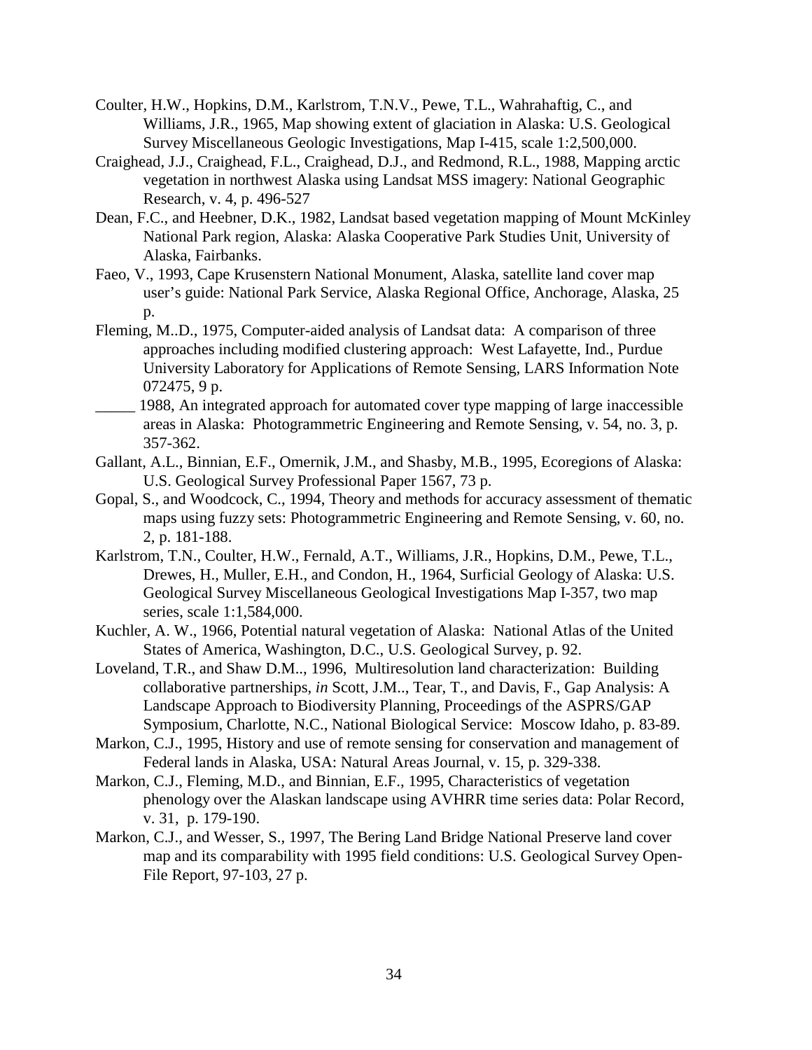Coulter, H.W., Hopkins, D.M., Karlstrom, T.N.V., Pewe, T.L., Wahrahaftig, C., and Williams, J.R., 1965, Map showing extent of glaciation in Alaska: U.S. Geological Survey Miscellaneous Geologic Investigations, Map I-415, scale 1:2,500,000.

Craighead, J.J., Craighead, F.L., Craighead, D.J., and Redmond, R.L., 1988, Mapping arctic vegetation in northwest Alaska using Landsat MSS imagery: National Geographic Research, v. 4, p. 496-527

Dean, F.C., and Heebner, D.K., 1982, Landsat based vegetation mapping of Mount McKinley National Park region, Alaska: Alaska Cooperative Park Studies Unit, University of Alaska, Fairbanks.

Faeo, V., 1993, Cape Krusenstern National Monument, Alaska, satellite land cover map user's guide: National Park Service, Alaska Regional Office, Anchorage, Alaska, 25 p.

Fleming, M..D., 1975, Computer-aided analysis of Landsat data: A comparison of three approaches including modified clustering approach: West Lafayette, Ind., Purdue University Laboratory for Applications of Remote Sensing, LARS Information Note 072475, 9 p.

_____ 1988, An integrated approach for automated cover type mapping of large inaccessible areas in Alaska: Photogrammetric Engineering and Remote Sensing, v. 54, no. 3, p. 357-362.

Gallant, A.L., Binnian, E.F., Omernik, J.M., and Shasby, M.B., 1995, Ecoregions of Alaska: U.S. Geological Survey Professional Paper 1567, 73 p.

Gopal, S., and Woodcock, C., 1994, Theory and methods for accuracy assessment of thematic maps using fuzzy sets: Photogrammetric Engineering and Remote Sensing, v. 60, no. 2, p. 181-188.

Karlstrom, T.N., Coulter, H.W., Fernald, A.T., Williams, J.R., Hopkins, D.M., Pewe, T.L., Drewes, H., Muller, E.H., and Condon, H., 1964, Surficial Geology of Alaska: U.S. Geological Survey Miscellaneous Geological Investigations Map I-357, two map series, scale 1:1,584,000.

Kuchler, A. W., 1966, Potential natural vegetation of Alaska: National Atlas of the United States of America, Washington, D.C., U.S. Geological Survey, p. 92.

Loveland, T.R., and Shaw D.M.., 1996, Multiresolution land characterization: Building collaborative partnerships, *in* Scott, J.M.., Tear, T., and Davis, F., Gap Analysis: A Landscape Approach to Biodiversity Planning, Proceedings of the ASPRS/GAP Symposium, Charlotte, N.C., National Biological Service: Moscow Idaho, p. 83-89.

Markon, C.J., 1995, History and use of remote sensing for conservation and management of Federal lands in Alaska, USA: Natural Areas Journal, v. 15, p. 329-338.

Markon, C.J., Fleming, M.D., and Binnian, E.F., 1995, Characteristics of vegetation phenology over the Alaskan landscape using AVHRR time series data: Polar Record, v. 31, p. 179-190.

Markon, C.J., and Wesser, S., 1997, The Bering Land Bridge National Preserve land cover map and its comparability with 1995 field conditions: U.S. Geological Survey Open-File Report, 97-103, 27 p.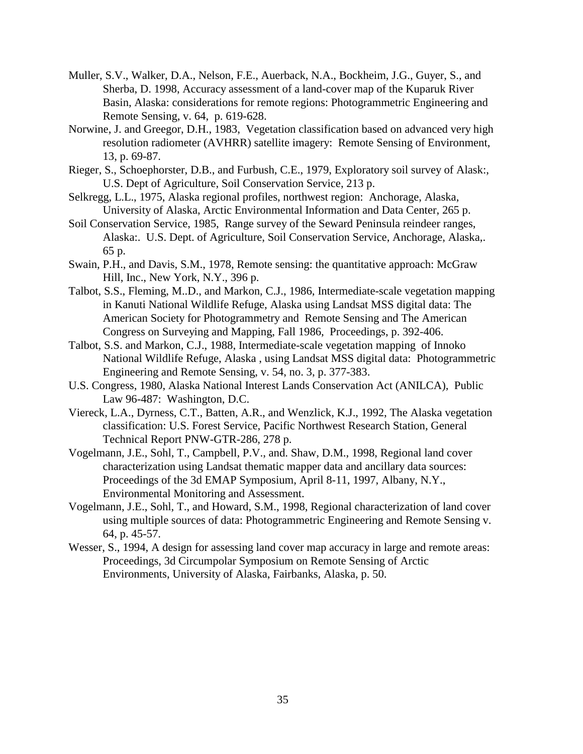Muller, S.V., Walker, D.A., Nelson, F.E., Auerback, N.A., Bockheim, J.G., Guyer, S., and Sherba, D. 1998, Accuracy assessment of a land-cover map of the Kuparuk River Basin, Alaska: considerations for remote regions: Photogrammetric Engineering and Remote Sensing, v. 64, p. 619-628.

Norwine, J. and Greegor, D.H., 1983, Vegetation classification based on advanced very high resolution radiometer (AVHRR) satellite imagery: Remote Sensing of Environment, 13, p. 69-87.

Rieger, S., Schoephorster, D.B., and Furbush, C.E., 1979, Exploratory soil survey of Alask:, U.S. Dept of Agriculture, Soil Conservation Service, 213 p.

Selkregg, L.L., 1975, Alaska regional profiles, northwest region: Anchorage, Alaska, University of Alaska, Arctic Environmental Information and Data Center, 265 p.

Soil Conservation Service, 1985, Range survey of the Seward Peninsula reindeer ranges, Alaska:. U.S. Dept. of Agriculture, Soil Conservation Service, Anchorage, Alaska,. 65 p.

Swain, P.H., and Davis, S.M., 1978, Remote sensing: the quantitative approach: McGraw Hill, Inc., New York, N.Y., 396 p.

Talbot, S.S., Fleming, M..D., and Markon, C.J., 1986, Intermediate-scale vegetation mapping in Kanuti National Wildlife Refuge, Alaska using Landsat MSS digital data: The American Society for Photogrammetry and Remote Sensing and The American Congress on Surveying and Mapping, Fall 1986, Proceedings, p. 392-406.

Talbot, S.S. and Markon, C.J., 1988, Intermediate-scale vegetation mapping of Innoko National Wildlife Refuge, Alaska , using Landsat MSS digital data: Photogrammetric Engineering and Remote Sensing, v. 54, no. 3, p. 377-383.

U.S. Congress, 1980, Alaska National Interest Lands Conservation Act (ANILCA), Public Law 96-487: Washington, D.C.

Viereck, L.A., Dyrness, C.T., Batten, A.R., and Wenzlick, K.J., 1992, The Alaska vegetation classification: U.S. Forest Service, Pacific Northwest Research Station, General Technical Report PNW-GTR-286, 278 p.

Vogelmann, J.E., Sohl, T., Campbell, P.V., and. Shaw, D.M., 1998, Regional land cover characterization using Landsat thematic mapper data and ancillary data sources: Proceedings of the 3d EMAP Symposium, April 8-11, 1997, Albany, N.Y., Environmental Monitoring and Assessment.

Vogelmann, J.E., Sohl, T., and Howard, S.M., 1998, Regional characterization of land cover using multiple sources of data: Photogrammetric Engineering and Remote Sensing v. 64, p. 45-57.

Wesser, S., 1994, A design for assessing land cover map accuracy in large and remote areas: Proceedings, 3d Circumpolar Symposium on Remote Sensing of Arctic Environments, University of Alaska, Fairbanks, Alaska, p. 50.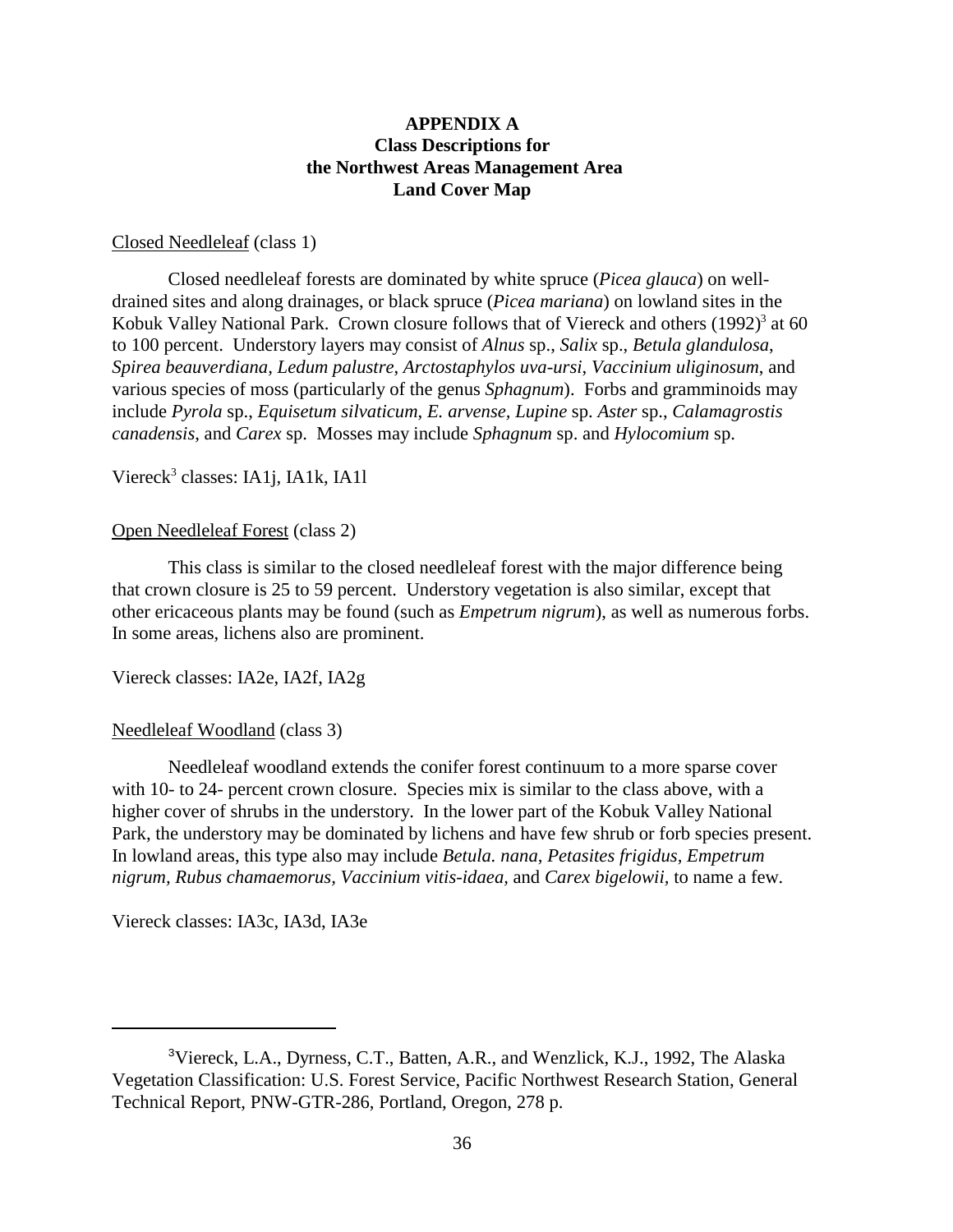# APPENDIX A
# Class Descriptions for the Northwest Areas Management Area Land Cover Map

Closed Needleleaf (class 1)

Closed needleleaf forests are dominated by white spruce (*Picea glauca*) on well-drained sites and along drainages, or black spruce (*Picea mariana*) on lowland sites in the Kobuk Valley National Park. Crown closure follows that of Viereck and others (1992)[3] at 60 to 100 percent. Understory layers may consist of *Alnus* sp., *Salix* sp., *Betula glandulosa*, *Spirea beauverdiana, Ledum palustre*, *Arctostaphylos uva-ursi*, *Vaccinium uliginosum*, and various species of moss (particularly of the genus *Sphagnum*). Forbs and gramminoids may include *Pyrola* sp., *Equisetum silvaticum*, *E. arvense, Lupine* sp. *Aster* sp., *Calamagrostis canadensis*, and *Carex* sp. Mosses may include *Sphagnum* sp. and *Hylocomium* sp.

Viereck[3] classes: IA1j, IA1k, IA1l

Open Needleleaf Forest (class 2)

This class is similar to the closed needleleaf forest with the major difference being that crown closure is 25 to 59 percent. Understory vegetation is also similar, except that other ericaceous plants may be found (such as *Empetrum nigrum*), as well as numerous forbs. In some areas, lichens also are prominent.

Viereck classes: IA2e, IA2f, IA2g

Needleleaf Woodland (class 3)

Needleleaf woodland extends the conifer forest continuum to a more sparse cover with 10- to 24- percent crown closure. Species mix is similar to the class above, with a higher cover of shrubs in the understory. In the lower part of the Kobuk Valley National Park, the understory may be dominated by lichens and have few shrub or forb species present. In lowland areas, this type also may include *Betula. nana, Petasites frigidus, Empetrum nigrum, Rubus chamaemorus, Vaccinium vitis-idaea,* and *Carex bigelowii,* to name a few.

Viereck classes: IA3c, IA3d, IA3e

---

[3]Viereck, L.A., Dyrness, C.T., Batten, A.R., and Wenzlick, K.J., 1992, The Alaska Vegetation Classification: U.S. Forest Service, Pacific Northwest Research Station, General Technical Report, PNW-GTR-286, Portland, Oregon, 278 p.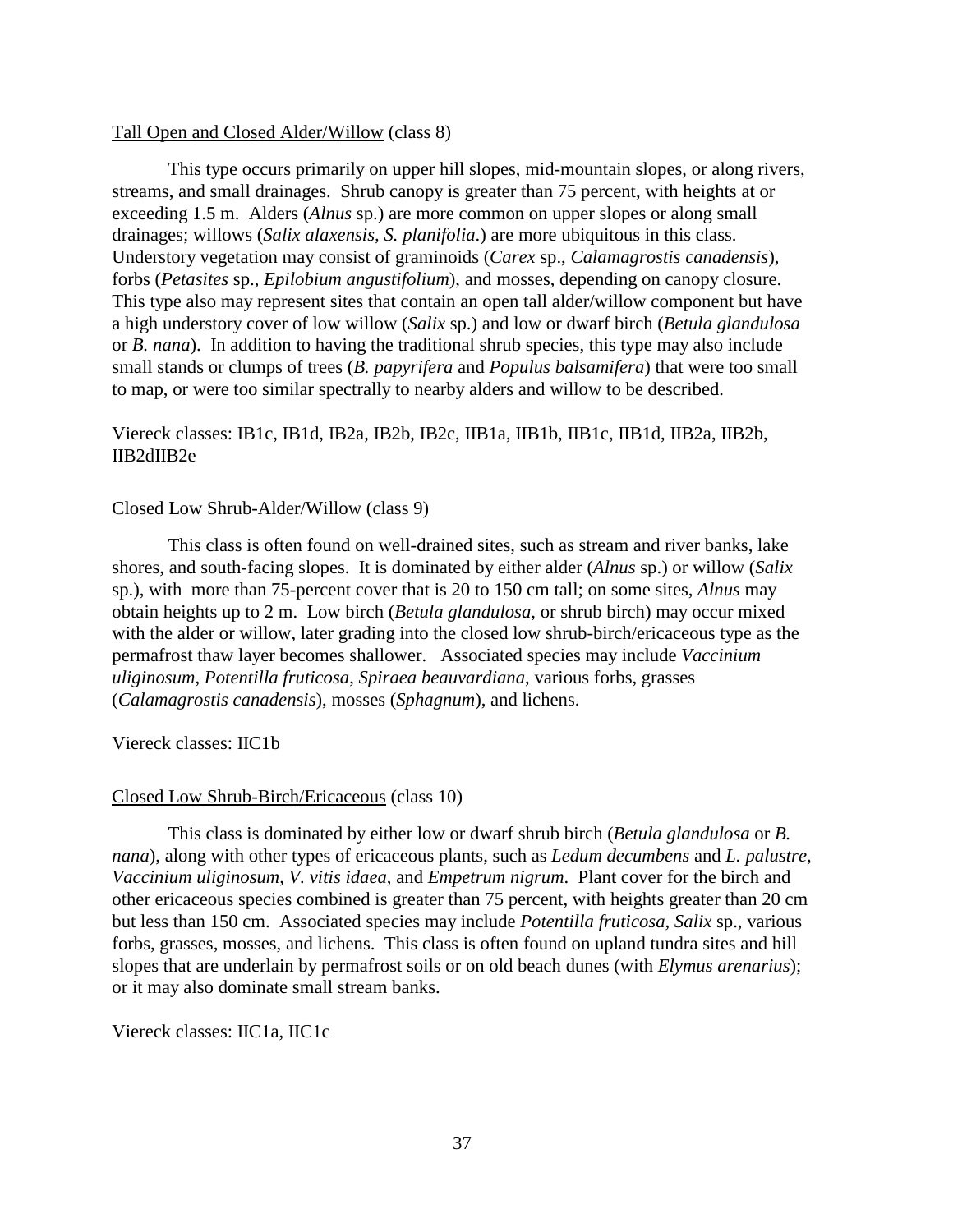<u>Tall Open and Closed Alder/Willow</u> (class 8)

This type occurs primarily on upper hill slopes, mid-mountain slopes, or along rivers, streams, and small drainages. Shrub canopy is greater than 75 percent, with heights at or exceeding 1.5 m. Alders (*Alnus* sp.) are more common on upper slopes or along small drainages; willows (*Salix alaxensis, S. planifolia*.) are more ubiquitous in this class. Understory vegetation may consist of graminoids (*Carex* sp., *Calamagrostis canadensis*), forbs (*Petasites* sp., *Epilobium angustifolium*), and mosses, depending on canopy closure. This type also may represent sites that contain an open tall alder/willow component but have a high understory cover of low willow (*Salix* sp.) and low or dwarf birch (*Betula glandulosa* or *B. nana*). In addition to having the traditional shrub species, this type may also include small stands or clumps of trees (*B. papyrifera* and *Populus balsamifera*) that were too small to map, or were too similar spectrally to nearby alders and willow to be described.

Viereck classes: IB1c, IB1d, IB2a, IB2b, IB2c, IIB1a, IIB1b, IIB1c, IIB1d, IIB2a, IIB2b, IIB2dIIB2e

<u>Closed Low Shrub-Alder/Willow</u> (class 9)

This class is often found on well-drained sites, such as stream and river banks, lake shores, and south-facing slopes. It is dominated by either alder (*Alnus* sp.) or willow (*Salix* sp.), with more than 75-percent cover that is 20 to 150 cm tall; on some sites, *Alnus* may obtain heights up to 2 m. Low birch (*Betula glandulosa*, or shrub birch) may occur mixed with the alder or willow, later grading into the closed low shrub-birch/ericaceous type as the permafrost thaw layer becomes shallower. Associated species may include *Vaccinium uliginosum*, *Potentilla fruticosa*, *Spiraea beauvardiana*, various forbs, grasses (*Calamagrostis canadensis*), mosses (*Sphagnum*), and lichens.

Viereck classes: IIC1b

<u>Closed Low Shrub-Birch/Ericaceous</u> (class 10)

This class is dominated by either low or dwarf shrub birch (*Betula glandulosa* or *B. nana*), along with other types of ericaceous plants, such as *Ledum decumbens* and *L. palustre*, *Vaccinium uliginosum*, *V. vitis idaea*, and *Empetrum nigrum*. Plant cover for the birch and other ericaceous species combined is greater than 75 percent, with heights greater than 20 cm but less than 150 cm. Associated species may include *Potentilla fruticosa*, *Salix* sp., various forbs, grasses, mosses, and lichens. This class is often found on upland tundra sites and hill slopes that are underlain by permafrost soils or on old beach dunes (with *Elymus arenarius*); or it may also dominate small stream banks.

Viereck classes: IIC1a, IIC1c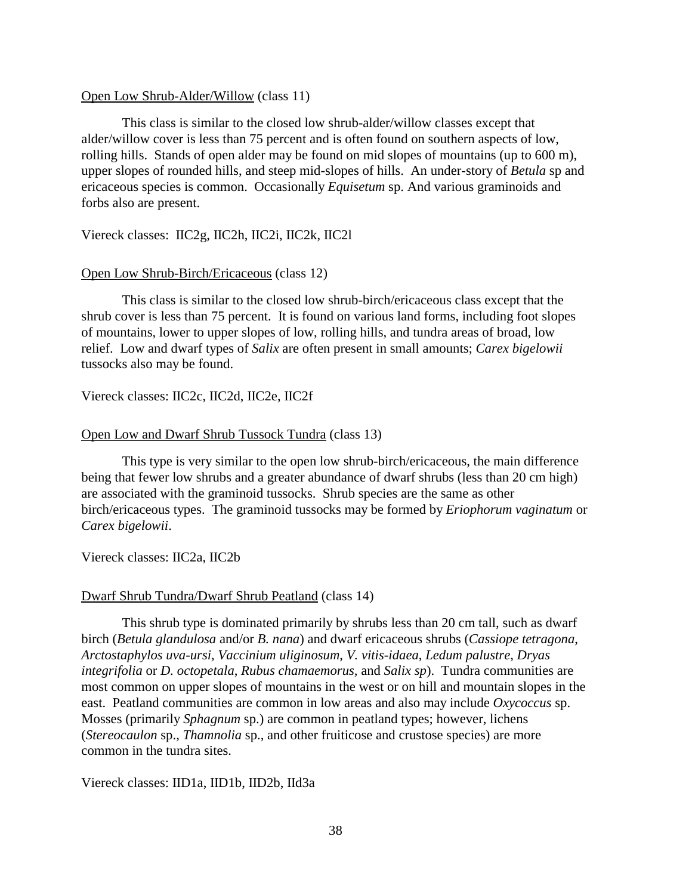Open Low Shrub-Alder/Willow (class 11)

This class is similar to the closed low shrub-alder/willow classes except that alder/willow cover is less than 75 percent and is often found on southern aspects of low, rolling hills. Stands of open alder may be found on mid slopes of mountains (up to 600 m), upper slopes of rounded hills, and steep mid-slopes of hills. An under-story of *Betula* sp and ericaceous species is common. Occasionally *Equisetum* sp. And various graminoids and forbs also are present.

Viereck classes: IIC2g, IIC2h, IIC2i, IIC2k, IIC2l

Open Low Shrub-Birch/Ericaceous (class 12)

This class is similar to the closed low shrub-birch/ericaceous class except that the shrub cover is less than 75 percent. It is found on various land forms, including foot slopes of mountains, lower to upper slopes of low, rolling hills, and tundra areas of broad, low relief. Low and dwarf types of *Salix* are often present in small amounts; *Carex bigelowii* tussocks also may be found.

Viereck classes: IIC2c, IIC2d, IIC2e, IIC2f

Open Low and Dwarf Shrub Tussock Tundra (class 13)

This type is very similar to the open low shrub-birch/ericaceous, the main difference being that fewer low shrubs and a greater abundance of dwarf shrubs (less than 20 cm high) are associated with the graminoid tussocks. Shrub species are the same as other birch/ericaceous types. The graminoid tussocks may be formed by *Eriophorum vaginatum* or *Carex bigelowii*.

Viereck classes: IIC2a, IIC2b

Dwarf Shrub Tundra/Dwarf Shrub Peatland (class 14)

This shrub type is dominated primarily by shrubs less than 20 cm tall, such as dwarf birch (*Betula glandulosa* and/or *B. nana*) and dwarf ericaceous shrubs (*Cassiope tetragona*, *Arctostaphylos uva-ursi*, *Vaccinium uliginosum*, *V. vitis-idaea*, *Ledum palustre*, *Dryas integrifolia* or *D. octopetala*, *Rubus chamaemorus*, and *Salix sp*). Tundra communities are most common on upper slopes of mountains in the west or on hill and mountain slopes in the east. Peatland communities are common in low areas and also may include *Oxycoccus* sp. Mosses (primarily *Sphagnum* sp.) are common in peatland types; however, lichens (*Stereocaulon* sp., *Thamnolia* sp., and other fruiticose and crustose species) are more common in the tundra sites.

Viereck classes: IID1a, IID1b, IID2b, IId3a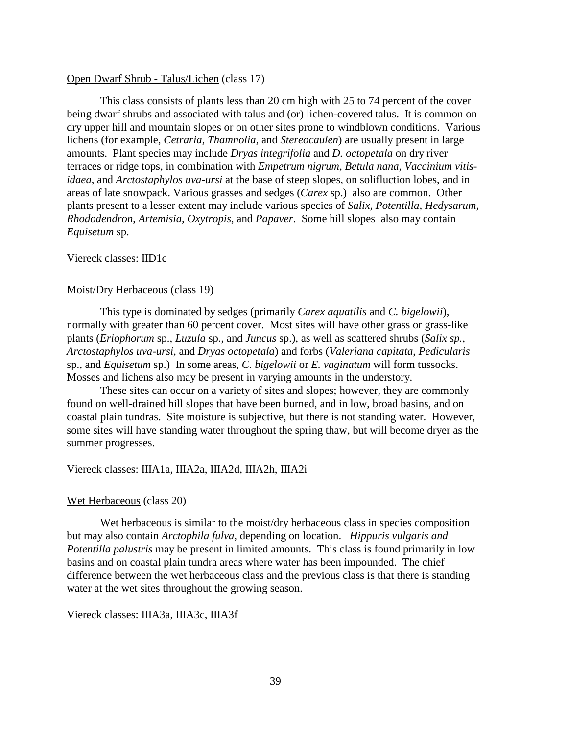<u>Open Dwarf Shrub - Talus/Lichen</u> (class 17)

This class consists of plants less than 20 cm high with 25 to 74 percent of the cover being dwarf shrubs and associated with talus and (or) lichen-covered talus. It is common on dry upper hill and mountain slopes or on other sites prone to windblown conditions. Various lichens (for example, *Cetraria, Thamnolia,* and *Stereocaulen*) are usually present in large amounts. Plant species may include *Dryas integrifolia* and *D. octopetala* on dry river terraces or ridge tops, in combination with *Empetrum nigrum*, *Betula nana*, *Vaccinium vitis-idaea*, and *Arctostaphylos uva-ursi* at the base of steep slopes, on solifluction lobes, and in areas of late snowpack. Various grasses and sedges (*Carex* sp.) also are common. Other plants present to a lesser extent may include various species of *Salix, Potentilla, Hedysarum, Rhododendron*, *Artemisia, Oxytropis*, and *Papaver*. Some hill slopes also may contain *Equisetum* sp.

Viereck classes: IID1c

<u>Moist/Dry Herbaceous</u> (class 19)

This type is dominated by sedges (primarily *Carex aquatilis* and *C. bigelowii*), normally with greater than 60 percent cover. Most sites will have other grass or grass-like plants (*Eriophorum* sp., *Luzula* sp., and *Juncus* sp.), as well as scattered shrubs (*Salix sp., Arctostaphylos uva-ursi,* and *Dryas octopetala*) and forbs (*Valeriana capitata*, *Pedicularis* sp., and *Equisetum* sp.) In some areas, *C. bigelowii* or *E. vaginatum* will form tussocks. Mosses and lichens also may be present in varying amounts in the understory.

These sites can occur on a variety of sites and slopes; however, they are commonly found on well-drained hill slopes that have been burned, and in low, broad basins, and on coastal plain tundras. Site moisture is subjective, but there is not standing water. However, some sites will have standing water throughout the spring thaw, but will become dryer as the summer progresses.

Viereck classes: IIIA1a, IIIA2a, IIIA2d, IIIA2h, IIIA2i

<u>Wet Herbaceous</u> (class 20)

Wet herbaceous is similar to the moist/dry herbaceous class in species composition but may also contain *Arctophila fulva*, depending on location. *Hippuris vulgaris and Potentilla palustris* may be present in limited amounts. This class is found primarily in low basins and on coastal plain tundra areas where water has been impounded. The chief difference between the wet herbaceous class and the previous class is that there is standing water at the wet sites throughout the growing season.

Viereck classes: IIIA3a, IIIA3c, IIIA3f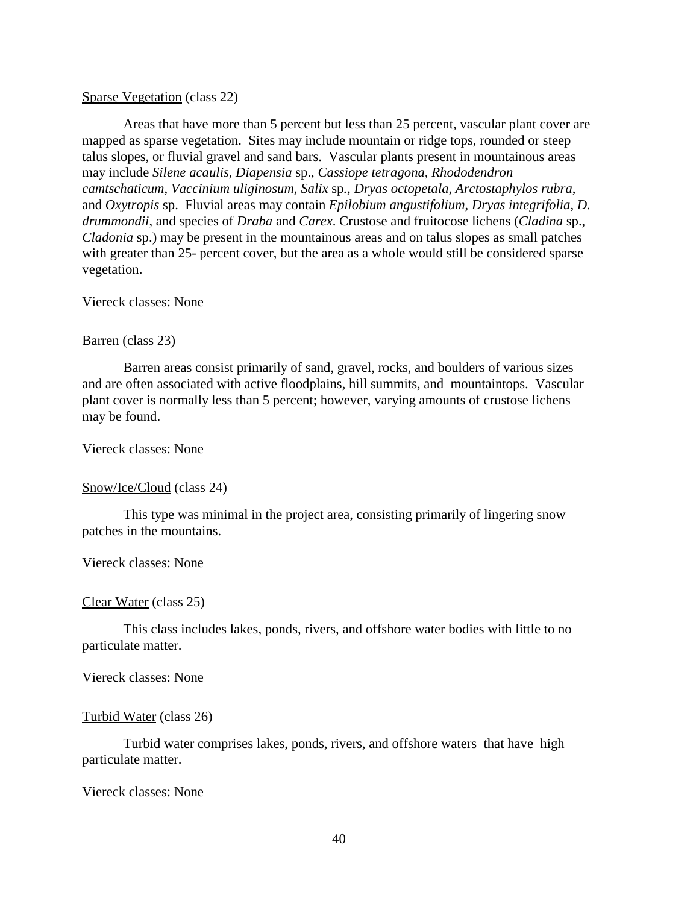Sparse Vegetation (class 22)

Areas that have more than 5 percent but less than 25 percent, vascular plant cover are mapped as sparse vegetation. Sites may include mountain or ridge tops, rounded or steep talus slopes, or fluvial gravel and sand bars. Vascular plants present in mountainous areas may include *Silene acaulis*, *Diapensia* sp., *Cassiope tetragona*, *Rhododendron camtschaticum*, *Vaccinium uliginosum*, *Salix* sp., *Dryas octopetala*, *Arctostaphylos rubra*, and *Oxytropis* sp. Fluvial areas may contain *Epilobium angustifolium*, *Dryas integrifolia*, *D. drummondii*, and species of *Draba* and *Carex*. Crustose and fruitocose lichens (*Cladina* sp., *Cladonia* sp.) may be present in the mountainous areas and on talus slopes as small patches with greater than 25- percent cover, but the area as a whole would still be considered sparse vegetation.

Viereck classes: None

Barren (class 23)

Barren areas consist primarily of sand, gravel, rocks, and boulders of various sizes and are often associated with active floodplains, hill summits, and mountaintops. Vascular plant cover is normally less than 5 percent; however, varying amounts of crustose lichens may be found.

Viereck classes: None

Snow/Ice/Cloud (class 24)

This type was minimal in the project area, consisting primarily of lingering snow patches in the mountains.

Viereck classes: None

Clear Water (class 25)

This class includes lakes, ponds, rivers, and offshore water bodies with little to no particulate matter.

Viereck classes: None

Turbid Water (class 26)

Turbid water comprises lakes, ponds, rivers, and offshore waters that have high particulate matter.

Viereck classes: None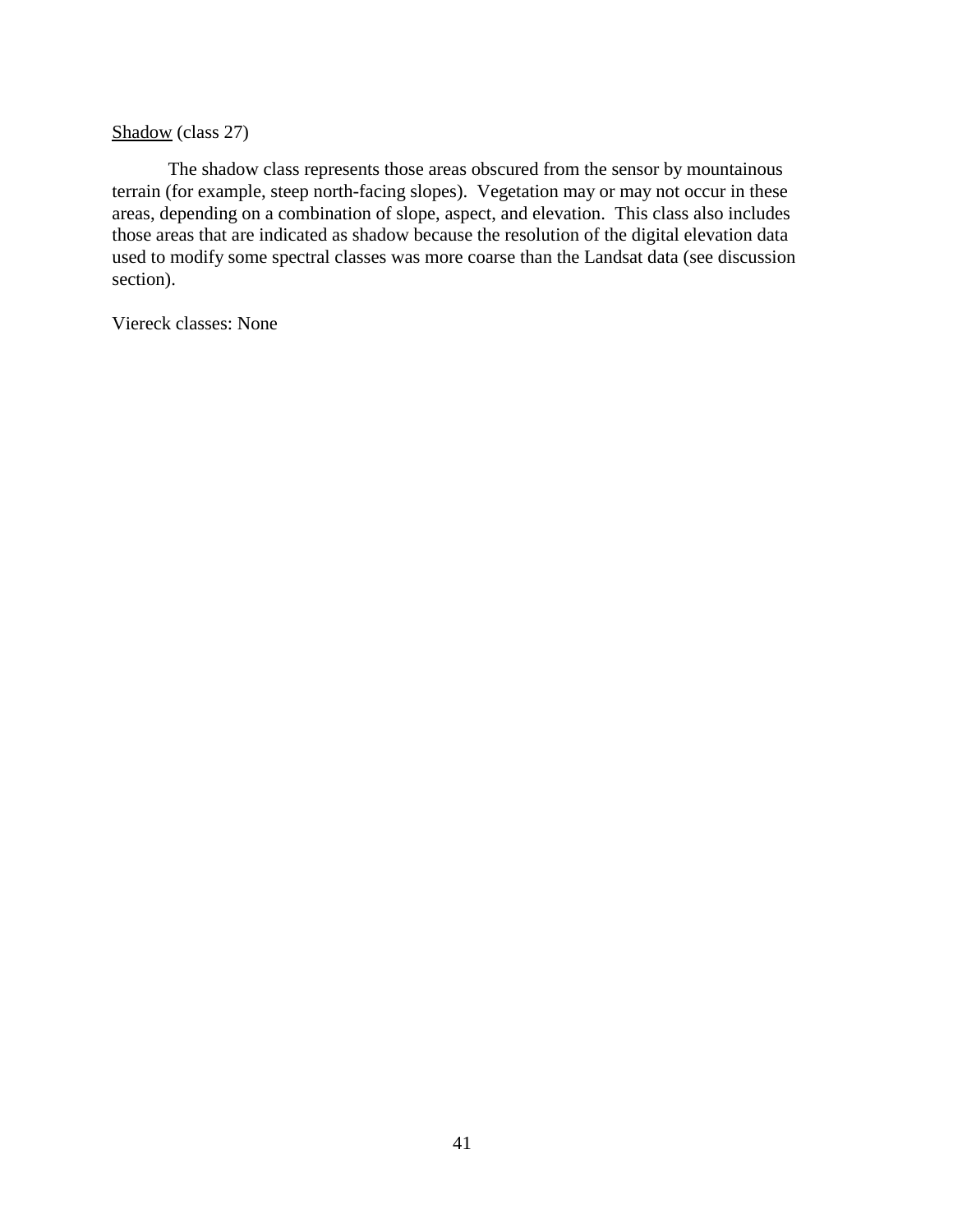<u>Shadow</u> (class 27)

The shadow class represents those areas obscured from the sensor by mountainous terrain (for example, steep north-facing slopes). Vegetation may or may not occur in these areas, depending on a combination of slope, aspect, and elevation. This class also includes those areas that are indicated as shadow because the resolution of the digital elevation data used to modify some spectral classes was more coarse than the Landsat data (see discussion section).

Viereck classes: None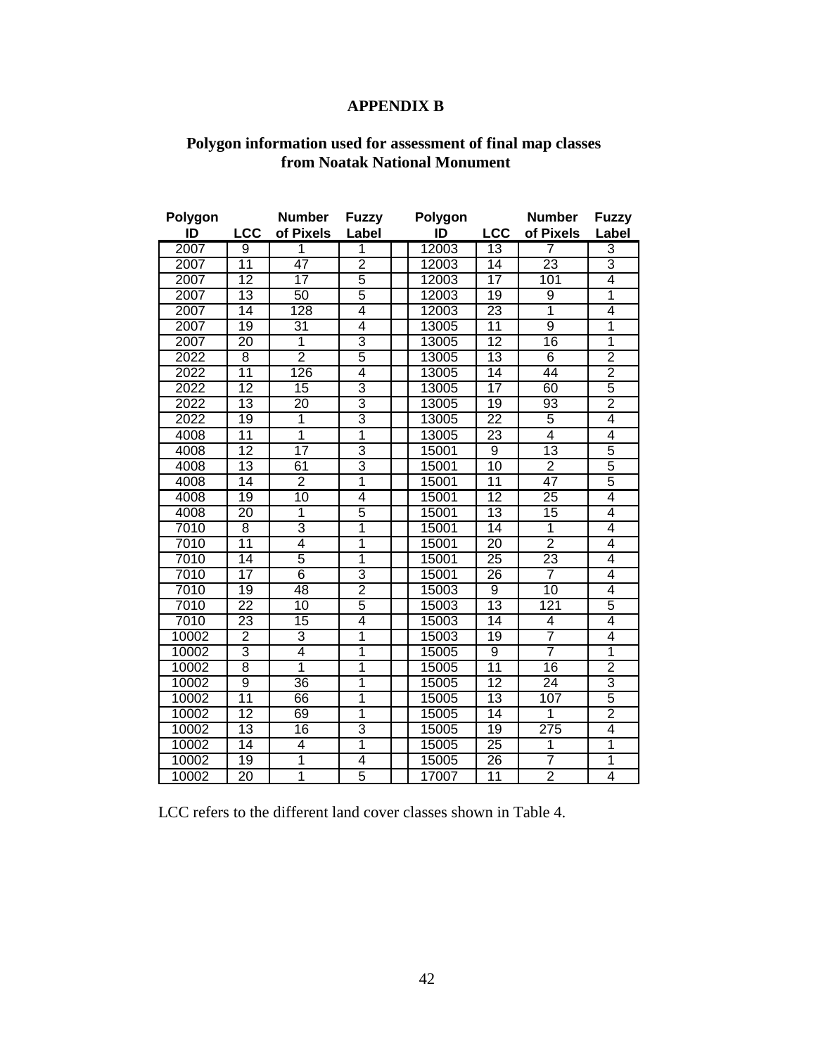## APPENDIX B

### Polygon information used for assessment of final map classes from Noatak National Monument

| Polygon ID | LCC | Number of Pixels | Fuzzy Label | | Polygon ID | LCC | Number of Pixels | Fuzzy Label |
|---|---|---|---|---|---|---|---|---|
| 2007 | 9 | 1 | 1 | | 12003 | 13 | 7 | 3 |
| 2007 | 11 | 47 | 2 | | 12003 | 14 | 23 | 3 |
| 2007 | 12 | 17 | 5 | | 12003 | 17 | 101 | 4 |
| 2007 | 13 | 50 | 5 | | 12003 | 19 | 9 | 1 |
| 2007 | 14 | 128 | 4 | | 12003 | 23 | 1 | 4 |
| 2007 | 19 | 31 | 4 | | 13005 | 11 | 9 | 1 |
| 2007 | 20 | 1 | 3 | | 13005 | 12 | 16 | 1 |
| 2022 | 8 | 2 | 5 | | 13005 | 13 | 6 | 2 |
| 2022 | 11 | 126 | 4 | | 13005 | 14 | 44 | 2 |
| 2022 | 12 | 15 | 3 | | 13005 | 17 | 60 | 5 |
| 2022 | 13 | 20 | 3 | | 13005 | 19 | 93 | 2 |
| 2022 | 19 | 1 | 3 | | 13005 | 22 | 5 | 4 |
| 4008 | 11 | 1 | 1 | | 13005 | 23 | 4 | 4 |
| 4008 | 12 | 17 | 3 | | 15001 | 9 | 13 | 5 |
| 4008 | 13 | 61 | 3 | | 15001 | 10 | 2 | 5 |
| 4008 | 14 | 2 | 1 | | 15001 | 11 | 47 | 5 |
| 4008 | 19 | 10 | 4 | | 15001 | 12 | 25 | 4 |
| 4008 | 20 | 1 | 5 | | 15001 | 13 | 15 | 4 |
| 7010 | 8 | 3 | 1 | | 15001 | 14 | 1 | 4 |
| 7010 | 11 | 4 | 1 | | 15001 | 20 | 2 | 4 |
| 7010 | 14 | 5 | 1 | | 15001 | 25 | 23 | 4 |
| 7010 | 17 | 6 | 3 | | 15001 | 26 | 7 | 4 |
| 7010 | 19 | 48 | 2 | | 15003 | 9 | 10 | 4 |
| 7010 | 22 | 10 | 5 | | 15003 | 13 | 121 | 5 |
| 7010 | 23 | 15 | 4 | | 15003 | 14 | 4 | 4 |
| 10002 | 2 | 3 | 1 | | 15003 | 19 | 7 | 4 |
| 10002 | 3 | 4 | 1 | | 15005 | 9 | 7 | 1 |
| 10002 | 8 | 1 | 1 | | 15005 | 11 | 16 | 2 |
| 10002 | 9 | 36 | 1 | | 15005 | 12 | 24 | 3 |
| 10002 | 11 | 66 | 1 | | 15005 | 13 | 107 | 5 |
| 10002 | 12 | 69 | 1 | | 15005 | 14 | 1 | 2 |
| 10002 | 13 | 16 | 3 | | 15005 | 19 | 275 | 4 |
| 10002 | 14 | 4 | 1 | | 15005 | 25 | 1 | 1 |
| 10002 | 19 | 1 | 4 | | 15005 | 26 | 7 | 1 |
| 10002 | 20 | 1 | 5 | | 17007 | 11 | 2 | 4 |

LCC refers to the different land cover classes shown in Table 4.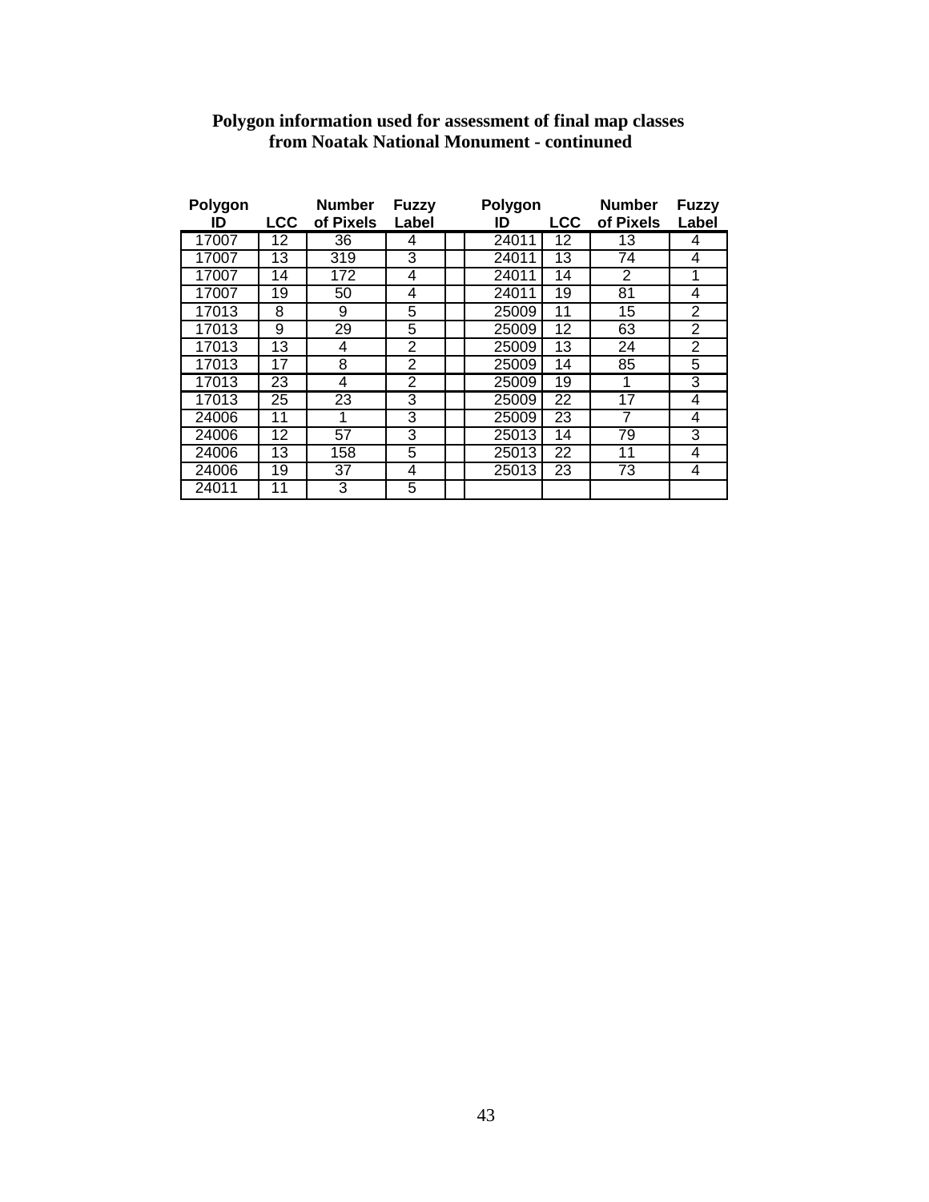**Polygon information used for assessment of final map classes from Noatak National Monument - continuned**

| Polygon ID | LCC | Number of Pixels | Fuzzy Label | | Polygon ID | LCC | Number of Pixels | Fuzzy Label |
|---|---|---|---|---|---|---|---|---|
| 17007 | 12 | 36 | 4 | | 24011 | 12 | 13 | 4 |
| 17007 | 13 | 319 | 3 | | 24011 | 13 | 74 | 4 |
| 17007 | 14 | 172 | 4 | | 24011 | 14 | 2 | 1 |
| 17007 | 19 | 50 | 4 | | 24011 | 19 | 81 | 4 |
| 17013 | 8 | 9 | 5 | | 25009 | 11 | 15 | 2 |
| 17013 | 9 | 29 | 5 | | 25009 | 12 | 63 | 2 |
| 17013 | 13 | 4 | 2 | | 25009 | 13 | 24 | 2 |
| 17013 | 17 | 8 | 2 | | 25009 | 14 | 85 | 5 |
| 17013 | 23 | 4 | 2 | | 25009 | 19 | 1 | 3 |
| 17013 | 25 | 23 | 3 | | 25009 | 22 | 17 | 4 |
| 24006 | 11 | 1 | 3 | | 25009 | 23 | 7 | 4 |
| 24006 | 12 | 57 | 3 | | 25013 | 14 | 79 | 3 |
| 24006 | 13 | 158 | 5 | | 25013 | 22 | 11 | 4 |
| 24006 | 19 | 37 | 4 | | 25013 | 23 | 73 | 4 |
| 24011 | 11 | 3 | 5 | | | | | |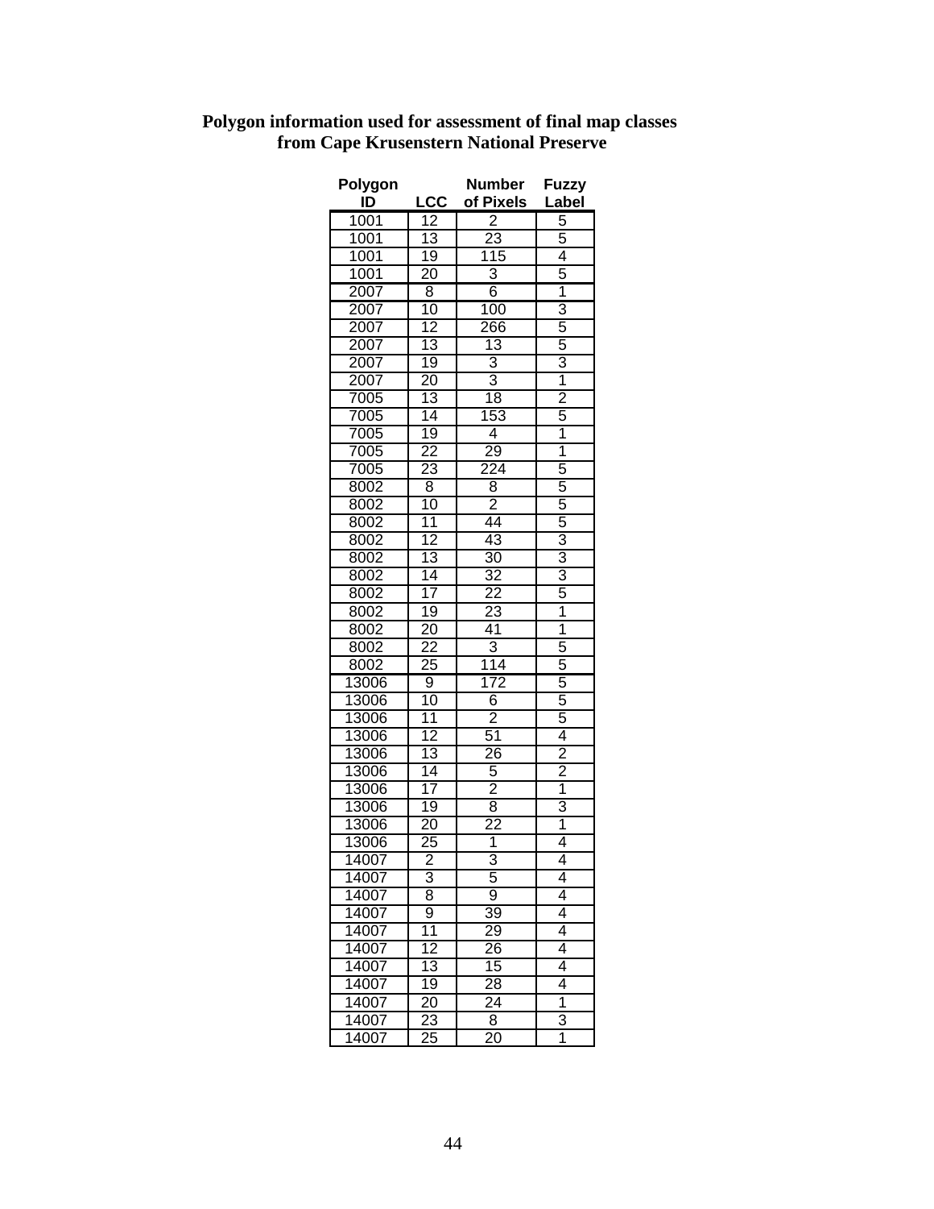**Polygon information used for assessment of final map classes from Cape Krusenstern National Preserve**

| Polygon ID | LCC | Number of Pixels | Fuzzy Label |
|---|---|---|---|
| 1001 | 12 | 2 | 5 |
| 1001 | 13 | 23 | 5 |
| 1001 | 19 | 115 | 4 |
| 1001 | 20 | 3 | 5 |
| 2007 | 8 | 6 | 1 |
| 2007 | 10 | 100 | 3 |
| 2007 | 12 | 266 | 5 |
| 2007 | 13 | 13 | 5 |
| 2007 | 19 | 3 | 3 |
| 2007 | 20 | 3 | 1 |
| 7005 | 13 | 18 | 2 |
| 7005 | 14 | 153 | 5 |
| 7005 | 19 | 4 | 1 |
| 7005 | 22 | 29 | 1 |
| 7005 | 23 | 224 | 5 |
| 8002 | 8 | 8 | 5 |
| 8002 | 10 | 2 | 5 |
| 8002 | 11 | 44 | 5 |
| 8002 | 12 | 43 | 3 |
| 8002 | 13 | 30 | 3 |
| 8002 | 14 | 32 | 3 |
| 8002 | 17 | 22 | 5 |
| 8002 | 19 | 23 | 1 |
| 8002 | 20 | 41 | 1 |
| 8002 | 22 | 3 | 5 |
| 8002 | 25 | 114 | 5 |
| 13006 | 9 | 172 | 5 |
| 13006 | 10 | 6 | 5 |
| 13006 | 11 | 2 | 5 |
| 13006 | 12 | 51 | 4 |
| 13006 | 13 | 26 | 2 |
| 13006 | 14 | 5 | 2 |
| 13006 | 17 | 2 | 1 |
| 13006 | 19 | 8 | 3 |
| 13006 | 20 | 22 | 1 |
| 13006 | 25 | 1 | 4 |
| 14007 | 2 | 3 | 4 |
| 14007 | 3 | 5 | 4 |
| 14007 | 8 | 9 | 4 |
| 14007 | 9 | 39 | 4 |
| 14007 | 11 | 29 | 4 |
| 14007 | 12 | 26 | 4 |
| 14007 | 13 | 15 | 4 |
| 14007 | 19 | 28 | 4 |
| 14007 | 20 | 24 | 1 |
| 14007 | 23 | 8 | 3 |
| 14007 | 25 | 20 | 1 |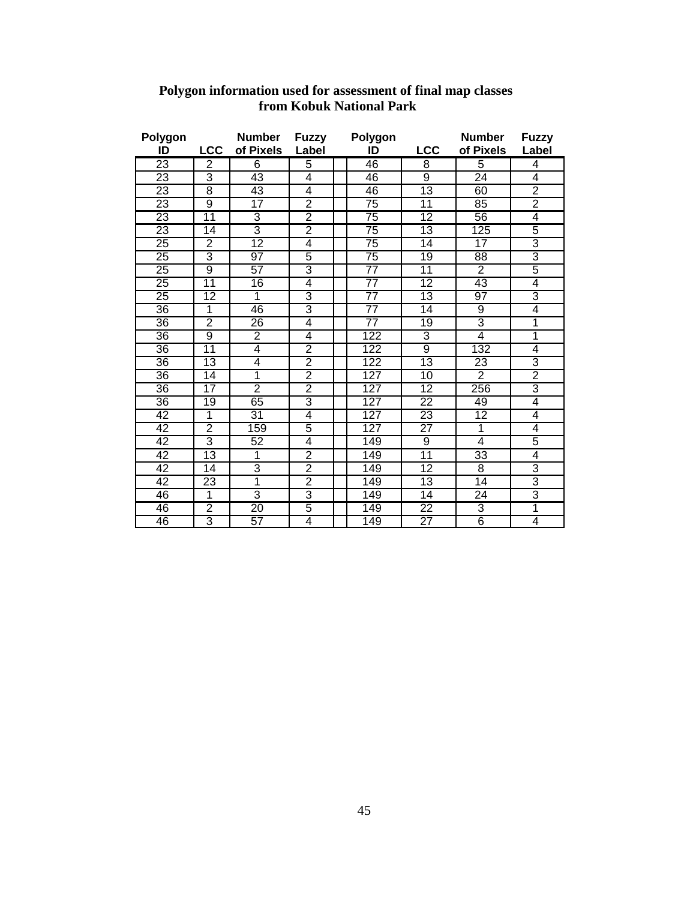**Polygon information used for assessment of final map classes from Kobuk National Park**

| Polygon ID | LCC | Number of Pixels | Fuzzy Label | | Polygon ID | LCC | Number of Pixels | Fuzzy Label |
|---|---|---|---|---|---|---|---|---|
| 23 | 2 | 6 | 5 | | 46 | 8 | 5 | 4 |
| 23 | 3 | 43 | 4 | | 46 | 9 | 24 | 4 |
| 23 | 8 | 43 | 4 | | 46 | 13 | 60 | 2 |
| 23 | 9 | 17 | 2 | | 75 | 11 | 85 | 2 |
| 23 | 11 | 3 | 2 | | 75 | 12 | 56 | 4 |
| 23 | 14 | 3 | 2 | | 75 | 13 | 125 | 5 |
| 25 | 2 | 12 | 4 | | 75 | 14 | 17 | 3 |
| 25 | 3 | 97 | 5 | | 75 | 19 | 88 | 3 |
| 25 | 9 | 57 | 3 | | 77 | 11 | 2 | 5 |
| 25 | 11 | 16 | 4 | | 77 | 12 | 43 | 4 |
| 25 | 12 | 1 | 3 | | 77 | 13 | 97 | 3 |
| 36 | 1 | 46 | 3 | | 77 | 14 | 9 | 4 |
| 36 | 2 | 26 | 4 | | 77 | 19 | 3 | 1 |
| 36 | 9 | 2 | 4 | | 122 | 3 | 4 | 1 |
| 36 | 11 | 4 | 2 | | 122 | 9 | 132 | 4 |
| 36 | 13 | 4 | 2 | | 122 | 13 | 23 | 3 |
| 36 | 14 | 1 | 2 | | 127 | 10 | 2 | 2 |
| 36 | 17 | 2 | 2 | | 127 | 12 | 256 | 3 |
| 36 | 19 | 65 | 3 | | 127 | 22 | 49 | 4 |
| 42 | 1 | 31 | 4 | | 127 | 23 | 12 | 4 |
| 42 | 2 | 159 | 5 | | 127 | 27 | 1 | 4 |
| 42 | 3 | 52 | 4 | | 149 | 9 | 4 | 5 |
| 42 | 13 | 1 | 2 | | 149 | 11 | 33 | 4 |
| 42 | 14 | 3 | 2 | | 149 | 12 | 8 | 3 |
| 42 | 23 | 1 | 2 | | 149 | 13 | 14 | 3 |
| 46 | 1 | 3 | 3 | | 149 | 14 | 24 | 3 |
| 46 | 2 | 20 | 5 | | 149 | 22 | 3 | 1 |
| 46 | 3 | 57 | 4 | | 149 | 27 | 6 | 4 |